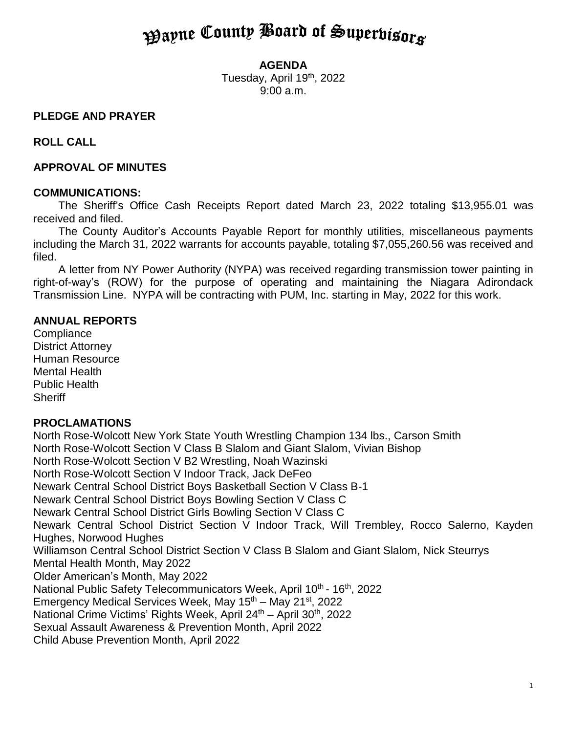# Wayne County Board of Supervisors

**AGENDA**
Tuesday, April 19th, 2022
9:00 a.m.

**PLEDGE AND PRAYER**

**ROLL CALL**

**APPROVAL OF MINUTES**

**COMMUNICATIONS:**

The Sheriff's Office Cash Receipts Report dated March 23, 2022 totaling $13,955.01 was received and filed.

The County Auditor's Accounts Payable Report for monthly utilities, miscellaneous payments including the March 31, 2022 warrants for accounts payable, totaling $7,055,260.56 was received and filed.

A letter from NY Power Authority (NYPA) was received regarding transmission tower painting in right-of-way's (ROW) for the purpose of operating and maintaining the Niagara Adirondack Transmission Line. NYPA will be contracting with PUM, Inc. starting in May, 2022 for this work.

**ANNUAL REPORTS**

Compliance
District Attorney
Human Resource
Mental Health
Public Health
Sheriff

**PROCLAMATIONS**

North Rose-Wolcott New York State Youth Wrestling Champion 134 lbs., Carson Smith
North Rose-Wolcott Section V Class B Slalom and Giant Slalom, Vivian Bishop
North Rose-Wolcott Section V B2 Wrestling, Noah Wazinski
North Rose-Wolcott Section V Indoor Track, Jack DeFeo
Newark Central School District Boys Basketball Section V Class B-1
Newark Central School District Boys Bowling Section V Class C
Newark Central School District Girls Bowling Section V Class C
Newark Central School District Section V Indoor Track, Will Trembley, Rocco Salerno, Kayden Hughes, Norwood Hughes
Williamson Central School District Section V Class B Slalom and Giant Slalom, Nick Steurrys
Mental Health Month, May 2022
Older American's Month, May 2022
National Public Safety Telecommunicators Week, April 10th - 16th, 2022
Emergency Medical Services Week, May 15th – May 21st, 2022
National Crime Victims' Rights Week, April 24th – April 30th, 2022
Sexual Assault Awareness & Prevention Month, April 2022
Child Abuse Prevention Month, April 2022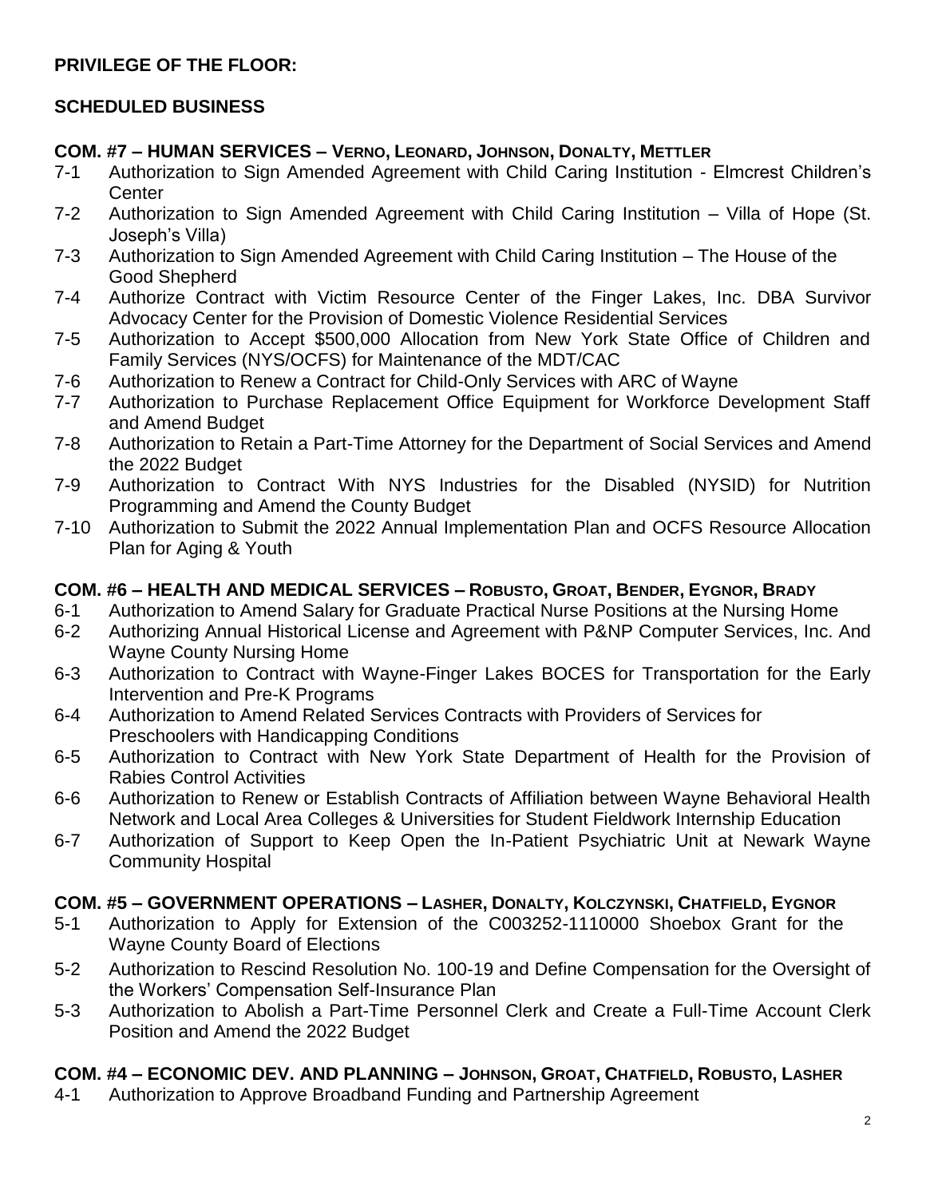**PRIVILEGE OF THE FLOOR:**

**SCHEDULED BUSINESS**

**COM. #7 – HUMAN SERVICES – VERNO, LEONARD, JOHNSON, DONALTY, METTLER**

- 7-1 Authorization to Sign Amended Agreement with Child Caring Institution - Elmcrest Children's Center
- 7-2 Authorization to Sign Amended Agreement with Child Caring Institution – Villa of Hope (St. Joseph's Villa)
- 7-3 Authorization to Sign Amended Agreement with Child Caring Institution – The House of the Good Shepherd
- 7-4 Authorize Contract with Victim Resource Center of the Finger Lakes, Inc. DBA Survivor Advocacy Center for the Provision of Domestic Violence Residential Services
- 7-5 Authorization to Accept $500,000 Allocation from New York State Office of Children and Family Services (NYS/OCFS) for Maintenance of the MDT/CAC
- 7-6 Authorization to Renew a Contract for Child-Only Services with ARC of Wayne
- 7-7 Authorization to Purchase Replacement Office Equipment for Workforce Development Staff and Amend Budget
- 7-8 Authorization to Retain a Part-Time Attorney for the Department of Social Services and Amend the 2022 Budget
- 7-9 Authorization to Contract With NYS Industries for the Disabled (NYSID) for Nutrition Programming and Amend the County Budget
- 7-10 Authorization to Submit the 2022 Annual Implementation Plan and OCFS Resource Allocation Plan for Aging & Youth

**COM. #6 – HEALTH AND MEDICAL SERVICES – ROBUSTO, GROAT, BENDER, EYGNOR, BRADY**

- 6-1 Authorization to Amend Salary for Graduate Practical Nurse Positions at the Nursing Home
- 6-2 Authorizing Annual Historical License and Agreement with P&NP Computer Services, Inc. And Wayne County Nursing Home
- 6-3 Authorization to Contract with Wayne-Finger Lakes BOCES for Transportation for the Early Intervention and Pre-K Programs
- 6-4 Authorization to Amend Related Services Contracts with Providers of Services for Preschoolers with Handicapping Conditions
- 6-5 Authorization to Contract with New York State Department of Health for the Provision of Rabies Control Activities
- 6-6 Authorization to Renew or Establish Contracts of Affiliation between Wayne Behavioral Health Network and Local Area Colleges & Universities for Student Fieldwork Internship Education
- 6-7 Authorization of Support to Keep Open the In-Patient Psychiatric Unit at Newark Wayne Community Hospital

**COM. #5 – GOVERNMENT OPERATIONS – LASHER, DONALTY, KOLCZYNSKI, CHATFIELD, EYGNOR**

- 5-1 Authorization to Apply for Extension of the C003252-1110000 Shoebox Grant for the Wayne County Board of Elections
- 5-2 Authorization to Rescind Resolution No. 100-19 and Define Compensation for the Oversight of the Workers' Compensation Self-Insurance Plan
- 5-3 Authorization to Abolish a Part-Time Personnel Clerk and Create a Full-Time Account Clerk Position and Amend the 2022 Budget

**COM. #4 – ECONOMIC DEV. AND PLANNING – JOHNSON, GROAT, CHATFIELD, ROBUSTO, LASHER**

- 4-1 Authorization to Approve Broadband Funding and Partnership Agreement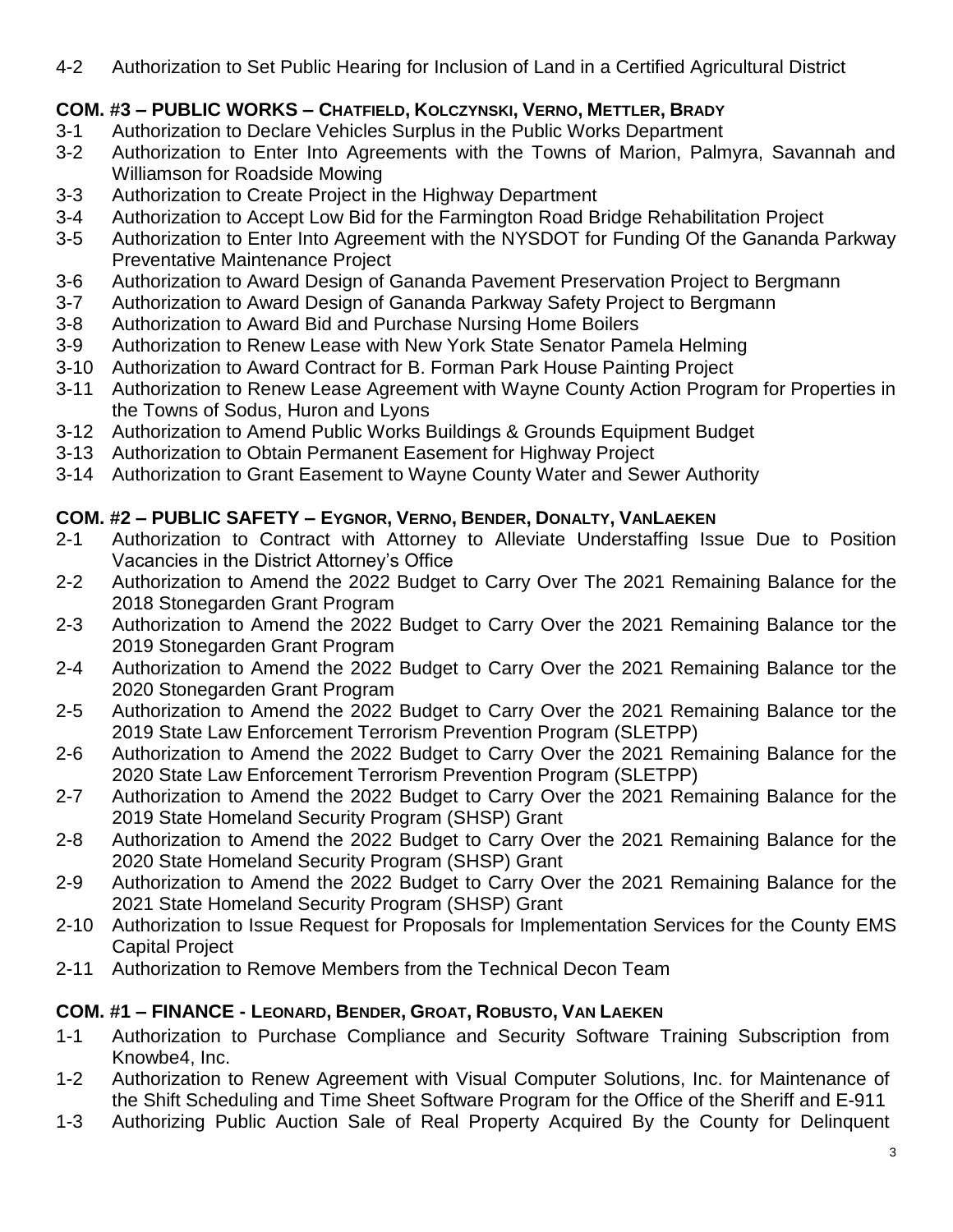4-2 Authorization to Set Public Hearing for Inclusion of Land in a Certified Agricultural District

### COM. #3 – PUBLIC WORKS – CHATFIELD, KOLCZYNSKI, VERNO, METTLER, BRADY

3-1 Authorization to Declare Vehicles Surplus in the Public Works Department
3-2 Authorization to Enter Into Agreements with the Towns of Marion, Palmyra, Savannah and Williamson for Roadside Mowing
3-3 Authorization to Create Project in the Highway Department
3-4 Authorization to Accept Low Bid for the Farmington Road Bridge Rehabilitation Project
3-5 Authorization to Enter Into Agreement with the NYSDOT for Funding Of the Gananda Parkway Preventative Maintenance Project
3-6 Authorization to Award Design of Gananda Pavement Preservation Project to Bergmann
3-7 Authorization to Award Design of Gananda Parkway Safety Project to Bergmann
3-8 Authorization to Award Bid and Purchase Nursing Home Boilers
3-9 Authorization to Renew Lease with New York State Senator Pamela Helming
3-10 Authorization to Award Contract for B. Forman Park House Painting Project
3-11 Authorization to Renew Lease Agreement with Wayne County Action Program for Properties in the Towns of Sodus, Huron and Lyons
3-12 Authorization to Amend Public Works Buildings & Grounds Equipment Budget
3-13 Authorization to Obtain Permanent Easement for Highway Project
3-14 Authorization to Grant Easement to Wayne County Water and Sewer Authority

### COM. #2 – PUBLIC SAFETY – EYGNOR, VERNO, BENDER, DONALTY, VANLAEKEN

2-1 Authorization to Contract with Attorney to Alleviate Understaffing Issue Due to Position Vacancies in the District Attorney's Office
2-2 Authorization to Amend the 2022 Budget to Carry Over The 2021 Remaining Balance for the 2018 Stonegarden Grant Program
2-3 Authorization to Amend the 2022 Budget to Carry Over the 2021 Remaining Balance tor the 2019 Stonegarden Grant Program
2-4 Authorization to Amend the 2022 Budget to Carry Over the 2021 Remaining Balance tor the 2020 Stonegarden Grant Program
2-5 Authorization to Amend the 2022 Budget to Carry Over the 2021 Remaining Balance tor the 2019 State Law Enforcement Terrorism Prevention Program (SLETPP)
2-6 Authorization to Amend the 2022 Budget to Carry Over the 2021 Remaining Balance for the 2020 State Law Enforcement Terrorism Prevention Program (SLETPP)
2-7 Authorization to Amend the 2022 Budget to Carry Over the 2021 Remaining Balance for the 2019 State Homeland Security Program (SHSP) Grant
2-8 Authorization to Amend the 2022 Budget to Carry Over the 2021 Remaining Balance for the 2020 State Homeland Security Program (SHSP) Grant
2-9 Authorization to Amend the 2022 Budget to Carry Over the 2021 Remaining Balance for the 2021 State Homeland Security Program (SHSP) Grant
2-10 Authorization to Issue Request for Proposals for Implementation Services for the County EMS Capital Project
2-11 Authorization to Remove Members from the Technical Decon Team

### COM. #1 – FINANCE - LEONARD, BENDER, GROAT, ROBUSTO, VAN LAEKEN

1-1 Authorization to Purchase Compliance and Security Software Training Subscription from Knowbe4, Inc.
1-2 Authorization to Renew Agreement with Visual Computer Solutions, Inc. for Maintenance of the Shift Scheduling and Time Sheet Software Program for the Office of the Sheriff and E-911
1-3 Authorizing Public Auction Sale of Real Property Acquired By the County for Delinquent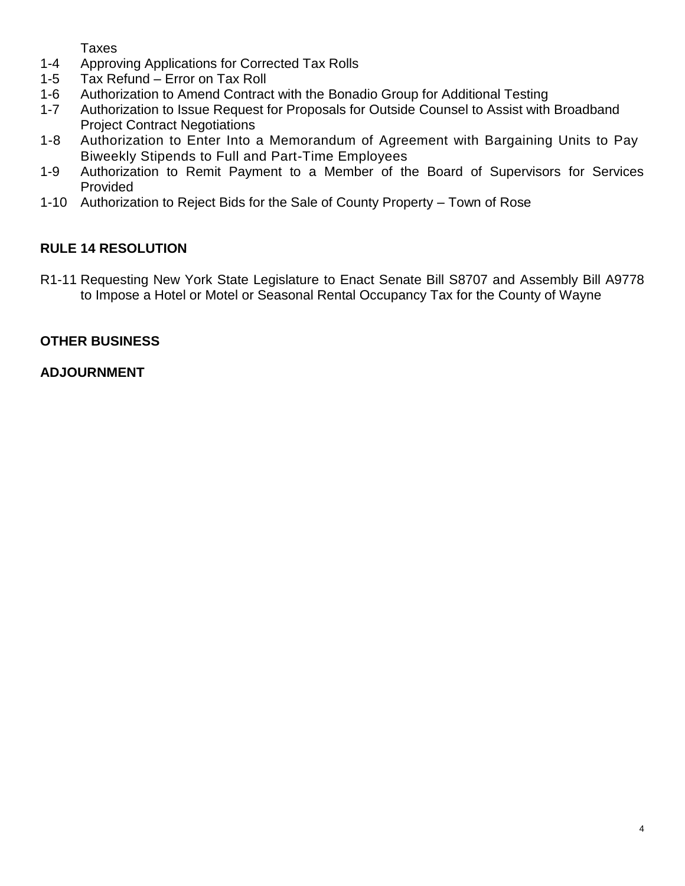Taxes

1-4 Approving Applications for Corrected Tax Rolls
1-5 Tax Refund – Error on Tax Roll
1-6 Authorization to Amend Contract with the Bonadio Group for Additional Testing
1-7 Authorization to Issue Request for Proposals for Outside Counsel to Assist with Broadband Project Contract Negotiations
1-8 Authorization to Enter Into a Memorandum of Agreement with Bargaining Units to Pay Biweekly Stipends to Full and Part-Time Employees
1-9 Authorization to Remit Payment to a Member of the Board of Supervisors for Services Provided
1-10 Authorization to Reject Bids for the Sale of County Property – Town of Rose

**RULE 14 RESOLUTION**

R1-11 Requesting New York State Legislature to Enact Senate Bill S8707 and Assembly Bill A9778 to Impose a Hotel or Motel or Seasonal Rental Occupancy Tax for the County of Wayne

**OTHER BUSINESS**

**ADJOURNMENT**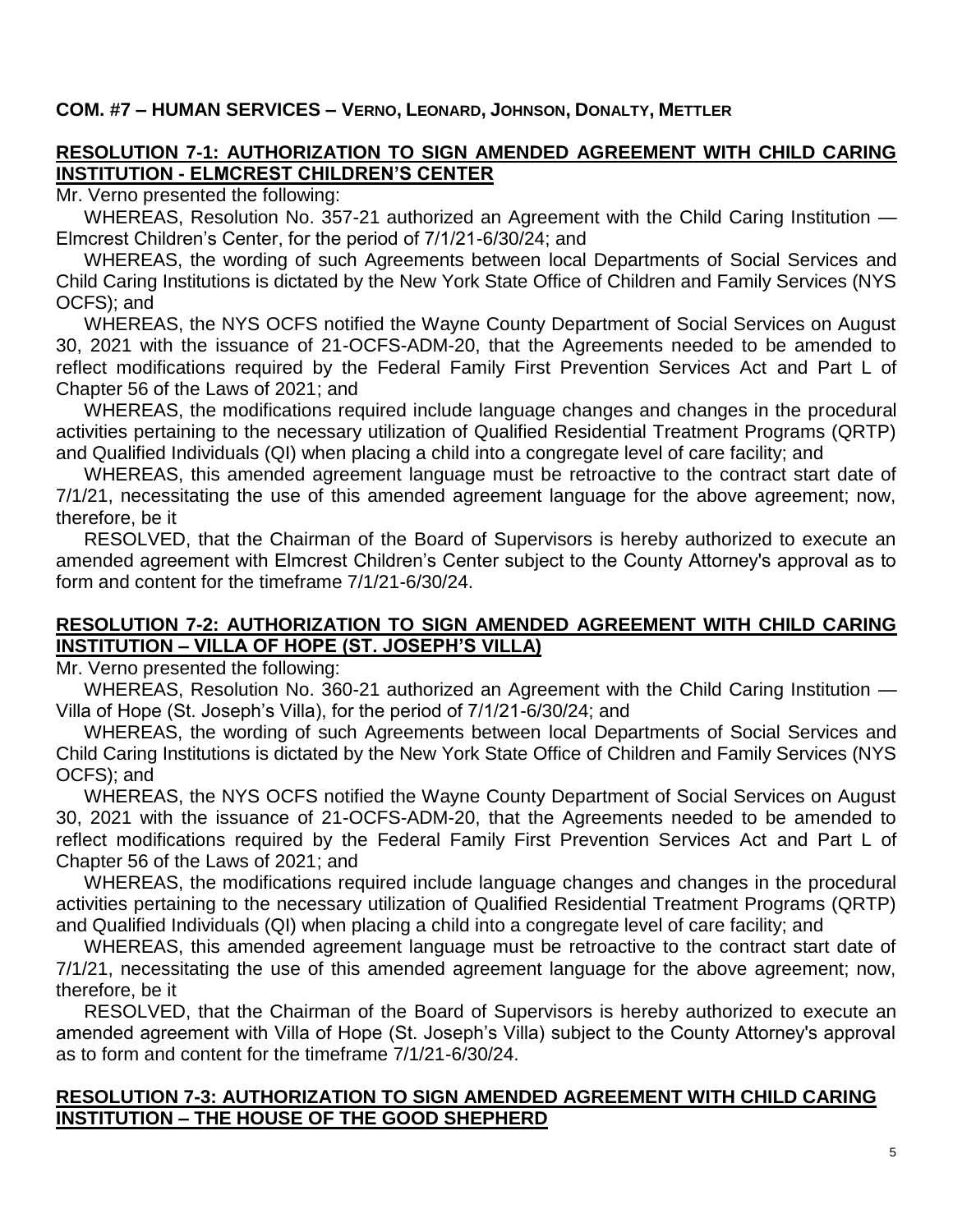**COM. #7 – HUMAN SERVICES – VERNO, LEONARD, JOHNSON, DONALTY, METTLER**

**RESOLUTION 7-1: AUTHORIZATION TO SIGN AMENDED AGREEMENT WITH CHILD CARING INSTITUTION - ELMCREST CHILDREN'S CENTER**

Mr. Verno presented the following:

WHEREAS, Resolution No. 357-21 authorized an Agreement with the Child Caring Institution — Elmcrest Children's Center, for the period of 7/1/21-6/30/24; and

WHEREAS, the wording of such Agreements between local Departments of Social Services and Child Caring Institutions is dictated by the New York State Office of Children and Family Services (NYS OCFS); and

WHEREAS, the NYS OCFS notified the Wayne County Department of Social Services on August 30, 2021 with the issuance of 21-OCFS-ADM-20, that the Agreements needed to be amended to reflect modifications required by the Federal Family First Prevention Services Act and Part L of Chapter 56 of the Laws of 2021; and

WHEREAS, the modifications required include language changes and changes in the procedural activities pertaining to the necessary utilization of Qualified Residential Treatment Programs (QRTP) and Qualified Individuals (QI) when placing a child into a congregate level of care facility; and

WHEREAS, this amended agreement language must be retroactive to the contract start date of 7/1/21, necessitating the use of this amended agreement language for the above agreement; now, therefore, be it

RESOLVED, that the Chairman of the Board of Supervisors is hereby authorized to execute an amended agreement with Elmcrest Children's Center subject to the County Attorney's approval as to form and content for the timeframe 7/1/21-6/30/24.

**RESOLUTION 7-2: AUTHORIZATION TO SIGN AMENDED AGREEMENT WITH CHILD CARING INSTITUTION – VILLA OF HOPE (ST. JOSEPH'S VILLA)**

Mr. Verno presented the following:

WHEREAS, Resolution No. 360-21 authorized an Agreement with the Child Caring Institution — Villa of Hope (St. Joseph's Villa), for the period of 7/1/21-6/30/24; and

WHEREAS, the wording of such Agreements between local Departments of Social Services and Child Caring Institutions is dictated by the New York State Office of Children and Family Services (NYS OCFS); and

WHEREAS, the NYS OCFS notified the Wayne County Department of Social Services on August 30, 2021 with the issuance of 21-OCFS-ADM-20, that the Agreements needed to be amended to reflect modifications required by the Federal Family First Prevention Services Act and Part L of Chapter 56 of the Laws of 2021; and

WHEREAS, the modifications required include language changes and changes in the procedural activities pertaining to the necessary utilization of Qualified Residential Treatment Programs (QRTP) and Qualified Individuals (QI) when placing a child into a congregate level of care facility; and

WHEREAS, this amended agreement language must be retroactive to the contract start date of 7/1/21, necessitating the use of this amended agreement language for the above agreement; now, therefore, be it

RESOLVED, that the Chairman of the Board of Supervisors is hereby authorized to execute an amended agreement with Villa of Hope (St. Joseph's Villa) subject to the County Attorney's approval as to form and content for the timeframe 7/1/21-6/30/24.

**RESOLUTION 7-3: AUTHORIZATION TO SIGN AMENDED AGREEMENT WITH CHILD CARING INSTITUTION – THE HOUSE OF THE GOOD SHEPHERD**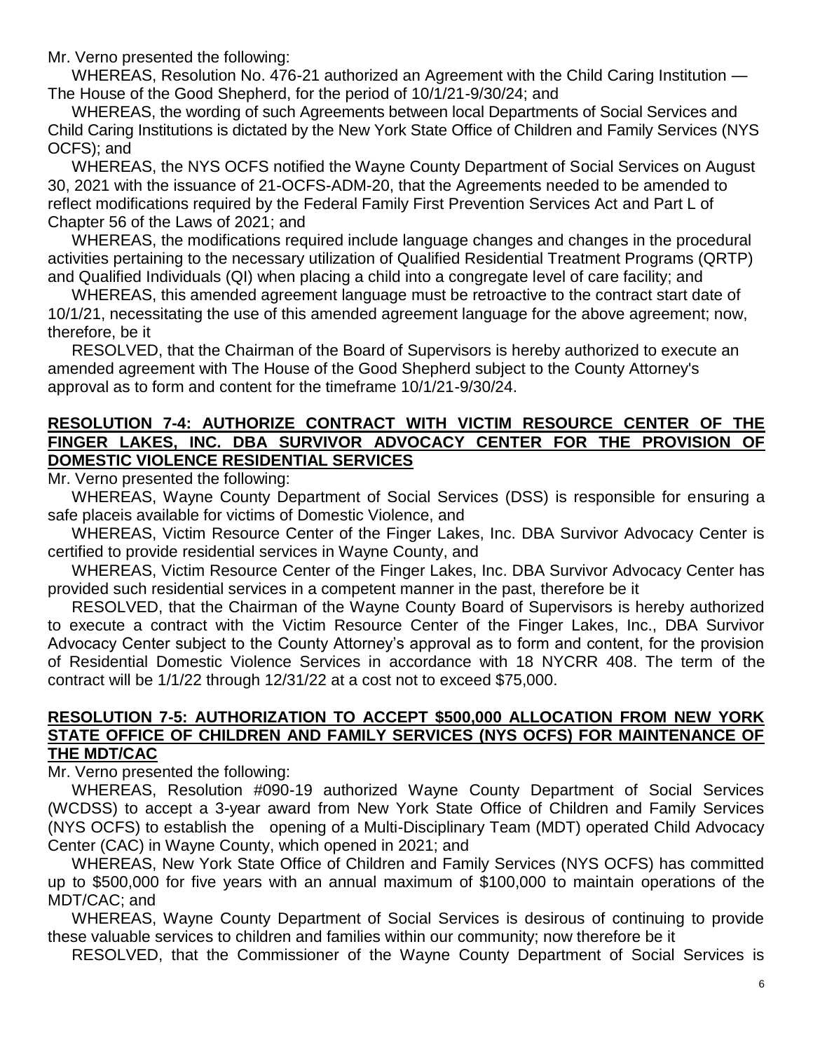Mr. Verno presented the following:

WHEREAS, Resolution No. 476-21 authorized an Agreement with the Child Caring Institution — The House of the Good Shepherd, for the period of 10/1/21-9/30/24; and

WHEREAS, the wording of such Agreements between local Departments of Social Services and Child Caring Institutions is dictated by the New York State Office of Children and Family Services (NYS OCFS); and

WHEREAS, the NYS OCFS notified the Wayne County Department of Social Services on August 30, 2021 with the issuance of 21-OCFS-ADM-20, that the Agreements needed to be amended to reflect modifications required by the Federal Family First Prevention Services Act and Part L of Chapter 56 of the Laws of 2021; and

WHEREAS, the modifications required include language changes and changes in the procedural activities pertaining to the necessary utilization of Qualified Residential Treatment Programs (QRTP) and Qualified Individuals (QI) when placing a child into a congregate level of care facility; and

WHEREAS, this amended agreement language must be retroactive to the contract start date of 10/1/21, necessitating the use of this amended agreement language for the above agreement; now, therefore, be it

RESOLVED, that the Chairman of the Board of Supervisors is hereby authorized to execute an amended agreement with The House of the Good Shepherd subject to the County Attorney's approval as to form and content for the timeframe 10/1/21-9/30/24.

**RESOLUTION 7-4: AUTHORIZE CONTRACT WITH VICTIM RESOURCE CENTER OF THE FINGER LAKES, INC. DBA SURVIVOR ADVOCACY CENTER FOR THE PROVISION OF DOMESTIC VIOLENCE RESIDENTIAL SERVICES**

Mr. Verno presented the following:

WHEREAS, Wayne County Department of Social Services (DSS) is responsible for ensuring a safe placeis available for victims of Domestic Violence, and

WHEREAS, Victim Resource Center of the Finger Lakes, Inc. DBA Survivor Advocacy Center is certified to provide residential services in Wayne County, and

WHEREAS, Victim Resource Center of the Finger Lakes, Inc. DBA Survivor Advocacy Center has provided such residential services in a competent manner in the past, therefore be it

RESOLVED, that the Chairman of the Wayne County Board of Supervisors is hereby authorized to execute a contract with the Victim Resource Center of the Finger Lakes, Inc., DBA Survivor Advocacy Center subject to the County Attorney's approval as to form and content, for the provision of Residential Domestic Violence Services in accordance with 18 NYCRR 408. The term of the contract will be 1/1/22 through 12/31/22 at a cost not to exceed $75,000.

**RESOLUTION 7-5: AUTHORIZATION TO ACCEPT $500,000 ALLOCATION FROM NEW YORK STATE OFFICE OF CHILDREN AND FAMILY SERVICES (NYS OCFS) FOR MAINTENANCE OF THE MDT/CAC**

Mr. Verno presented the following:

WHEREAS, Resolution #090-19 authorized Wayne County Department of Social Services (WCDSS) to accept a 3-year award from New York State Office of Children and Family Services (NYS OCFS) to establish the opening of a Multi-Disciplinary Team (MDT) operated Child Advocacy Center (CAC) in Wayne County, which opened in 2021; and

WHEREAS, New York State Office of Children and Family Services (NYS OCFS) has committed up to $500,000 for five years with an annual maximum of $100,000 to maintain operations of the MDT/CAC; and

WHEREAS, Wayne County Department of Social Services is desirous of continuing to provide these valuable services to children and families within our community; now therefore be it

RESOLVED, that the Commissioner of the Wayne County Department of Social Services is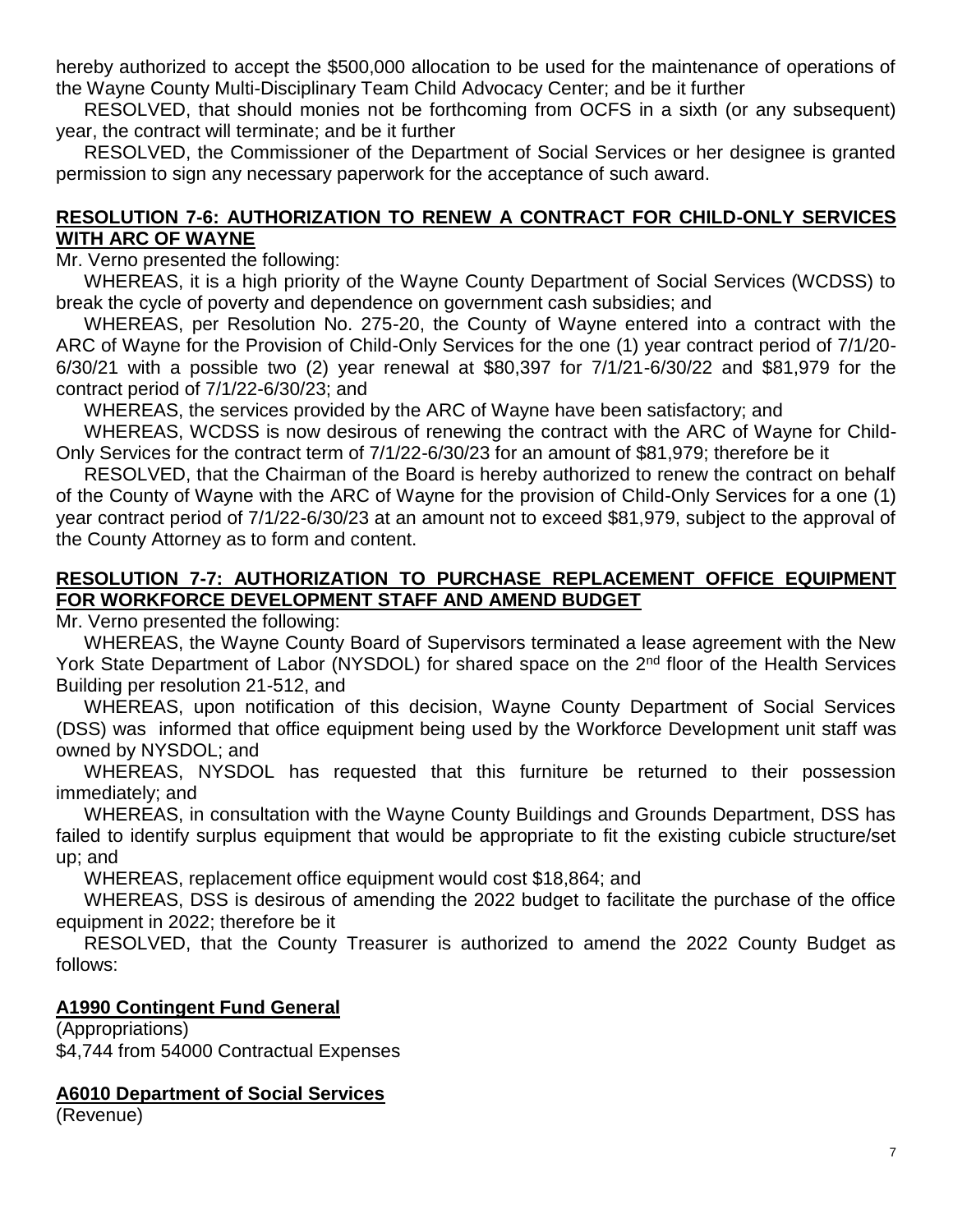hereby authorized to accept the $500,000 allocation to be used for the maintenance of operations of the Wayne County Multi-Disciplinary Team Child Advocacy Center; and be it further

RESOLVED, that should monies not be forthcoming from OCFS in a sixth (or any subsequent) year, the contract will terminate; and be it further

RESOLVED, the Commissioner of the Department of Social Services or her designee is granted permission to sign any necessary paperwork for the acceptance of such award.

## RESOLUTION 7-6: AUTHORIZATION TO RENEW A CONTRACT FOR CHILD-ONLY SERVICES WITH ARC OF WAYNE

Mr. Verno presented the following:

WHEREAS, it is a high priority of the Wayne County Department of Social Services (WCDSS) to break the cycle of poverty and dependence on government cash subsidies; and

WHEREAS, per Resolution No. 275-20, the County of Wayne entered into a contract with the ARC of Wayne for the Provision of Child-Only Services for the one (1) year contract period of 7/1/20-6/30/21 with a possible two (2) year renewal at $80,397 for 7/1/21-6/30/22 and $81,979 for the contract period of 7/1/22-6/30/23; and

WHEREAS, the services provided by the ARC of Wayne have been satisfactory; and

WHEREAS, WCDSS is now desirous of renewing the contract with the ARC of Wayne for Child-Only Services for the contract term of 7/1/22-6/30/23 for an amount of $81,979; therefore be it

RESOLVED, that the Chairman of the Board is hereby authorized to renew the contract on behalf of the County of Wayne with the ARC of Wayne for the provision of Child-Only Services for a one (1) year contract period of 7/1/22-6/30/23 at an amount not to exceed $81,979, subject to the approval of the County Attorney as to form and content.

## RESOLUTION 7-7: AUTHORIZATION TO PURCHASE REPLACEMENT OFFICE EQUIPMENT FOR WORKFORCE DEVELOPMENT STAFF AND AMEND BUDGET

Mr. Verno presented the following:

WHEREAS, the Wayne County Board of Supervisors terminated a lease agreement with the New York State Department of Labor (NYSDOL) for shared space on the 2nd floor of the Health Services Building per resolution 21-512, and

WHEREAS, upon notification of this decision, Wayne County Department of Social Services (DSS) was informed that office equipment being used by the Workforce Development unit staff was owned by NYSDOL; and

WHEREAS, NYSDOL has requested that this furniture be returned to their possession immediately; and

WHEREAS, in consultation with the Wayne County Buildings and Grounds Department, DSS has failed to identify surplus equipment that would be appropriate to fit the existing cubicle structure/set up; and

WHEREAS, replacement office equipment would cost $18,864; and

WHEREAS, DSS is desirous of amending the 2022 budget to facilitate the purchase of the office equipment in 2022; therefore be it

RESOLVED, that the County Treasurer is authorized to amend the 2022 County Budget as follows:

### A1990 Contingent Fund General

(Appropriations)
$4,744 from 54000 Contractual Expenses

### A6010 Department of Social Services

(Revenue)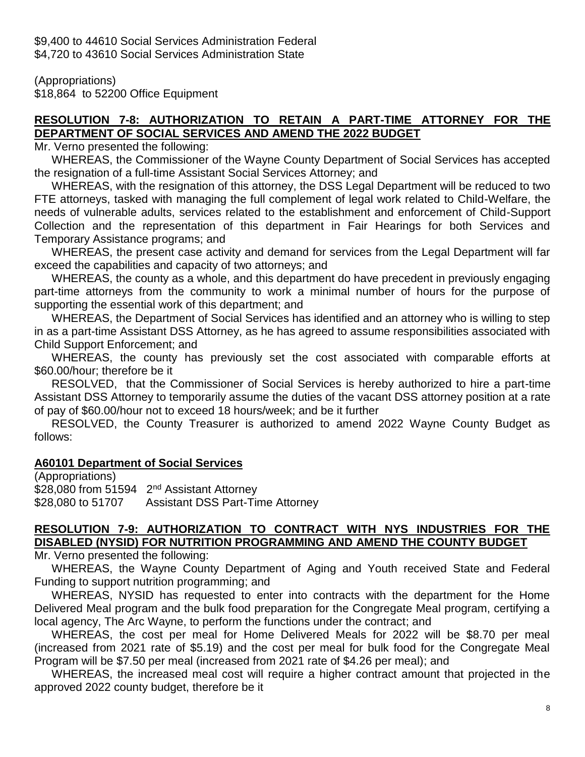$9,400 to 44610 Social Services Administration Federal
$4,720 to 43610 Social Services Administration State

(Appropriations)
$18,864 to 52200 Office Equipment

**RESOLUTION 7-8: AUTHORIZATION TO RETAIN A PART-TIME ATTORNEY FOR THE DEPARTMENT OF SOCIAL SERVICES AND AMEND THE 2022 BUDGET**

Mr. Verno presented the following:

WHEREAS, the Commissioner of the Wayne County Department of Social Services has accepted the resignation of a full-time Assistant Social Services Attorney; and

WHEREAS, with the resignation of this attorney, the DSS Legal Department will be reduced to two FTE attorneys, tasked with managing the full complement of legal work related to Child-Welfare, the needs of vulnerable adults, services related to the establishment and enforcement of Child-Support Collection and the representation of this department in Fair Hearings for both Services and Temporary Assistance programs; and

WHEREAS, the present case activity and demand for services from the Legal Department will far exceed the capabilities and capacity of two attorneys; and

WHEREAS, the county as a whole, and this department do have precedent in previously engaging part-time attorneys from the community to work a minimal number of hours for the purpose of supporting the essential work of this department; and

WHEREAS, the Department of Social Services has identified and an attorney who is willing to step in as a part-time Assistant DSS Attorney, as he has agreed to assume responsibilities associated with Child Support Enforcement; and

WHEREAS, the county has previously set the cost associated with comparable efforts at $60.00/hour; therefore be it

RESOLVED, that the Commissioner of Social Services is hereby authorized to hire a part-time Assistant DSS Attorney to temporarily assume the duties of the vacant DSS attorney position at a rate of pay of $60.00/hour not to exceed 18 hours/week; and be it further

RESOLVED, the County Treasurer is authorized to amend 2022 Wayne County Budget as follows:

**A60101 Department of Social Services**

(Appropriations)
$28,080 from 51594 2nd Assistant Attorney
$28,080 to 51707 Assistant DSS Part-Time Attorney

**RESOLUTION 7-9: AUTHORIZATION TO CONTRACT WITH NYS INDUSTRIES FOR THE DISABLED (NYSID) FOR NUTRITION PROGRAMMING AND AMEND THE COUNTY BUDGET**

Mr. Verno presented the following:

WHEREAS, the Wayne County Department of Aging and Youth received State and Federal Funding to support nutrition programming; and

WHEREAS, NYSID has requested to enter into contracts with the department for the Home Delivered Meal program and the bulk food preparation for the Congregate Meal program, certifying a local agency, The Arc Wayne, to perform the functions under the contract; and

WHEREAS, the cost per meal for Home Delivered Meals for 2022 will be $8.70 per meal (increased from 2021 rate of $5.19) and the cost per meal for bulk food for the Congregate Meal Program will be $7.50 per meal (increased from 2021 rate of $4.26 per meal); and

WHEREAS, the increased meal cost will require a higher contract amount that projected in the approved 2022 county budget, therefore be it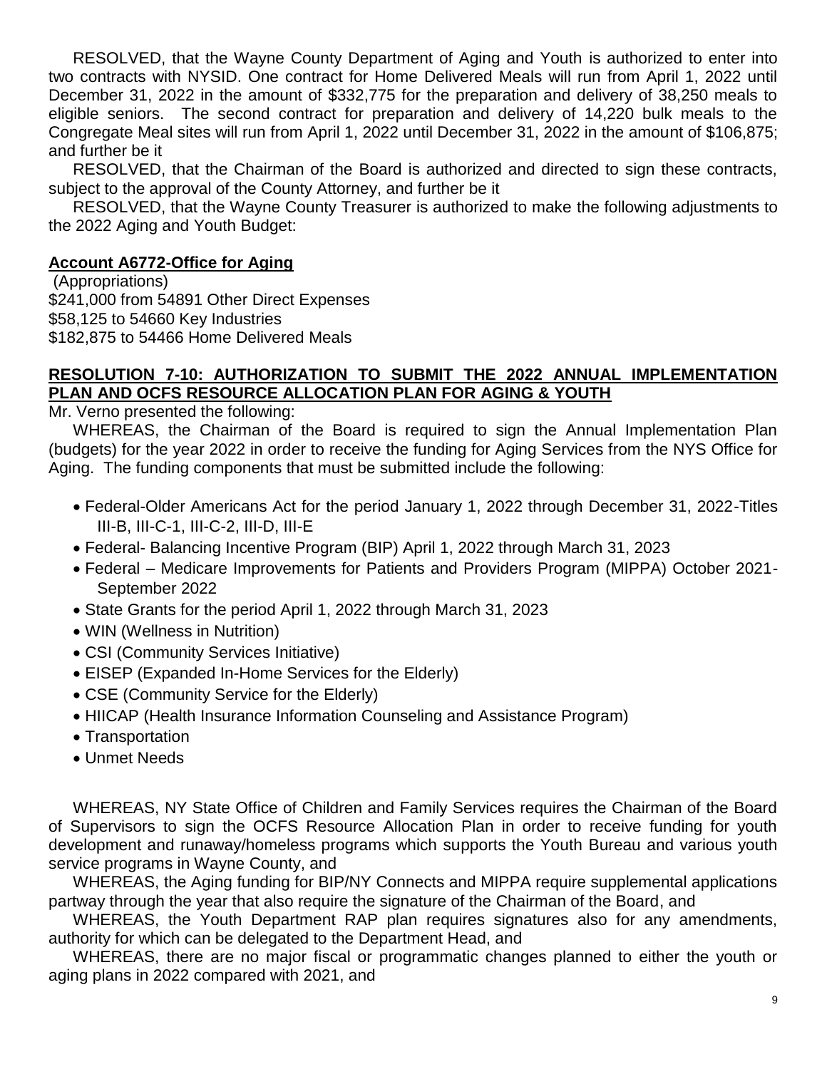RESOLVED, that the Wayne County Department of Aging and Youth is authorized to enter into two contracts with NYSID. One contract for Home Delivered Meals will run from April 1, 2022 until December 31, 2022 in the amount of $332,775 for the preparation and delivery of 38,250 meals to eligible seniors. The second contract for preparation and delivery of 14,220 bulk meals to the Congregate Meal sites will run from April 1, 2022 until December 31, 2022 in the amount of $106,875; and further be it

RESOLVED, that the Chairman of the Board is authorized and directed to sign these contracts, subject to the approval of the County Attorney, and further be it

RESOLVED, that the Wayne County Treasurer is authorized to make the following adjustments to the 2022 Aging and Youth Budget:

**Account A6772-Office for Aging**

(Appropriations)
$241,000 from 54891 Other Direct Expenses
$58,125 to 54660 Key Industries
$182,875 to 54466 Home Delivered Meals

## RESOLUTION 7-10: AUTHORIZATION TO SUBMIT THE 2022 ANNUAL IMPLEMENTATION PLAN AND OCFS RESOURCE ALLOCATION PLAN FOR AGING & YOUTH

Mr. Verno presented the following:

WHEREAS, the Chairman of the Board is required to sign the Annual Implementation Plan (budgets) for the year 2022 in order to receive the funding for Aging Services from the NYS Office for Aging. The funding components that must be submitted include the following:

- Federal-Older Americans Act for the period January 1, 2022 through December 31, 2022-Titles III-B, III-C-1, III-C-2, III-D, III-E
- Federal- Balancing Incentive Program (BIP) April 1, 2022 through March 31, 2023
- Federal – Medicare Improvements for Patients and Providers Program (MIPPA) October 2021-September 2022
- State Grants for the period April 1, 2022 through March 31, 2023
- WIN (Wellness in Nutrition)
- CSI (Community Services Initiative)
- EISEP (Expanded In-Home Services for the Elderly)
- CSE (Community Service for the Elderly)
- HIICAP (Health Insurance Information Counseling and Assistance Program)
- Transportation
- Unmet Needs

WHEREAS, NY State Office of Children and Family Services requires the Chairman of the Board of Supervisors to sign the OCFS Resource Allocation Plan in order to receive funding for youth development and runaway/homeless programs which supports the Youth Bureau and various youth service programs in Wayne County, and

WHEREAS, the Aging funding for BIP/NY Connects and MIPPA require supplemental applications partway through the year that also require the signature of the Chairman of the Board, and

WHEREAS, the Youth Department RAP plan requires signatures also for any amendments, authority for which can be delegated to the Department Head, and

WHEREAS, there are no major fiscal or programmatic changes planned to either the youth or aging plans in 2022 compared with 2021, and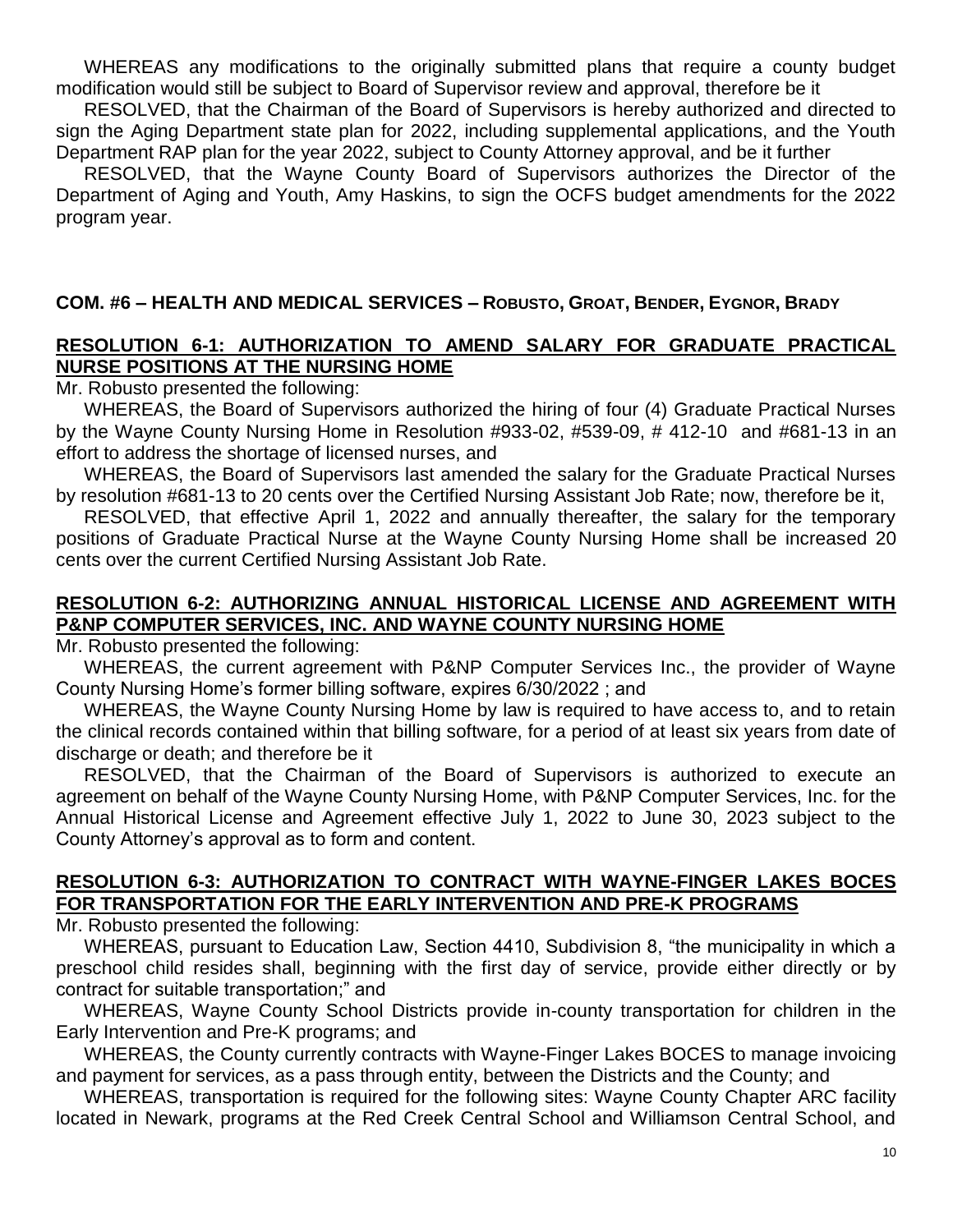WHEREAS any modifications to the originally submitted plans that require a county budget modification would still be subject to Board of Supervisor review and approval, therefore be it

RESOLVED, that the Chairman of the Board of Supervisors is hereby authorized and directed to sign the Aging Department state plan for 2022, including supplemental applications, and the Youth Department RAP plan for the year 2022, subject to County Attorney approval, and be it further

RESOLVED, that the Wayne County Board of Supervisors authorizes the Director of the Department of Aging and Youth, Amy Haskins, to sign the OCFS budget amendments for the 2022 program year.

## COM. #6 – HEALTH AND MEDICAL SERVICES – ROBUSTO, GROAT, BENDER, EYGNOR, BRADY

### RESOLUTION 6-1: AUTHORIZATION TO AMEND SALARY FOR GRADUATE PRACTICAL NURSE POSITIONS AT THE NURSING HOME

Mr. Robusto presented the following:

WHEREAS, the Board of Supervisors authorized the hiring of four (4) Graduate Practical Nurses by the Wayne County Nursing Home in Resolution #933-02, #539-09, # 412-10 and #681-13 in an effort to address the shortage of licensed nurses, and

WHEREAS, the Board of Supervisors last amended the salary for the Graduate Practical Nurses by resolution #681-13 to 20 cents over the Certified Nursing Assistant Job Rate; now, therefore be it,

RESOLVED, that effective April 1, 2022 and annually thereafter, the salary for the temporary positions of Graduate Practical Nurse at the Wayne County Nursing Home shall be increased 20 cents over the current Certified Nursing Assistant Job Rate.

### RESOLUTION 6-2: AUTHORIZING ANNUAL HISTORICAL LICENSE AND AGREEMENT WITH P&NP COMPUTER SERVICES, INC. AND WAYNE COUNTY NURSING HOME

Mr. Robusto presented the following:

WHEREAS, the current agreement with P&NP Computer Services Inc., the provider of Wayne County Nursing Home's former billing software, expires 6/30/2022 ; and

WHEREAS, the Wayne County Nursing Home by law is required to have access to, and to retain the clinical records contained within that billing software, for a period of at least six years from date of discharge or death; and therefore be it

RESOLVED, that the Chairman of the Board of Supervisors is authorized to execute an agreement on behalf of the Wayne County Nursing Home, with P&NP Computer Services, Inc. for the Annual Historical License and Agreement effective July 1, 2022 to June 30, 2023 subject to the County Attorney's approval as to form and content.

### RESOLUTION 6-3: AUTHORIZATION TO CONTRACT WITH WAYNE-FINGER LAKES BOCES FOR TRANSPORTATION FOR THE EARLY INTERVENTION AND PRE-K PROGRAMS

Mr. Robusto presented the following:

WHEREAS, pursuant to Education Law, Section 4410, Subdivision 8, "the municipality in which a preschool child resides shall, beginning with the first day of service, provide either directly or by contract for suitable transportation;" and

WHEREAS, Wayne County School Districts provide in-county transportation for children in the Early Intervention and Pre-K programs; and

WHEREAS, the County currently contracts with Wayne-Finger Lakes BOCES to manage invoicing and payment for services, as a pass through entity, between the Districts and the County; and

WHEREAS, transportation is required for the following sites: Wayne County Chapter ARC facility located in Newark, programs at the Red Creek Central School and Williamson Central School, and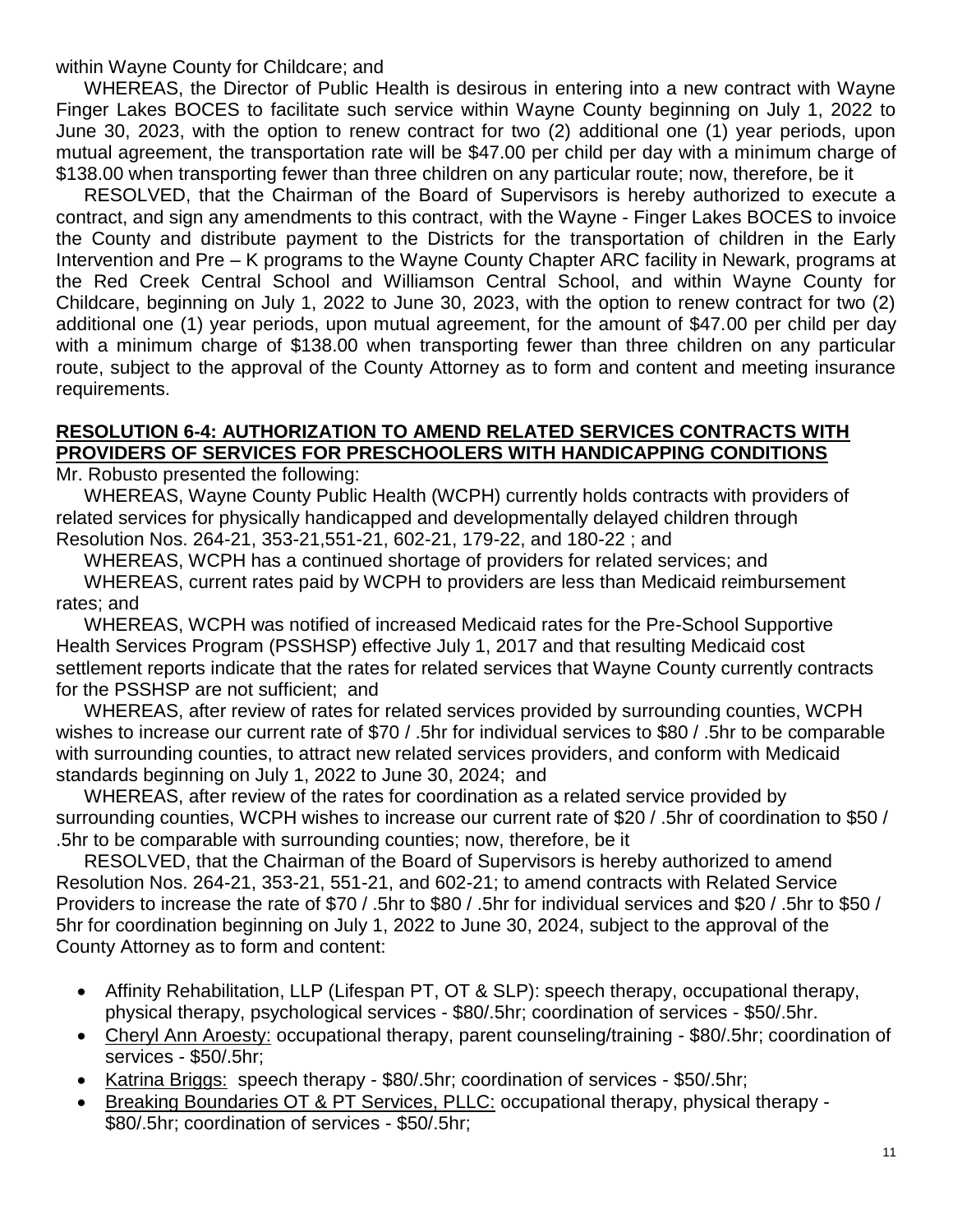within Wayne County for Childcare; and

WHEREAS, the Director of Public Health is desirous in entering into a new contract with Wayne Finger Lakes BOCES to facilitate such service within Wayne County beginning on July 1, 2022 to June 30, 2023, with the option to renew contract for two (2) additional one (1) year periods, upon mutual agreement, the transportation rate will be $47.00 per child per day with a minimum charge of $138.00 when transporting fewer than three children on any particular route; now, therefore, be it

RESOLVED, that the Chairman of the Board of Supervisors is hereby authorized to execute a contract, and sign any amendments to this contract, with the Wayne - Finger Lakes BOCES to invoice the County and distribute payment to the Districts for the transportation of children in the Early Intervention and Pre – K programs to the Wayne County Chapter ARC facility in Newark, programs at the Red Creek Central School and Williamson Central School, and within Wayne County for Childcare, beginning on July 1, 2022 to June 30, 2023, with the option to renew contract for two (2) additional one (1) year periods, upon mutual agreement, for the amount of $47.00 per child per day with a minimum charge of $138.00 when transporting fewer than three children on any particular route, subject to the approval of the County Attorney as to form and content and meeting insurance requirements.

## RESOLUTION 6-4: AUTHORIZATION TO AMEND RELATED SERVICES CONTRACTS WITH PROVIDERS OF SERVICES FOR PRESCHOOLERS WITH HANDICAPPING CONDITIONS

Mr. Robusto presented the following:

WHEREAS, Wayne County Public Health (WCPH) currently holds contracts with providers of related services for physically handicapped and developmentally delayed children through Resolution Nos. 264-21, 353-21,551-21, 602-21, 179-22, and 180-22 ; and

WHEREAS, WCPH has a continued shortage of providers for related services; and

WHEREAS, current rates paid by WCPH to providers are less than Medicaid reimbursement rates; and

WHEREAS, WCPH was notified of increased Medicaid rates for the Pre-School Supportive Health Services Program (PSSHSP) effective July 1, 2017 and that resulting Medicaid cost settlement reports indicate that the rates for related services that Wayne County currently contracts for the PSSHSP are not sufficient; and

WHEREAS, after review of rates for related services provided by surrounding counties, WCPH wishes to increase our current rate of $70 / .5hr for individual services to $80 / .5hr to be comparable with surrounding counties, to attract new related services providers, and conform with Medicaid standards beginning on July 1, 2022 to June 30, 2024; and

WHEREAS, after review of the rates for coordination as a related service provided by surrounding counties, WCPH wishes to increase our current rate of $20 / .5hr of coordination to $50 / .5hr to be comparable with surrounding counties; now, therefore, be it

RESOLVED, that the Chairman of the Board of Supervisors is hereby authorized to amend Resolution Nos. 264-21, 353-21, 551-21, and 602-21; to amend contracts with Related Service Providers to increase the rate of $70 / .5hr to $80 / .5hr for individual services and $20 / .5hr to $50 / 5hr for coordination beginning on July 1, 2022 to June 30, 2024, subject to the approval of the County Attorney as to form and content:

- Affinity Rehabilitation, LLP (Lifespan PT, OT & SLP): speech therapy, occupational therapy, physical therapy, psychological services - $80/.5hr; coordination of services - $50/.5hr.
- Cheryl Ann Aroesty: occupational therapy, parent counseling/training - $80/.5hr; coordination of services - $50/.5hr;
- Katrina Briggs: speech therapy - $80/.5hr; coordination of services - $50/.5hr;
- Breaking Boundaries OT & PT Services, PLLC: occupational therapy, physical therapy - $80/.5hr; coordination of services - $50/.5hr;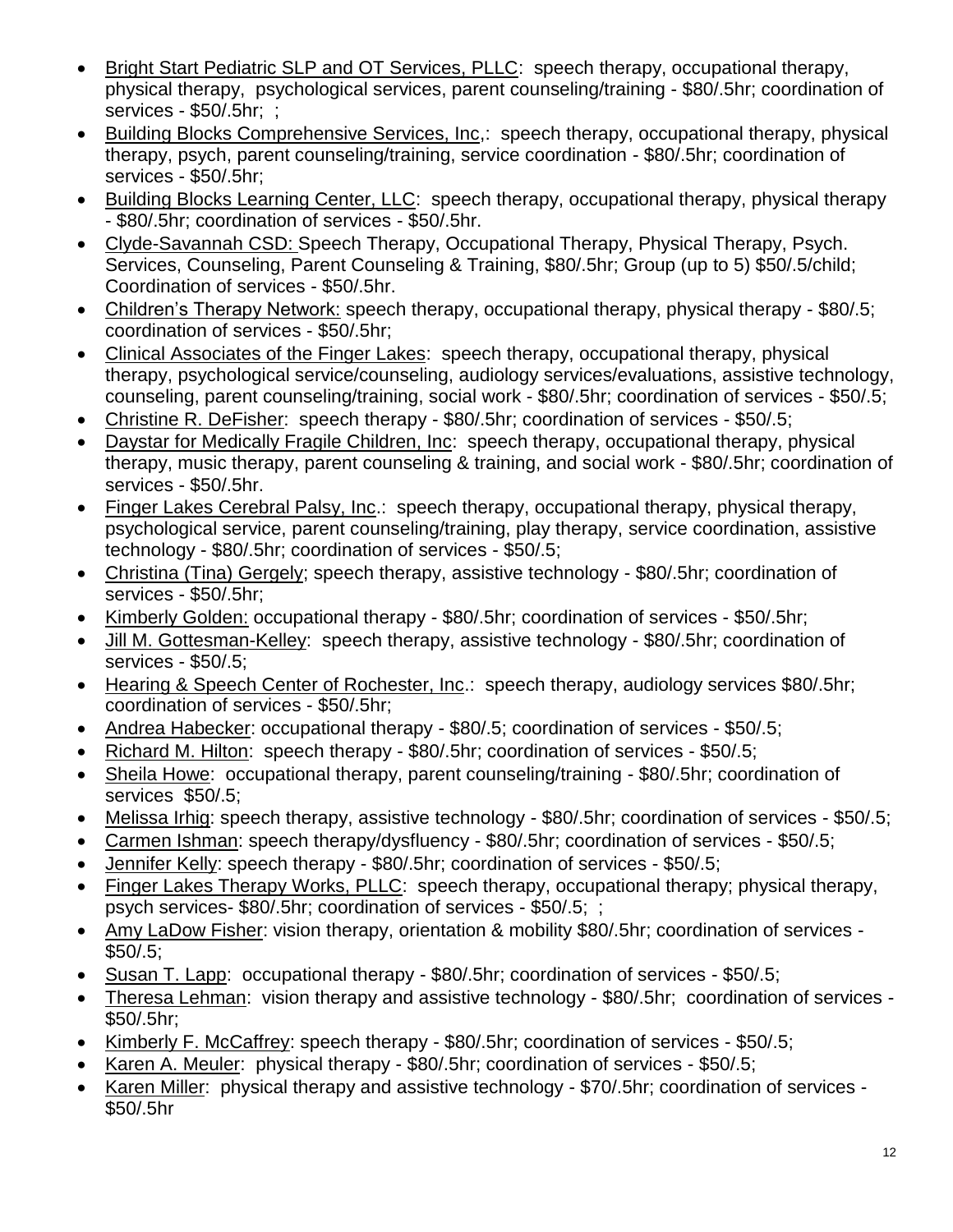- <u>Bright Start Pediatric SLP and OT Services, PLLC</u>: speech therapy, occupational therapy, physical therapy, psychological services, parent counseling/training - $80/.5hr; coordination of services - $50/.5hr; ;
- <u>Building Blocks Comprehensive Services, Inc</u>,: speech therapy, occupational therapy, physical therapy, psych, parent counseling/training, service coordination - $80/.5hr; coordination of services - $50/.5hr;
- <u>Building Blocks Learning Center, LLC</u>: speech therapy, occupational therapy, physical therapy - $80/.5hr; coordination of services - $50/.5hr.
- <u>Clyde-Savannah CSD:</u> Speech Therapy, Occupational Therapy, Physical Therapy, Psych. Services, Counseling, Parent Counseling & Training, $80/.5hr; Group (up to 5) $50/.5/child; Coordination of services - $50/.5hr.
- <u>Children's Therapy Network:</u> speech therapy, occupational therapy, physical therapy - $80/.5; coordination of services - $50/.5hr;
- <u>Clinical Associates of the Finger Lakes</u>: speech therapy, occupational therapy, physical therapy, psychological service/counseling, audiology services/evaluations, assistive technology, counseling, parent counseling/training, social work - $80/.5hr; coordination of services - $50/.5;
- <u>Christine R. DeFisher</u>: speech therapy - $80/.5hr; coordination of services - $50/.5;
- <u>Daystar for Medically Fragile Children, Inc</u>: speech therapy, occupational therapy, physical therapy, music therapy, parent counseling & training, and social work - $80/.5hr; coordination of services - $50/.5hr.
- <u>Finger Lakes Cerebral Palsy, Inc</u>.: speech therapy, occupational therapy, physical therapy, psychological service, parent counseling/training, play therapy, service coordination, assistive technology - $80/.5hr; coordination of services - $50/.5;
- <u>Christina (Tina) Gergely</u>; speech therapy, assistive technology - $80/.5hr; coordination of services - $50/.5hr;
- <u>Kimberly Golden:</u> occupational therapy - $80/.5hr; coordination of services - $50/.5hr;
- <u>Jill M. Gottesman-Kelley</u>: speech therapy, assistive technology - $80/.5hr; coordination of services - $50/.5;
- <u>Hearing & Speech Center of Rochester, Inc</u>.: speech therapy, audiology services $80/.5hr; coordination of services - $50/.5hr;
- <u>Andrea Habecker</u>: occupational therapy - $80/.5; coordination of services - $50/.5;
- <u>Richard M. Hilton</u>: speech therapy - $80/.5hr; coordination of services - $50/.5;
- <u>Sheila Howe</u>: occupational therapy, parent counseling/training - $80/.5hr; coordination of services $50/.5;
- <u>Melissa Irhig</u>: speech therapy, assistive technology - $80/.5hr; coordination of services - $50/.5;
- <u>Carmen Ishman</u>: speech therapy/dysfluency - $80/.5hr; coordination of services - $50/.5;
- <u>Jennifer Kelly</u>: speech therapy - $80/.5hr; coordination of services - $50/.5;
- <u>Finger Lakes Therapy Works, PLLC</u>: speech therapy, occupational therapy; physical therapy, psych services- $80/.5hr; coordination of services - $50/.5; ;
- <u>Amy LaDow Fisher</u>: vision therapy, orientation & mobility $80/.5hr; coordination of services - $50/.5;
- <u>Susan T. Lapp</u>: occupational therapy - $80/.5hr; coordination of services - $50/.5;
- <u>Theresa Lehman</u>: vision therapy and assistive technology - $80/.5hr; coordination of services - $50/.5hr;
- <u>Kimberly F. McCaffrey</u>: speech therapy - $80/.5hr; coordination of services - $50/.5;
- <u>Karen A. Meuler</u>: physical therapy - $80/.5hr; coordination of services - $50/.5;
- <u>Karen Miller</u>: physical therapy and assistive technology - $70/.5hr; coordination of services - $50/.5hr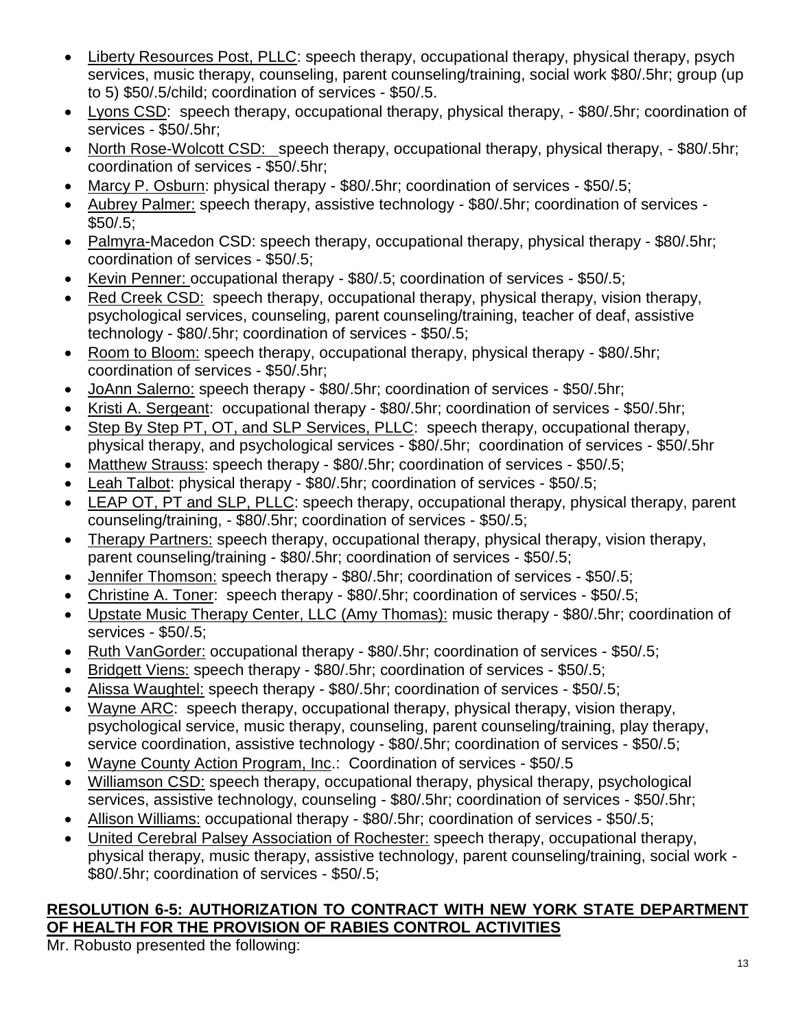- Liberty Resources Post, PLLC: speech therapy, occupational therapy, physical therapy, psych services, music therapy, counseling, parent counseling/training, social work $80/.5hr; group (up to 5) $50/.5/child; coordination of services - $50/.5.
- Lyons CSD: speech therapy, occupational therapy, physical therapy, - $80/.5hr; coordination of services - $50/.5hr;
- North Rose-Wolcott CSD: speech therapy, occupational therapy, physical therapy, - $80/.5hr; coordination of services - $50/.5hr;
- Marcy P. Osburn: physical therapy - $80/.5hr; coordination of services - $50/.5;
- Aubrey Palmer: speech therapy, assistive technology - $80/.5hr; coordination of services - $50/.5;
- Palmyra-Macedon CSD: speech therapy, occupational therapy, physical therapy - $80/.5hr; coordination of services - $50/.5;
- Kevin Penner: occupational therapy - $80/.5; coordination of services - $50/.5;
- Red Creek CSD: speech therapy, occupational therapy, physical therapy, vision therapy, psychological services, counseling, parent counseling/training, teacher of deaf, assistive technology - $80/.5hr; coordination of services - $50/.5;
- Room to Bloom: speech therapy, occupational therapy, physical therapy - $80/.5hr; coordination of services - $50/.5hr;
- JoAnn Salerno: speech therapy - $80/.5hr; coordination of services - $50/.5hr;
- Kristi A. Sergeant: occupational therapy - $80/.5hr; coordination of services - $50/.5hr;
- Step By Step PT, OT, and SLP Services, PLLC: speech therapy, occupational therapy, physical therapy, and psychological services - $80/.5hr; coordination of services - $50/.5hr
- Matthew Strauss: speech therapy - $80/.5hr; coordination of services - $50/.5;
- Leah Talbot: physical therapy - $80/.5hr; coordination of services - $50/.5;
- LEAP OT, PT and SLP, PLLC: speech therapy, occupational therapy, physical therapy, parent counseling/training, - $80/.5hr; coordination of services - $50/.5;
- Therapy Partners: speech therapy, occupational therapy, physical therapy, vision therapy, parent counseling/training - $80/.5hr; coordination of services - $50/.5;
- Jennifer Thomson: speech therapy - $80/.5hr; coordination of services - $50/.5;
- Christine A. Toner: speech therapy - $80/.5hr; coordination of services - $50/.5;
- Upstate Music Therapy Center, LLC (Amy Thomas): music therapy - $80/.5hr; coordination of services - $50/.5;
- Ruth VanGorder: occupational therapy - $80/.5hr; coordination of services - $50/.5;
- Bridgett Viens: speech therapy - $80/.5hr; coordination of services - $50/.5;
- Alissa Waughtel: speech therapy - $80/.5hr; coordination of services - $50/.5;
- Wayne ARC: speech therapy, occupational therapy, physical therapy, vision therapy, psychological service, music therapy, counseling, parent counseling/training, play therapy, service coordination, assistive technology - $80/.5hr; coordination of services - $50/.5;
- Wayne County Action Program, Inc.: Coordination of services - $50/.5
- Williamson CSD: speech therapy, occupational therapy, physical therapy, psychological services, assistive technology, counseling - $80/.5hr; coordination of services - $50/.5hr;
- Allison Williams: occupational therapy - $80/.5hr; coordination of services - $50/.5;
- United Cerebral Palsey Association of Rochester: speech therapy, occupational therapy, physical therapy, music therapy, assistive technology, parent counseling/training, social work - $80/.5hr; coordination of services - $50/.5;

**RESOLUTION 6-5: AUTHORIZATION TO CONTRACT WITH NEW YORK STATE DEPARTMENT OF HEALTH FOR THE PROVISION OF RABIES CONTROL ACTIVITIES**

Mr. Robusto presented the following: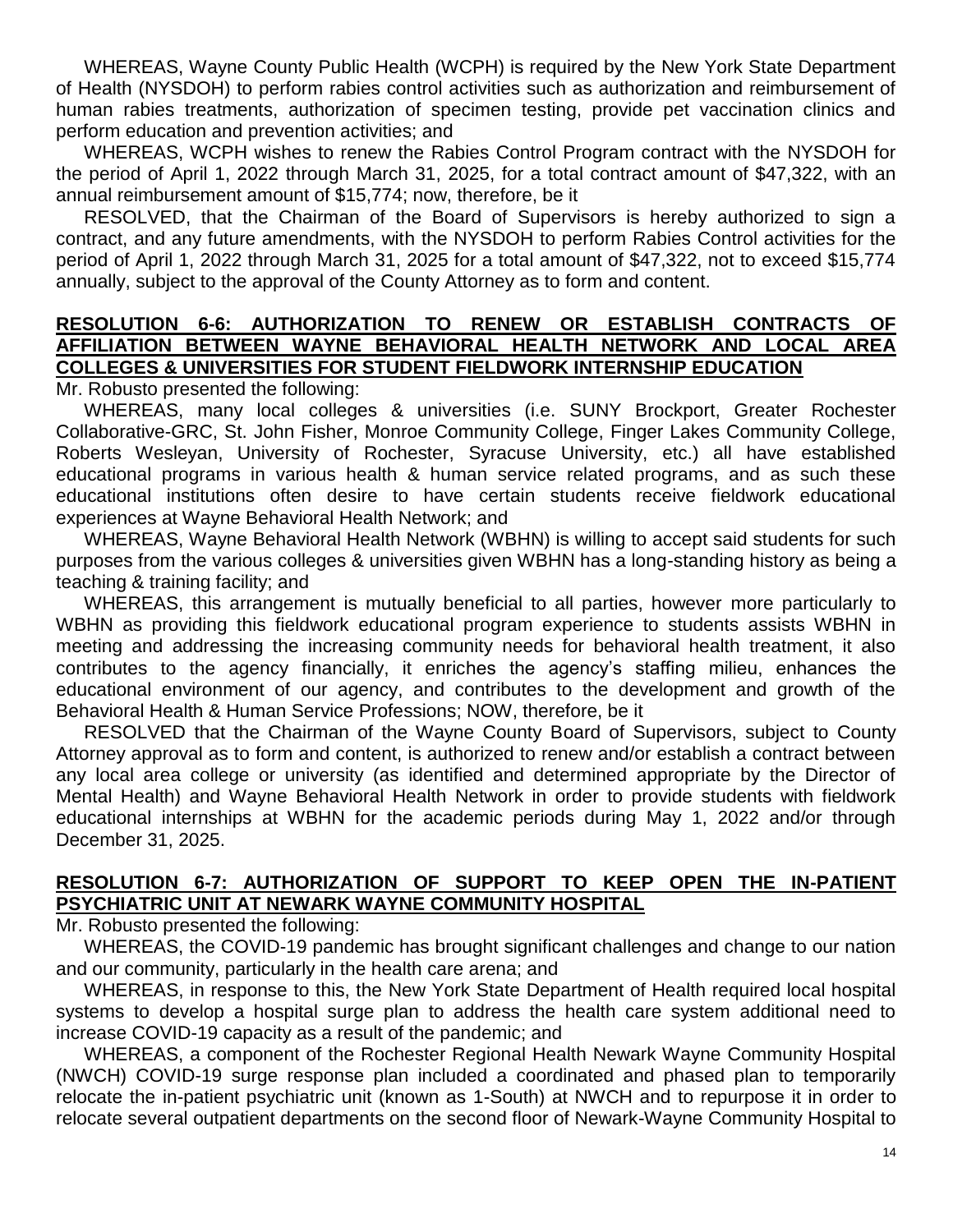WHEREAS, Wayne County Public Health (WCPH) is required by the New York State Department of Health (NYSDOH) to perform rabies control activities such as authorization and reimbursement of human rabies treatments, authorization of specimen testing, provide pet vaccination clinics and perform education and prevention activities; and

WHEREAS, WCPH wishes to renew the Rabies Control Program contract with the NYSDOH for the period of April 1, 2022 through March 31, 2025, for a total contract amount of $47,322, with an annual reimbursement amount of $15,774; now, therefore, be it

RESOLVED, that the Chairman of the Board of Supervisors is hereby authorized to sign a contract, and any future amendments, with the NYSDOH to perform Rabies Control activities for the period of April 1, 2022 through March 31, 2025 for a total amount of $47,322, not to exceed $15,774 annually, subject to the approval of the County Attorney as to form and content.

**RESOLUTION 6-6: AUTHORIZATION TO RENEW OR ESTABLISH CONTRACTS OF AFFILIATION BETWEEN WAYNE BEHAVIORAL HEALTH NETWORK AND LOCAL AREA COLLEGES & UNIVERSITIES FOR STUDENT FIELDWORK INTERNSHIP EDUCATION**

Mr. Robusto presented the following:

WHEREAS, many local colleges & universities (i.e. SUNY Brockport, Greater Rochester Collaborative-GRC, St. John Fisher, Monroe Community College, Finger Lakes Community College, Roberts Wesleyan, University of Rochester, Syracuse University, etc.) all have established educational programs in various health & human service related programs, and as such these educational institutions often desire to have certain students receive fieldwork educational experiences at Wayne Behavioral Health Network; and

WHEREAS, Wayne Behavioral Health Network (WBHN) is willing to accept said students for such purposes from the various colleges & universities given WBHN has a long-standing history as being a teaching & training facility; and

WHEREAS, this arrangement is mutually beneficial to all parties, however more particularly to WBHN as providing this fieldwork educational program experience to students assists WBHN in meeting and addressing the increasing community needs for behavioral health treatment, it also contributes to the agency financially, it enriches the agency's staffing milieu, enhances the educational environment of our agency, and contributes to the development and growth of the Behavioral Health & Human Service Professions; NOW, therefore, be it

RESOLVED that the Chairman of the Wayne County Board of Supervisors, subject to County Attorney approval as to form and content, is authorized to renew and/or establish a contract between any local area college or university (as identified and determined appropriate by the Director of Mental Health) and Wayne Behavioral Health Network in order to provide students with fieldwork educational internships at WBHN for the academic periods during May 1, 2022 and/or through December 31, 2025.

**RESOLUTION 6-7: AUTHORIZATION OF SUPPORT TO KEEP OPEN THE IN-PATIENT PSYCHIATRIC UNIT AT NEWARK WAYNE COMMUNITY HOSPITAL**

Mr. Robusto presented the following:

WHEREAS, the COVID-19 pandemic has brought significant challenges and change to our nation and our community, particularly in the health care arena; and

WHEREAS, in response to this, the New York State Department of Health required local hospital systems to develop a hospital surge plan to address the health care system additional need to increase COVID-19 capacity as a result of the pandemic; and

WHEREAS, a component of the Rochester Regional Health Newark Wayne Community Hospital (NWCH) COVID-19 surge response plan included a coordinated and phased plan to temporarily relocate the in-patient psychiatric unit (known as 1-South) at NWCH and to repurpose it in order to relocate several outpatient departments on the second floor of Newark-Wayne Community Hospital to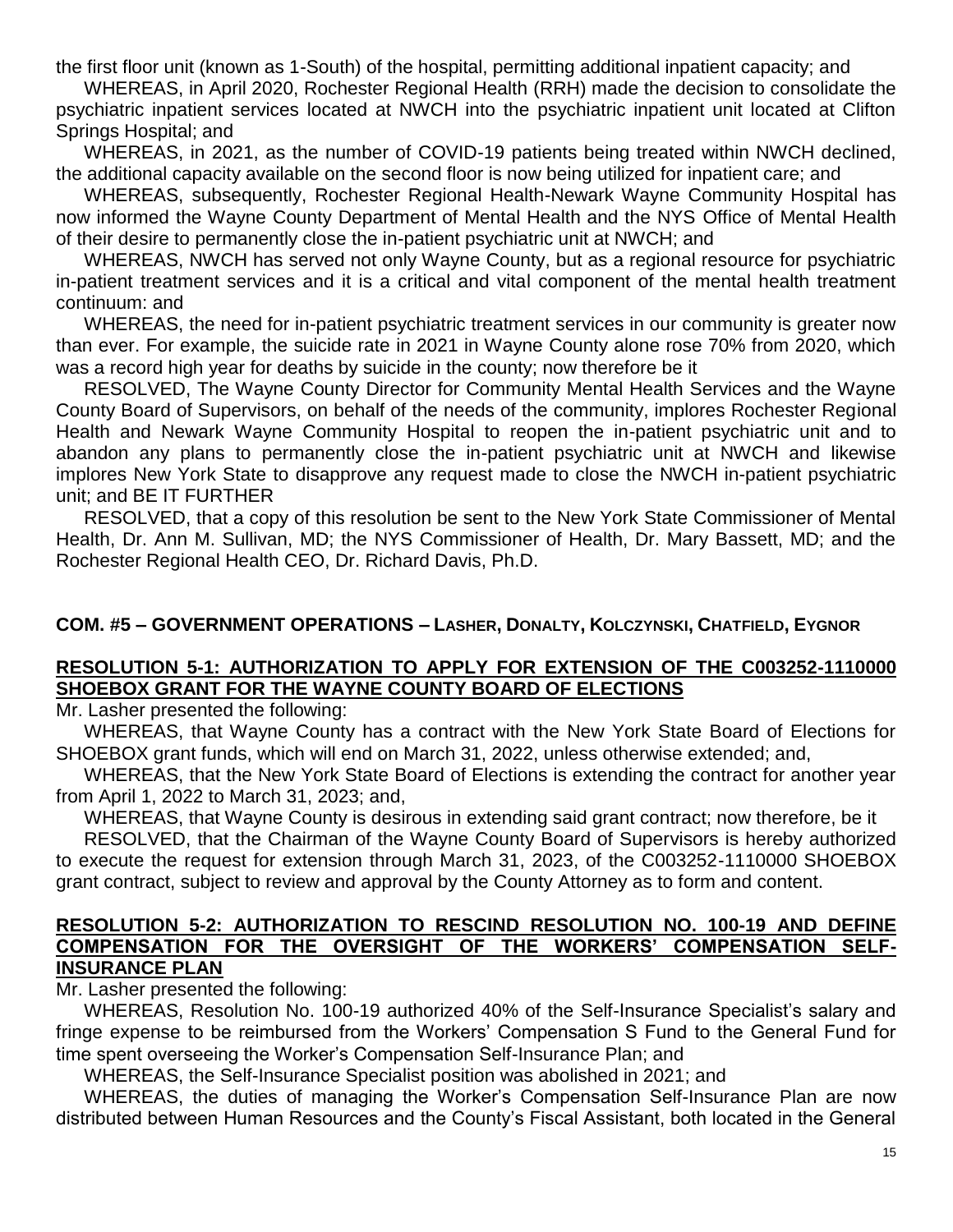the first floor unit (known as 1-South) of the hospital, permitting additional inpatient capacity; and

WHEREAS, in April 2020, Rochester Regional Health (RRH) made the decision to consolidate the psychiatric inpatient services located at NWCH into the psychiatric inpatient unit located at Clifton Springs Hospital; and

WHEREAS, in 2021, as the number of COVID-19 patients being treated within NWCH declined, the additional capacity available on the second floor is now being utilized for inpatient care; and

WHEREAS, subsequently, Rochester Regional Health-Newark Wayne Community Hospital has now informed the Wayne County Department of Mental Health and the NYS Office of Mental Health of their desire to permanently close the in-patient psychiatric unit at NWCH; and

WHEREAS, NWCH has served not only Wayne County, but as a regional resource for psychiatric in-patient treatment services and it is a critical and vital component of the mental health treatment continuum: and

WHEREAS, the need for in-patient psychiatric treatment services in our community is greater now than ever. For example, the suicide rate in 2021 in Wayne County alone rose 70% from 2020, which was a record high year for deaths by suicide in the county; now therefore be it

RESOLVED, The Wayne County Director for Community Mental Health Services and the Wayne County Board of Supervisors, on behalf of the needs of the community, implores Rochester Regional Health and Newark Wayne Community Hospital to reopen the in-patient psychiatric unit and to abandon any plans to permanently close the in-patient psychiatric unit at NWCH and likewise implores New York State to disapprove any request made to close the NWCH in-patient psychiatric unit; and BE IT FURTHER

RESOLVED, that a copy of this resolution be sent to the New York State Commissioner of Mental Health, Dr. Ann M. Sullivan, MD; the NYS Commissioner of Health, Dr. Mary Bassett, MD; and the Rochester Regional Health CEO, Dr. Richard Davis, Ph.D.

## COM. #5 – GOVERNMENT OPERATIONS – LASHER, DONALTY, KOLCZYNSKI, CHATFIELD, EYGNOR

### RESOLUTION 5-1: AUTHORIZATION TO APPLY FOR EXTENSION OF THE C003252-1110000 SHOEBOX GRANT FOR THE WAYNE COUNTY BOARD OF ELECTIONS

Mr. Lasher presented the following:

WHEREAS, that Wayne County has a contract with the New York State Board of Elections for SHOEBOX grant funds, which will end on March 31, 2022, unless otherwise extended; and,

WHEREAS, that the New York State Board of Elections is extending the contract for another year from April 1, 2022 to March 31, 2023; and,

WHEREAS, that Wayne County is desirous in extending said grant contract; now therefore, be it

RESOLVED, that the Chairman of the Wayne County Board of Supervisors is hereby authorized to execute the request for extension through March 31, 2023, of the C003252-1110000 SHOEBOX grant contract, subject to review and approval by the County Attorney as to form and content.

### RESOLUTION 5-2: AUTHORIZATION TO RESCIND RESOLUTION NO. 100-19 AND DEFINE COMPENSATION FOR THE OVERSIGHT OF THE WORKERS' COMPENSATION SELF-INSURANCE PLAN

Mr. Lasher presented the following:

WHEREAS, Resolution No. 100-19 authorized 40% of the Self-Insurance Specialist's salary and fringe expense to be reimbursed from the Workers' Compensation S Fund to the General Fund for time spent overseeing the Worker's Compensation Self-Insurance Plan; and

WHEREAS, the Self-Insurance Specialist position was abolished in 2021; and

WHEREAS, the duties of managing the Worker's Compensation Self-Insurance Plan are now distributed between Human Resources and the County's Fiscal Assistant, both located in the General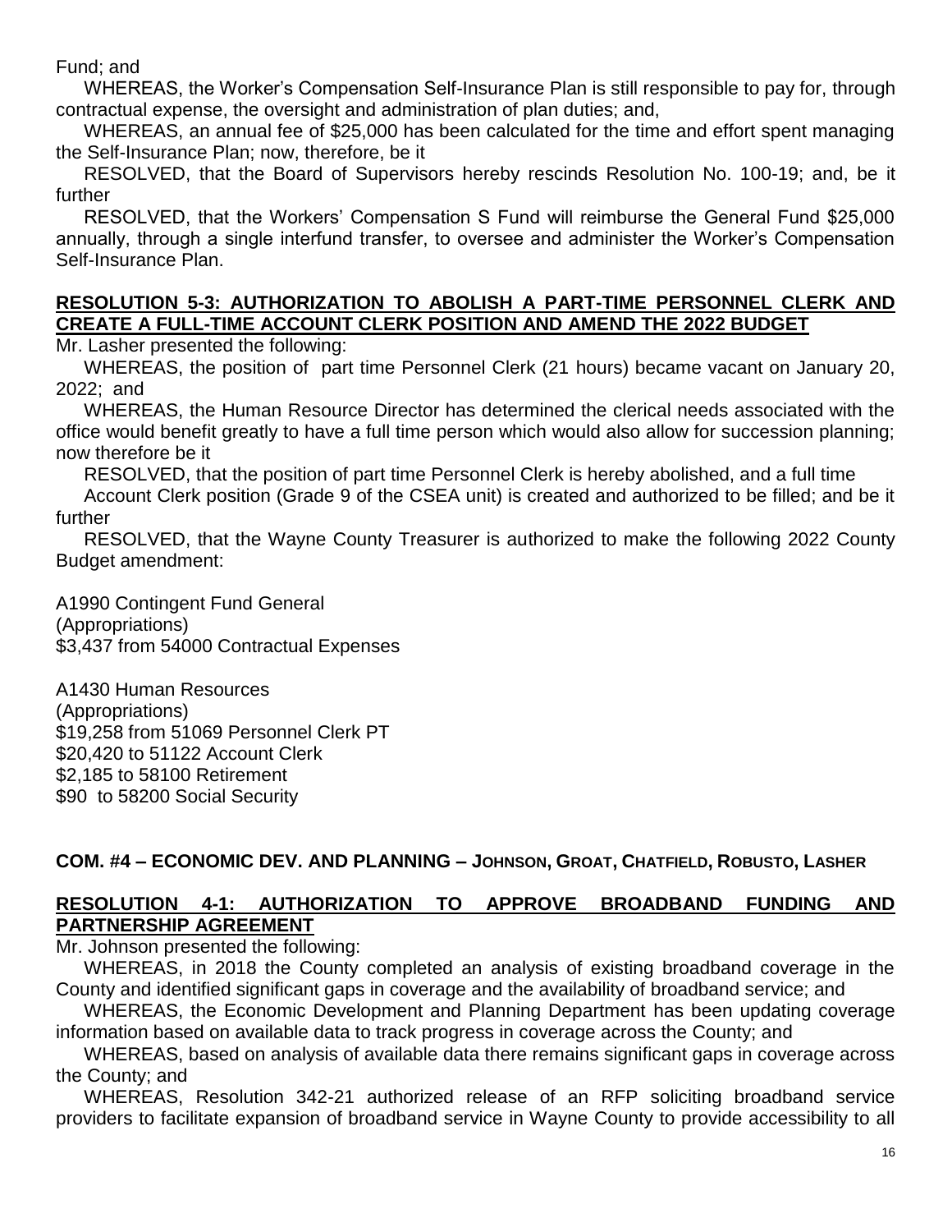Fund; and

WHEREAS, the Worker's Compensation Self-Insurance Plan is still responsible to pay for, through contractual expense, the oversight and administration of plan duties; and,

WHEREAS, an annual fee of $25,000 has been calculated for the time and effort spent managing the Self-Insurance Plan; now, therefore, be it

RESOLVED, that the Board of Supervisors hereby rescinds Resolution No. 100-19; and, be it further

RESOLVED, that the Workers' Compensation S Fund will reimburse the General Fund $25,000 annually, through a single interfund transfer, to oversee and administer the Worker's Compensation Self-Insurance Plan.

**RESOLUTION 5-3: AUTHORIZATION TO ABOLISH A PART-TIME PERSONNEL CLERK AND CREATE A FULL-TIME ACCOUNT CLERK POSITION AND AMEND THE 2022 BUDGET**

Mr. Lasher presented the following:

WHEREAS, the position of part time Personnel Clerk (21 hours) became vacant on January 20, 2022; and

WHEREAS, the Human Resource Director has determined the clerical needs associated with the office would benefit greatly to have a full time person which would also allow for succession planning; now therefore be it

RESOLVED, that the position of part time Personnel Clerk is hereby abolished, and a full time Account Clerk position (Grade 9 of the CSEA unit) is created and authorized to be filled; and be it further

RESOLVED, that the Wayne County Treasurer is authorized to make the following 2022 County Budget amendment:

A1990 Contingent Fund General
(Appropriations)
$3,437 from 54000 Contractual Expenses

A1430 Human Resources
(Appropriations)
$19,258 from 51069 Personnel Clerk PT
$20,420 to 51122 Account Clerk
$2,185 to 58100 Retirement
$90 to 58200 Social Security

**COM. #4 – ECONOMIC DEV. AND PLANNING – JOHNSON, GROAT, CHATFIELD, ROBUSTO, LASHER**

**RESOLUTION 4-1: AUTHORIZATION TO APPROVE BROADBAND FUNDING AND PARTNERSHIP AGREEMENT**

Mr. Johnson presented the following:

WHEREAS, in 2018 the County completed an analysis of existing broadband coverage in the County and identified significant gaps in coverage and the availability of broadband service; and

WHEREAS, the Economic Development and Planning Department has been updating coverage information based on available data to track progress in coverage across the County; and

WHEREAS, based on analysis of available data there remains significant gaps in coverage across the County; and

WHEREAS, Resolution 342-21 authorized release of an RFP soliciting broadband service providers to facilitate expansion of broadband service in Wayne County to provide accessibility to all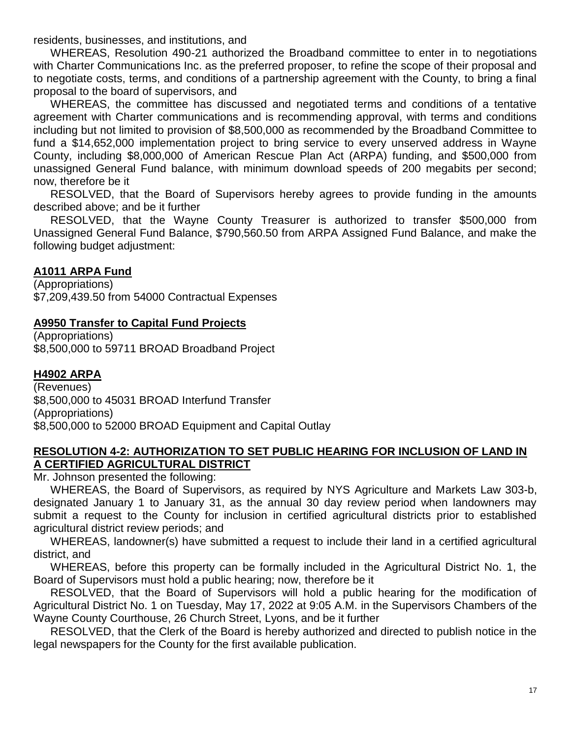residents, businesses, and institutions, and

WHEREAS, Resolution 490-21 authorized the Broadband committee to enter in to negotiations with Charter Communications Inc. as the preferred proposer, to refine the scope of their proposal and to negotiate costs, terms, and conditions of a partnership agreement with the County, to bring a final proposal to the board of supervisors, and

WHEREAS, the committee has discussed and negotiated terms and conditions of a tentative agreement with Charter communications and is recommending approval, with terms and conditions including but not limited to provision of $8,500,000 as recommended by the Broadband Committee to fund a $14,652,000 implementation project to bring service to every unserved address in Wayne County, including $8,000,000 of American Rescue Plan Act (ARPA) funding, and $500,000 from unassigned General Fund balance, with minimum download speeds of 200 megabits per second; now, therefore be it

RESOLVED, that the Board of Supervisors hereby agrees to provide funding in the amounts described above; and be it further

RESOLVED, that the Wayne County Treasurer is authorized to transfer $500,000 from Unassigned General Fund Balance, $790,560.50 from ARPA Assigned Fund Balance, and make the following budget adjustment:

**A1011 ARPA Fund**

(Appropriations)
$7,209,439.50 from 54000 Contractual Expenses

**A9950 Transfer to Capital Fund Projects**

(Appropriations)
$8,500,000 to 59711 BROAD Broadband Project

**H4902 ARPA**

(Revenues)
$8,500,000 to 45031 BROAD Interfund Transfer
(Appropriations)
$8,500,000 to 52000 BROAD Equipment and Capital Outlay

## RESOLUTION 4-2: AUTHORIZATION TO SET PUBLIC HEARING FOR INCLUSION OF LAND IN A CERTIFIED AGRICULTURAL DISTRICT

Mr. Johnson presented the following:

WHEREAS, the Board of Supervisors, as required by NYS Agriculture and Markets Law 303-b, designated January 1 to January 31, as the annual 30 day review period when landowners may submit a request to the County for inclusion in certified agricultural districts prior to established agricultural district review periods; and

WHEREAS, landowner(s) have submitted a request to include their land in a certified agricultural district, and

WHEREAS, before this property can be formally included in the Agricultural District No. 1, the Board of Supervisors must hold a public hearing; now, therefore be it

RESOLVED, that the Board of Supervisors will hold a public hearing for the modification of Agricultural District No. 1 on Tuesday, May 17, 2022 at 9:05 A.M. in the Supervisors Chambers of the Wayne County Courthouse, 26 Church Street, Lyons, and be it further

RESOLVED, that the Clerk of the Board is hereby authorized and directed to publish notice in the legal newspapers for the County for the first available publication.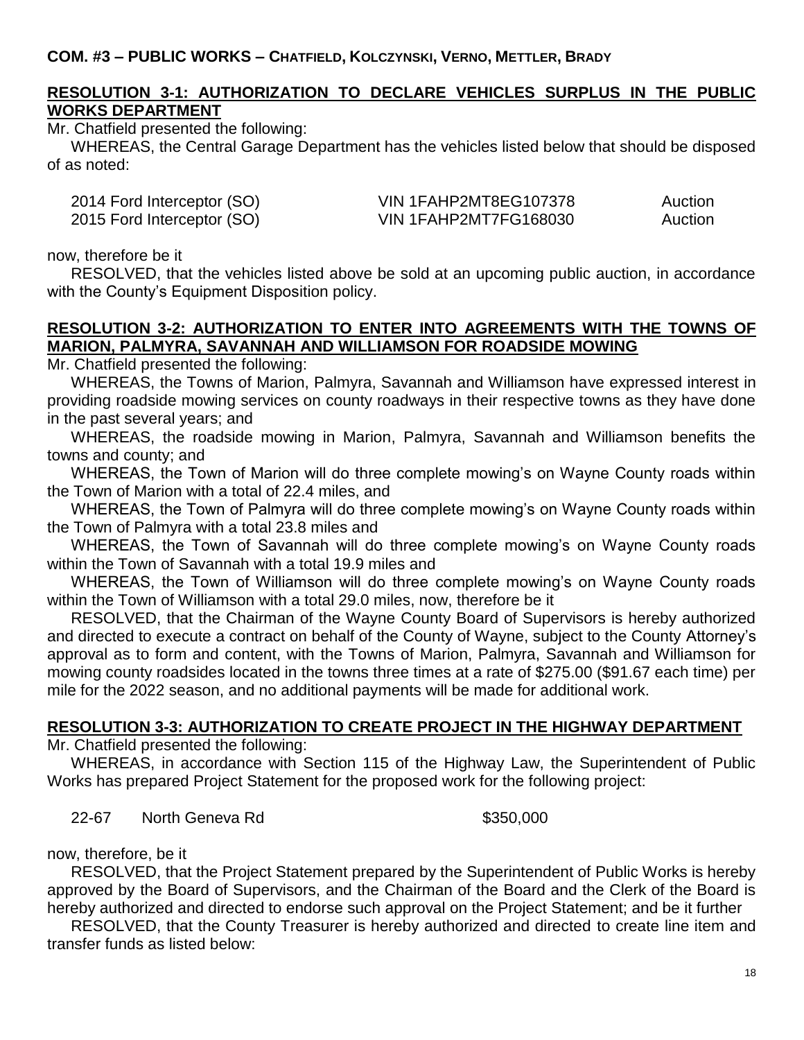**COM. #3 – PUBLIC WORKS – CHATFIELD, KOLCZYNSKI, VERNO, METTLER, BRADY**

**RESOLUTION 3-1: AUTHORIZATION TO DECLARE VEHICLES SURPLUS IN THE PUBLIC WORKS DEPARTMENT**

Mr. Chatfield presented the following:

WHEREAS, the Central Garage Department has the vehicles listed below that should be disposed of as noted:

| | | |
|---|---|---|
| 2014 Ford Interceptor (SO) | VIN 1FAHP2MT8EG107378 | Auction |
| 2015 Ford Interceptor (SO) | VIN 1FAHP2MT7FG168030 | Auction |

now, therefore be it

RESOLVED, that the vehicles listed above be sold at an upcoming public auction, in accordance with the County's Equipment Disposition policy.

**RESOLUTION 3-2: AUTHORIZATION TO ENTER INTO AGREEMENTS WITH THE TOWNS OF MARION, PALMYRA, SAVANNAH AND WILLIAMSON FOR ROADSIDE MOWING**

Mr. Chatfield presented the following:

WHEREAS, the Towns of Marion, Palmyra, Savannah and Williamson have expressed interest in providing roadside mowing services on county roadways in their respective towns as they have done in the past several years; and

WHEREAS, the roadside mowing in Marion, Palmyra, Savannah and Williamson benefits the towns and county; and

WHEREAS, the Town of Marion will do three complete mowing's on Wayne County roads within the Town of Marion with a total of 22.4 miles, and

WHEREAS, the Town of Palmyra will do three complete mowing's on Wayne County roads within the Town of Palmyra with a total 23.8 miles and

WHEREAS, the Town of Savannah will do three complete mowing's on Wayne County roads within the Town of Savannah with a total 19.9 miles and

WHEREAS, the Town of Williamson will do three complete mowing's on Wayne County roads within the Town of Williamson with a total 29.0 miles, now, therefore be it

RESOLVED, that the Chairman of the Wayne County Board of Supervisors is hereby authorized and directed to execute a contract on behalf of the County of Wayne, subject to the County Attorney's approval as to form and content, with the Towns of Marion, Palmyra, Savannah and Williamson for mowing county roadsides located in the towns three times at a rate of $275.00 ($91.67 each time) per mile for the 2022 season, and no additional payments will be made for additional work.

**RESOLUTION 3-3: AUTHORIZATION TO CREATE PROJECT IN THE HIGHWAY DEPARTMENT**

Mr. Chatfield presented the following:

WHEREAS, in accordance with Section 115 of the Highway Law, the Superintendent of Public Works has prepared Project Statement for the proposed work for the following project:

| | | |
|---|---|---|
| 22-67 | North Geneva Rd | $350,000 |

now, therefore, be it

RESOLVED, that the Project Statement prepared by the Superintendent of Public Works is hereby approved by the Board of Supervisors, and the Chairman of the Board and the Clerk of the Board is hereby authorized and directed to endorse such approval on the Project Statement; and be it further

RESOLVED, that the County Treasurer is hereby authorized and directed to create line item and transfer funds as listed below: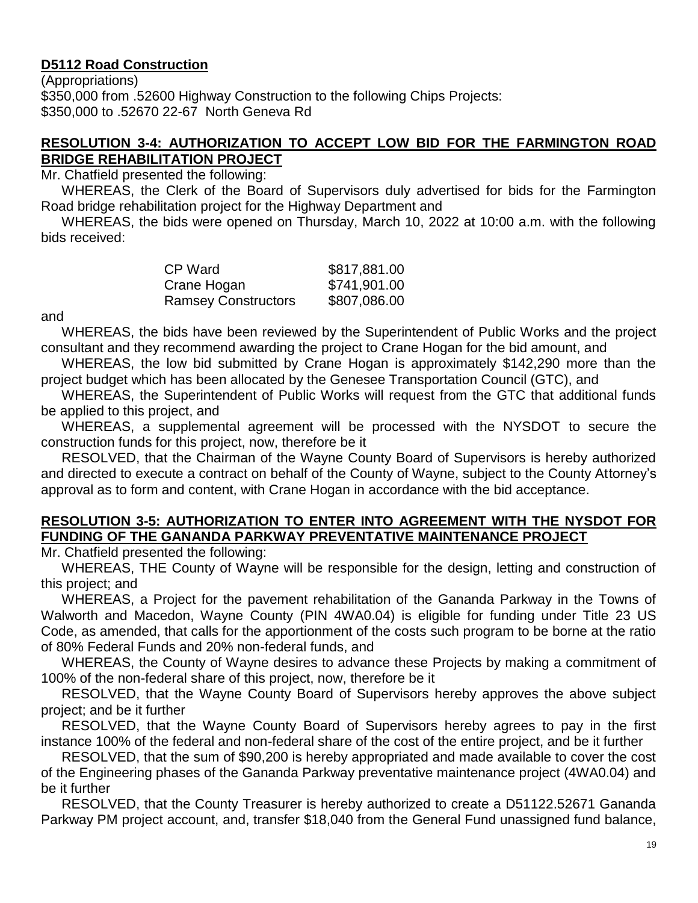**D5112 Road Construction**

(Appropriations)
$350,000 from .52600 Highway Construction to the following Chips Projects:
$350,000 to .52670 22-67 North Geneva Rd

**RESOLUTION 3-4: AUTHORIZATION TO ACCEPT LOW BID FOR THE FARMINGTON ROAD BRIDGE REHABILITATION PROJECT**

Mr. Chatfield presented the following:

WHEREAS, the Clerk of the Board of Supervisors duly advertised for bids for the Farmington Road bridge rehabilitation project for the Highway Department and

WHEREAS, the bids were opened on Thursday, March 10, 2022 at 10:00 a.m. with the following bids received:

| | |
|---|---|
| CP Ward | $817,881.00 |
| Crane Hogan | $741,901.00 |
| Ramsey Constructors | $807,086.00 |

and

WHEREAS, the bids have been reviewed by the Superintendent of Public Works and the project consultant and they recommend awarding the project to Crane Hogan for the bid amount, and

WHEREAS, the low bid submitted by Crane Hogan is approximately $142,290 more than the project budget which has been allocated by the Genesee Transportation Council (GTC), and

WHEREAS, the Superintendent of Public Works will request from the GTC that additional funds be applied to this project, and

WHEREAS, a supplemental agreement will be processed with the NYSDOT to secure the construction funds for this project, now, therefore be it

RESOLVED, that the Chairman of the Wayne County Board of Supervisors is hereby authorized and directed to execute a contract on behalf of the County of Wayne, subject to the County Attorney's approval as to form and content, with Crane Hogan in accordance with the bid acceptance.

**RESOLUTION 3-5: AUTHORIZATION TO ENTER INTO AGREEMENT WITH THE NYSDOT FOR FUNDING OF THE GANANDA PARKWAY PREVENTATIVE MAINTENANCE PROJECT**

Mr. Chatfield presented the following:

WHEREAS, THE County of Wayne will be responsible for the design, letting and construction of this project; and

WHEREAS, a Project for the pavement rehabilitation of the Gananda Parkway in the Towns of Walworth and Macedon, Wayne County (PIN 4WA0.04) is eligible for funding under Title 23 US Code, as amended, that calls for the apportionment of the costs such program to be borne at the ratio of 80% Federal Funds and 20% non-federal funds, and

WHEREAS, the County of Wayne desires to advance these Projects by making a commitment of 100% of the non-federal share of this project, now, therefore be it

RESOLVED, that the Wayne County Board of Supervisors hereby approves the above subject project; and be it further

RESOLVED, that the Wayne County Board of Supervisors hereby agrees to pay in the first instance 100% of the federal and non-federal share of the cost of the entire project, and be it further

RESOLVED, that the sum of $90,200 is hereby appropriated and made available to cover the cost of the Engineering phases of the Gananda Parkway preventative maintenance project (4WA0.04) and be it further

RESOLVED, that the County Treasurer is hereby authorized to create a D51122.52671 Gananda Parkway PM project account, and, transfer $18,040 from the General Fund unassigned fund balance,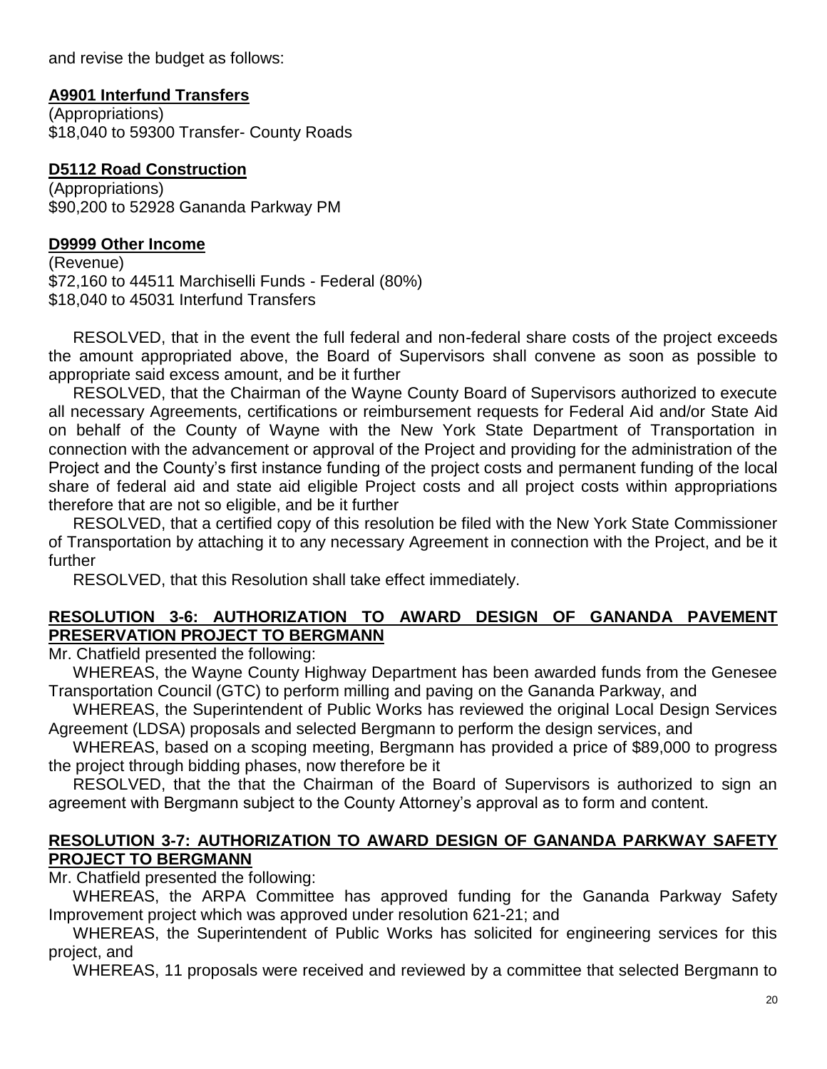and revise the budget as follows:

**A9901 Interfund Transfers**

(Appropriations)
$18,040 to 59300 Transfer- County Roads

**D5112 Road Construction**

(Appropriations)
$90,200 to 52928 Gananda Parkway PM

**D9999 Other Income**

(Revenue)
$72,160 to 44511 Marchiselli Funds - Federal (80%)
$18,040 to 45031 Interfund Transfers

RESOLVED, that in the event the full federal and non-federal share costs of the project exceeds the amount appropriated above, the Board of Supervisors shall convene as soon as possible to appropriate said excess amount, and be it further

RESOLVED, that the Chairman of the Wayne County Board of Supervisors authorized to execute all necessary Agreements, certifications or reimbursement requests for Federal Aid and/or State Aid on behalf of the County of Wayne with the New York State Department of Transportation in connection with the advancement or approval of the Project and providing for the administration of the Project and the County's first instance funding of the project costs and permanent funding of the local share of federal aid and state aid eligible Project costs and all project costs within appropriations therefore that are not so eligible, and be it further

RESOLVED, that a certified copy of this resolution be filed with the New York State Commissioner of Transportation by attaching it to any necessary Agreement in connection with the Project, and be it further

RESOLVED, that this Resolution shall take effect immediately.

**RESOLUTION 3-6: AUTHORIZATION TO AWARD DESIGN OF GANANDA PAVEMENT PRESERVATION PROJECT TO BERGMANN**

Mr. Chatfield presented the following:

WHEREAS, the Wayne County Highway Department has been awarded funds from the Genesee Transportation Council (GTC) to perform milling and paving on the Gananda Parkway, and

WHEREAS, the Superintendent of Public Works has reviewed the original Local Design Services Agreement (LDSA) proposals and selected Bergmann to perform the design services, and

WHEREAS, based on a scoping meeting, Bergmann has provided a price of $89,000 to progress the project through bidding phases, now therefore be it

RESOLVED, that the that the Chairman of the Board of Supervisors is authorized to sign an agreement with Bergmann subject to the County Attorney's approval as to form and content.

**RESOLUTION 3-7: AUTHORIZATION TO AWARD DESIGN OF GANANDA PARKWAY SAFETY PROJECT TO BERGMANN**

Mr. Chatfield presented the following:

WHEREAS, the ARPA Committee has approved funding for the Gananda Parkway Safety Improvement project which was approved under resolution 621-21; and

WHEREAS, the Superintendent of Public Works has solicited for engineering services for this project, and

WHEREAS, 11 proposals were received and reviewed by a committee that selected Bergmann to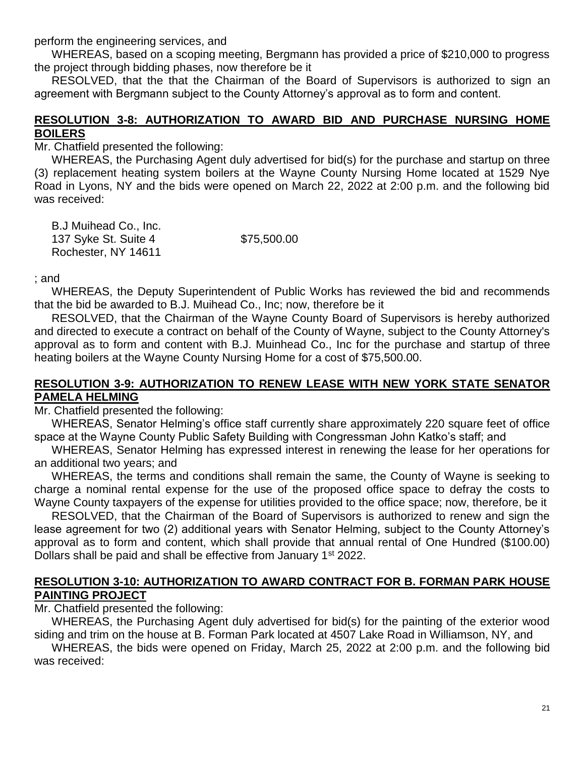perform the engineering services, and

WHEREAS, based on a scoping meeting, Bergmann has provided a price of $210,000 to progress the project through bidding phases, now therefore be it

RESOLVED, that the that the Chairman of the Board of Supervisors is authorized to sign an agreement with Bergmann subject to the County Attorney's approval as to form and content.

## RESOLUTION 3-8: AUTHORIZATION TO AWARD BID AND PURCHASE NURSING HOME BOILERS

Mr. Chatfield presented the following:

WHEREAS, the Purchasing Agent duly advertised for bid(s) for the purchase and startup on three (3) replacement heating system boilers at the Wayne County Nursing Home located at 1529 Nye Road in Lyons, NY and the bids were opened on March 22, 2022 at 2:00 p.m. and the following bid was received:

B.J Muihead Co., Inc.
137 Syke St. Suite 4 $75,500.00
Rochester, NY 14611

; and

WHEREAS, the Deputy Superintendent of Public Works has reviewed the bid and recommends that the bid be awarded to B.J. Muihead Co., Inc; now, therefore be it

RESOLVED, that the Chairman of the Wayne County Board of Supervisors is hereby authorized and directed to execute a contract on behalf of the County of Wayne, subject to the County Attorney's approval as to form and content with B.J. Muinhead Co., Inc for the purchase and startup of three heating boilers at the Wayne County Nursing Home for a cost of $75,500.00.

## RESOLUTION 3-9: AUTHORIZATION TO RENEW LEASE WITH NEW YORK STATE SENATOR PAMELA HELMING

Mr. Chatfield presented the following:

WHEREAS, Senator Helming's office staff currently share approximately 220 square feet of office space at the Wayne County Public Safety Building with Congressman John Katko's staff; and

WHEREAS, Senator Helming has expressed interest in renewing the lease for her operations for an additional two years; and

WHEREAS, the terms and conditions shall remain the same, the County of Wayne is seeking to charge a nominal rental expense for the use of the proposed office space to defray the costs to Wayne County taxpayers of the expense for utilities provided to the office space; now, therefore, be it

RESOLVED, that the Chairman of the Board of Supervisors is authorized to renew and sign the lease agreement for two (2) additional years with Senator Helming, subject to the County Attorney's approval as to form and content, which shall provide that annual rental of One Hundred ($100.00) Dollars shall be paid and shall be effective from January 1st 2022.

## RESOLUTION 3-10: AUTHORIZATION TO AWARD CONTRACT FOR B. FORMAN PARK HOUSE PAINTING PROJECT

Mr. Chatfield presented the following:

WHEREAS, the Purchasing Agent duly advertised for bid(s) for the painting of the exterior wood siding and trim on the house at B. Forman Park located at 4507 Lake Road in Williamson, NY, and

WHEREAS, the bids were opened on Friday, March 25, 2022 at 2:00 p.m. and the following bid was received: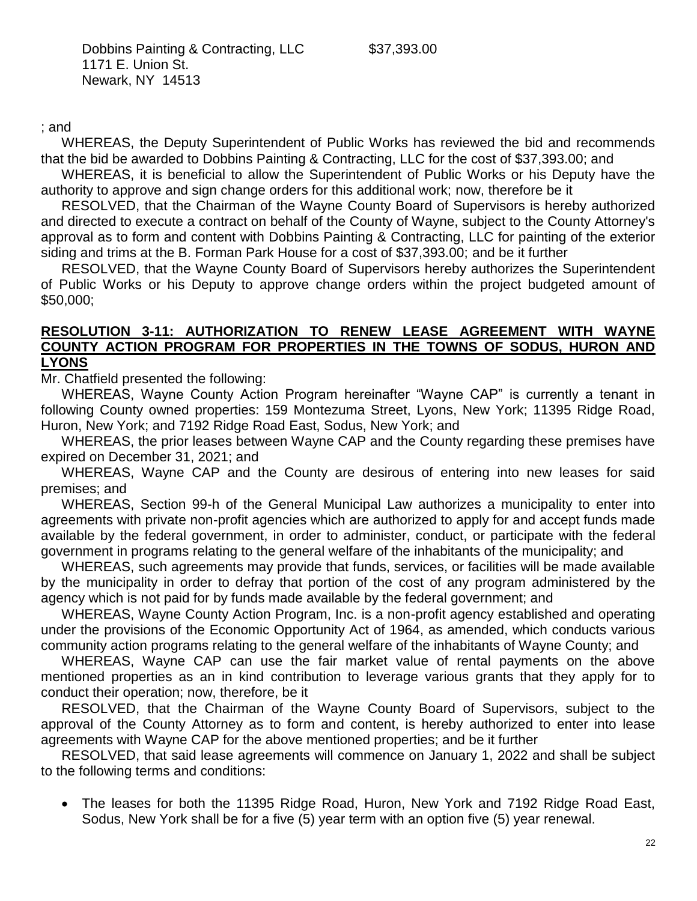Dobbins Painting & Contracting, LLC $37,393.00
1171 E. Union St.
Newark, NY 14513

; and

WHEREAS, the Deputy Superintendent of Public Works has reviewed the bid and recommends that the bid be awarded to Dobbins Painting & Contracting, LLC for the cost of $37,393.00; and

WHEREAS, it is beneficial to allow the Superintendent of Public Works or his Deputy have the authority to approve and sign change orders for this additional work; now, therefore be it

RESOLVED, that the Chairman of the Wayne County Board of Supervisors is hereby authorized and directed to execute a contract on behalf of the County of Wayne, subject to the County Attorney's approval as to form and content with Dobbins Painting & Contracting, LLC for painting of the exterior siding and trims at the B. Forman Park House for a cost of $37,393.00; and be it further

RESOLVED, that the Wayne County Board of Supervisors hereby authorizes the Superintendent of Public Works or his Deputy to approve change orders within the project budgeted amount of $50,000;

**RESOLUTION 3-11: AUTHORIZATION TO RENEW LEASE AGREEMENT WITH WAYNE COUNTY ACTION PROGRAM FOR PROPERTIES IN THE TOWNS OF SODUS, HURON AND LYONS**

Mr. Chatfield presented the following:

WHEREAS, Wayne County Action Program hereinafter "Wayne CAP" is currently a tenant in following County owned properties: 159 Montezuma Street, Lyons, New York; 11395 Ridge Road, Huron, New York; and 7192 Ridge Road East, Sodus, New York; and

WHEREAS, the prior leases between Wayne CAP and the County regarding these premises have expired on December 31, 2021; and

WHEREAS, Wayne CAP and the County are desirous of entering into new leases for said premises; and

WHEREAS, Section 99-h of the General Municipal Law authorizes a municipality to enter into agreements with private non-profit agencies which are authorized to apply for and accept funds made available by the federal government, in order to administer, conduct, or participate with the federal government in programs relating to the general welfare of the inhabitants of the municipality; and

WHEREAS, such agreements may provide that funds, services, or facilities will be made available by the municipality in order to defray that portion of the cost of any program administered by the agency which is not paid for by funds made available by the federal government; and

WHEREAS, Wayne County Action Program, Inc. is a non-profit agency established and operating under the provisions of the Economic Opportunity Act of 1964, as amended, which conducts various community action programs relating to the general welfare of the inhabitants of Wayne County; and

WHEREAS, Wayne CAP can use the fair market value of rental payments on the above mentioned properties as an in kind contribution to leverage various grants that they apply for to conduct their operation; now, therefore, be it

RESOLVED, that the Chairman of the Wayne County Board of Supervisors, subject to the approval of the County Attorney as to form and content, is hereby authorized to enter into lease agreements with Wayne CAP for the above mentioned properties; and be it further

RESOLVED, that said lease agreements will commence on January 1, 2022 and shall be subject to the following terms and conditions:

- The leases for both the 11395 Ridge Road, Huron, New York and 7192 Ridge Road East, Sodus, New York shall be for a five (5) year term with an option five (5) year renewal.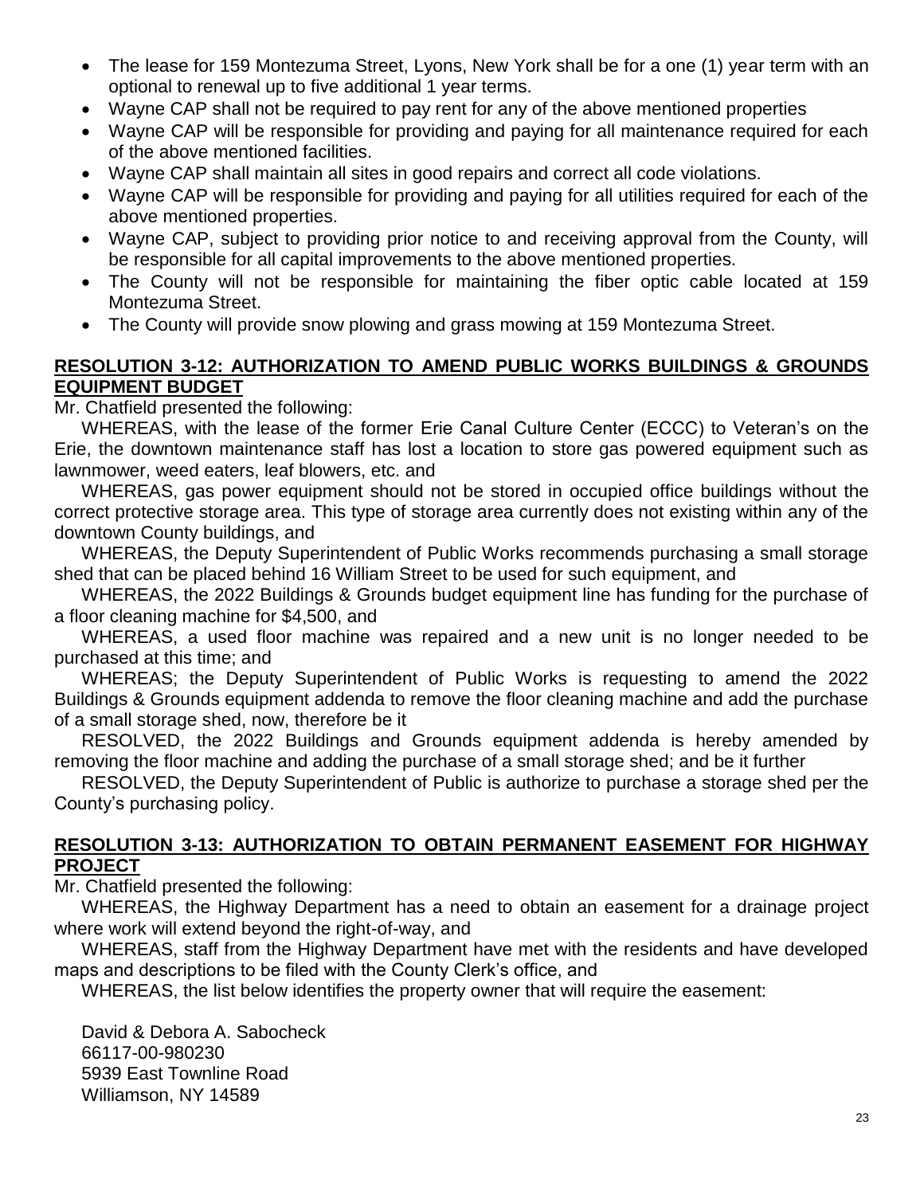- The lease for 159 Montezuma Street, Lyons, New York shall be for a one (1) year term with an optional to renewal up to five additional 1 year terms.
- Wayne CAP shall not be required to pay rent for any of the above mentioned properties
- Wayne CAP will be responsible for providing and paying for all maintenance required for each of the above mentioned facilities.
- Wayne CAP shall maintain all sites in good repairs and correct all code violations.
- Wayne CAP will be responsible for providing and paying for all utilities required for each of the above mentioned properties.
- Wayne CAP, subject to providing prior notice to and receiving approval from the County, will be responsible for all capital improvements to the above mentioned properties.
- The County will not be responsible for maintaining the fiber optic cable located at 159 Montezuma Street.
- The County will provide snow plowing and grass mowing at 159 Montezuma Street.

**RESOLUTION 3-12: AUTHORIZATION TO AMEND PUBLIC WORKS BUILDINGS & GROUNDS EQUIPMENT BUDGET**

Mr. Chatfield presented the following:

WHEREAS, with the lease of the former Erie Canal Culture Center (ECCC) to Veteran's on the Erie, the downtown maintenance staff has lost a location to store gas powered equipment such as lawnmower, weed eaters, leaf blowers, etc. and

WHEREAS, gas power equipment should not be stored in occupied office buildings without the correct protective storage area. This type of storage area currently does not existing within any of the downtown County buildings, and

WHEREAS, the Deputy Superintendent of Public Works recommends purchasing a small storage shed that can be placed behind 16 William Street to be used for such equipment, and

WHEREAS, the 2022 Buildings & Grounds budget equipment line has funding for the purchase of a floor cleaning machine for $4,500, and

WHEREAS, a used floor machine was repaired and a new unit is no longer needed to be purchased at this time; and

WHEREAS; the Deputy Superintendent of Public Works is requesting to amend the 2022 Buildings & Grounds equipment addenda to remove the floor cleaning machine and add the purchase of a small storage shed, now, therefore be it

RESOLVED, the 2022 Buildings and Grounds equipment addenda is hereby amended by removing the floor machine and adding the purchase of a small storage shed; and be it further

RESOLVED, the Deputy Superintendent of Public is authorize to purchase a storage shed per the County's purchasing policy.

**RESOLUTION 3-13: AUTHORIZATION TO OBTAIN PERMANENT EASEMENT FOR HIGHWAY PROJECT**

Mr. Chatfield presented the following:

WHEREAS, the Highway Department has a need to obtain an easement for a drainage project where work will extend beyond the right-of-way, and

WHEREAS, staff from the Highway Department have met with the residents and have developed maps and descriptions to be filed with the County Clerk's office, and

WHEREAS, the list below identifies the property owner that will require the easement:

David & Debora A. Sabocheck
66117-00-980230
5939 East Townline Road
Williamson, NY 14589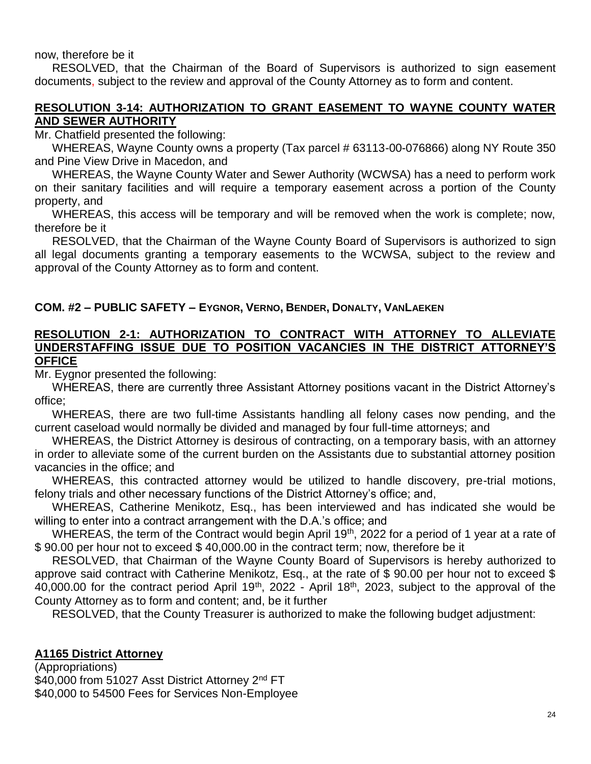now, therefore be it

RESOLVED, that the Chairman of the Board of Supervisors is authorized to sign easement documents, subject to the review and approval of the County Attorney as to form and content.

**RESOLUTION 3-14: AUTHORIZATION TO GRANT EASEMENT TO WAYNE COUNTY WATER AND SEWER AUTHORITY**

Mr. Chatfield presented the following:

WHEREAS, Wayne County owns a property (Tax parcel # 63113-00-076866) along NY Route 350 and Pine View Drive in Macedon, and

WHEREAS, the Wayne County Water and Sewer Authority (WCWSA) has a need to perform work on their sanitary facilities and will require a temporary easement across a portion of the County property, and

WHEREAS, this access will be temporary and will be removed when the work is complete; now, therefore be it

RESOLVED, that the Chairman of the Wayne County Board of Supervisors is authorized to sign all legal documents granting a temporary easements to the WCWSA, subject to the review and approval of the County Attorney as to form and content.

**COM. #2 – PUBLIC SAFETY – EYGNOR, VERNO, BENDER, DONALTY, VANLAEKEN**

**RESOLUTION 2-1: AUTHORIZATION TO CONTRACT WITH ATTORNEY TO ALLEVIATE UNDERSTAFFING ISSUE DUE TO POSITION VACANCIES IN THE DISTRICT ATTORNEY'S OFFICE**

Mr. Eygnor presented the following:

WHEREAS, there are currently three Assistant Attorney positions vacant in the District Attorney's office;

WHEREAS, there are two full-time Assistants handling all felony cases now pending, and the current caseload would normally be divided and managed by four full-time attorneys; and

WHEREAS, the District Attorney is desirous of contracting, on a temporary basis, with an attorney in order to alleviate some of the current burden on the Assistants due to substantial attorney position vacancies in the office; and

WHEREAS, this contracted attorney would be utilized to handle discovery, pre-trial motions, felony trials and other necessary functions of the District Attorney's office; and,

WHEREAS, Catherine Menikotz, Esq., has been interviewed and has indicated she would be willing to enter into a contract arrangement with the D.A.'s office; and

WHEREAS, the term of the Contract would begin April 19th, 2022 for a period of 1 year at a rate of $ 90.00 per hour not to exceed $ 40,000.00 in the contract term; now, therefore be it

RESOLVED, that Chairman of the Wayne County Board of Supervisors is hereby authorized to approve said contract with Catherine Menikotz, Esq., at the rate of $ 90.00 per hour not to exceed $ 40,000.00 for the contract period April 19th, 2022 - April 18th, 2023, subject to the approval of the County Attorney as to form and content; and, be it further

RESOLVED, that the County Treasurer is authorized to make the following budget adjustment:

**A1165 District Attorney**

(Appropriations)
$40,000 from 51027 Asst District Attorney 2nd FT
$40,000 to 54500 Fees for Services Non-Employee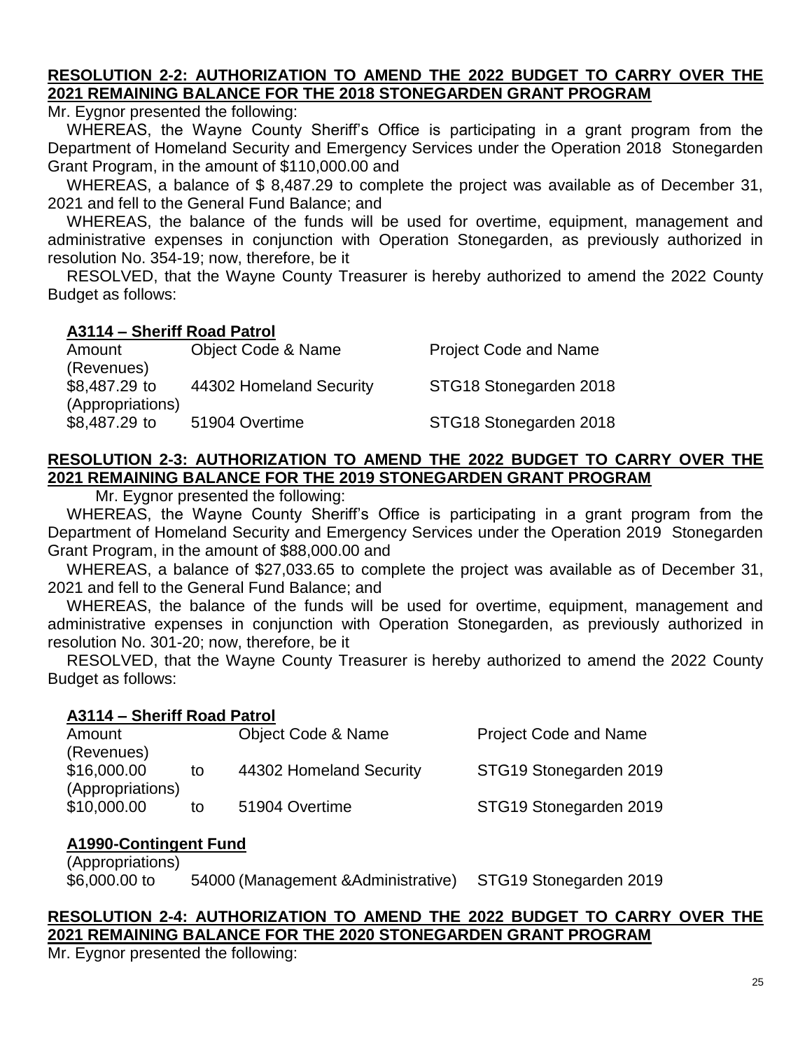**RESOLUTION 2-2: AUTHORIZATION TO AMEND THE 2022 BUDGET TO CARRY OVER THE 2021 REMAINING BALANCE FOR THE 2018 STONEGARDEN GRANT PROGRAM**

Mr. Eygnor presented the following:

WHEREAS, the Wayne County Sheriff's Office is participating in a grant program from the Department of Homeland Security and Emergency Services under the Operation 2018 Stonegarden Grant Program, in the amount of $110,000.00 and

WHEREAS, a balance of $ 8,487.29 to complete the project was available as of December 31, 2021 and fell to the General Fund Balance; and

WHEREAS, the balance of the funds will be used for overtime, equipment, management and administrative expenses in conjunction with Operation Stonegarden, as previously authorized in resolution No. 354-19; now, therefore, be it

RESOLVED, that the Wayne County Treasurer is hereby authorized to amend the 2022 County Budget as follows:

**A3114 – Sheriff Road Patrol**

| Amount | Object Code & Name | Project Code and Name |
|---|---|---|
| (Revenues) | | |
| $8,487.29 to | 44302 Homeland Security | STG18 Stonegarden 2018 |
| (Appropriations) | | |
| $8,487.29 to | 51904 Overtime | STG18 Stonegarden 2018 |

**RESOLUTION 2-3: AUTHORIZATION TO AMEND THE 2022 BUDGET TO CARRY OVER THE 2021 REMAINING BALANCE FOR THE 2019 STONEGARDEN GRANT PROGRAM**

Mr. Eygnor presented the following:

WHEREAS, the Wayne County Sheriff's Office is participating in a grant program from the Department of Homeland Security and Emergency Services under the Operation 2019 Stonegarden Grant Program, in the amount of $88,000.00 and

WHEREAS, a balance of $27,033.65 to complete the project was available as of December 31, 2021 and fell to the General Fund Balance; and

WHEREAS, the balance of the funds will be used for overtime, equipment, management and administrative expenses in conjunction with Operation Stonegarden, as previously authorized in resolution No. 301-20; now, therefore, be it

RESOLVED, that the Wayne County Treasurer is hereby authorized to amend the 2022 County Budget as follows:

**A3114 – Sheriff Road Patrol**

| Amount | | Object Code & Name | Project Code and Name |
|---|---|---|---|
| (Revenues) | | | |
| $16,000.00 | to | 44302 Homeland Security | STG19 Stonegarden 2019 |
| (Appropriations) | | | |
| $10,000.00 | to | 51904 Overtime | STG19 Stonegarden 2019 |

**A1990-Contingent Fund**

| | | |
|---|---|---|
| (Appropriations) | | |
| $6,000.00 to | 54000 (Management &Administrative) | STG19 Stonegarden 2019 |

**RESOLUTION 2-4: AUTHORIZATION TO AMEND THE 2022 BUDGET TO CARRY OVER THE 2021 REMAINING BALANCE FOR THE 2020 STONEGARDEN GRANT PROGRAM**

Mr. Eygnor presented the following: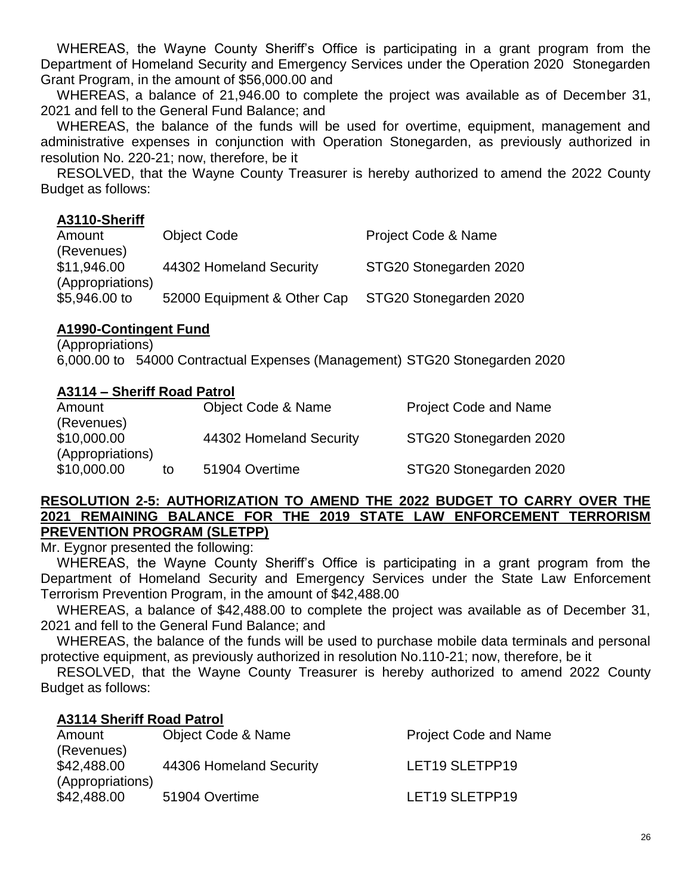WHEREAS, the Wayne County Sheriff's Office is participating in a grant program from the Department of Homeland Security and Emergency Services under the Operation 2020 Stonegarden Grant Program, in the amount of $56,000.00 and

WHEREAS, a balance of 21,946.00 to complete the project was available as of December 31, 2021 and fell to the General Fund Balance; and

WHEREAS, the balance of the funds will be used for overtime, equipment, management and administrative expenses in conjunction with Operation Stonegarden, as previously authorized in resolution No. 220-21; now, therefore, be it

RESOLVED, that the Wayne County Treasurer is hereby authorized to amend the 2022 County Budget as follows:

**A3110-Sheriff**

| Amount | Object Code | Project Code & Name |
|---|---|---|
| (Revenues) | | |
| $11,946.00 | 44302 Homeland Security | STG20 Stonegarden 2020 |
| (Appropriations) | | |
| $5,946.00 to | 52000 Equipment & Other Cap | STG20 Stonegarden 2020 |

**A1990-Contingent Fund**

(Appropriations)
6,000.00 to 54000 Contractual Expenses (Management) STG20 Stonegarden 2020

**A3114 – Sheriff Road Patrol**

| Amount | | Object Code & Name | Project Code and Name |
|---|---|---|---|
| (Revenues) | | | |
| $10,000.00 | | 44302 Homeland Security | STG20 Stonegarden 2020 |
| (Appropriations) | | | |
| $10,000.00 | to | 51904 Overtime | STG20 Stonegarden 2020 |

**RESOLUTION 2-5: AUTHORIZATION TO AMEND THE 2022 BUDGET TO CARRY OVER THE 2021 REMAINING BALANCE FOR THE 2019 STATE LAW ENFORCEMENT TERRORISM PREVENTION PROGRAM (SLETPP)**

Mr. Eygnor presented the following:

WHEREAS, the Wayne County Sheriff's Office is participating in a grant program from the Department of Homeland Security and Emergency Services under the State Law Enforcement Terrorism Prevention Program, in the amount of $42,488.00

WHEREAS, a balance of $42,488.00 to complete the project was available as of December 31, 2021 and fell to the General Fund Balance; and

WHEREAS, the balance of the funds will be used to purchase mobile data terminals and personal protective equipment, as previously authorized in resolution No.110-21; now, therefore, be it

RESOLVED, that the Wayne County Treasurer is hereby authorized to amend 2022 County Budget as follows:

**A3114 Sheriff Road Patrol**

| Amount | Object Code & Name | Project Code and Name |
|---|---|---|
| (Revenues) | | |
| $42,488.00 | 44306 Homeland Security | LET19 SLETPP19 |
| (Appropriations) | | |
| $42,488.00 | 51904 Overtime | LET19 SLETPP19 |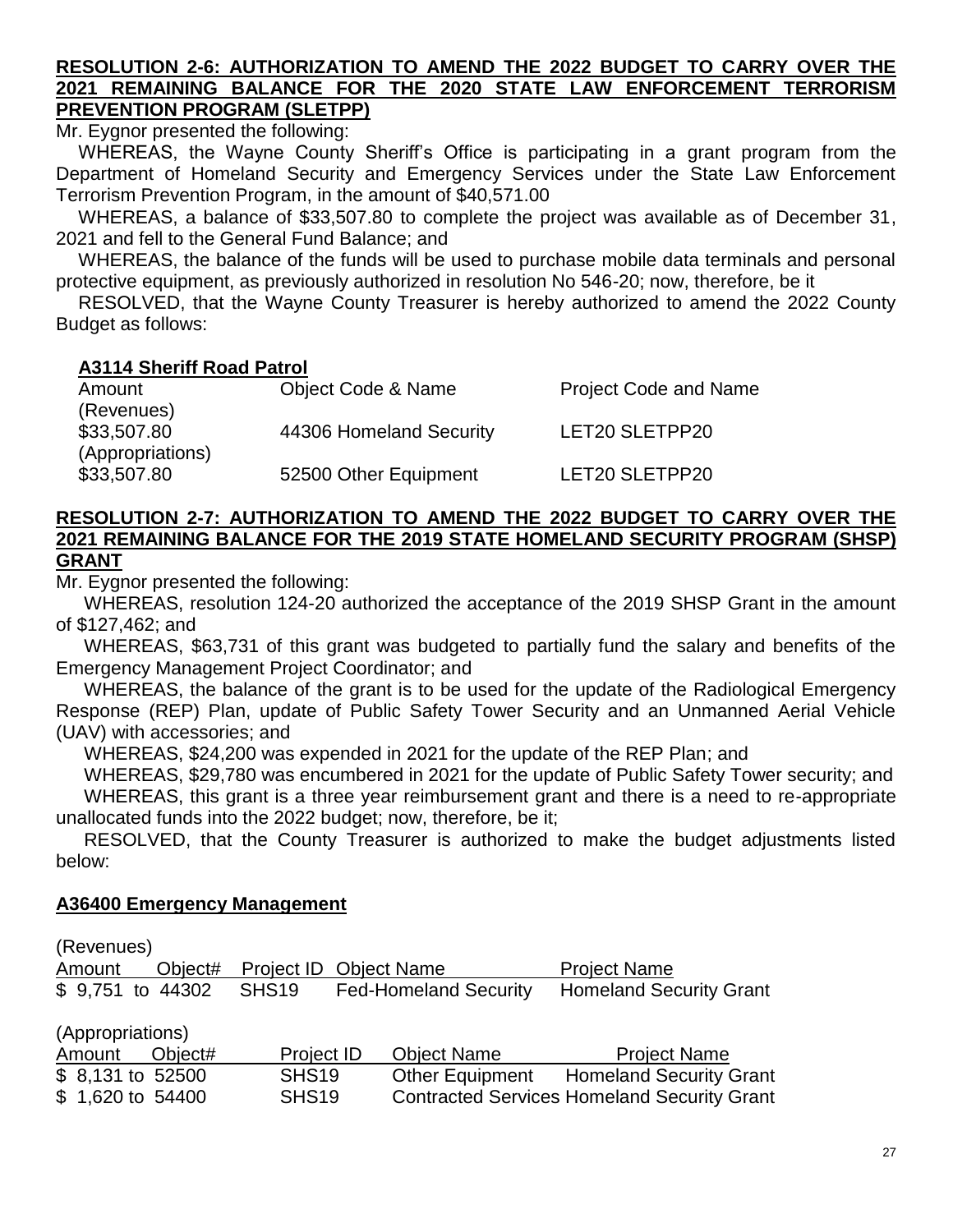**RESOLUTION 2-6: AUTHORIZATION TO AMEND THE 2022 BUDGET TO CARRY OVER THE 2021 REMAINING BALANCE FOR THE 2020 STATE LAW ENFORCEMENT TERRORISM PREVENTION PROGRAM (SLETPP)**

Mr. Eygnor presented the following:

WHEREAS, the Wayne County Sheriff's Office is participating in a grant program from the Department of Homeland Security and Emergency Services under the State Law Enforcement Terrorism Prevention Program, in the amount of $40,571.00

WHEREAS, a balance of $33,507.80 to complete the project was available as of December 31, 2021 and fell to the General Fund Balance; and

WHEREAS, the balance of the funds will be used to purchase mobile data terminals and personal protective equipment, as previously authorized in resolution No 546-20; now, therefore, be it

RESOLVED, that the Wayne County Treasurer is hereby authorized to amend the 2022 County Budget as follows:

**A3114 Sheriff Road Patrol**

| Amount | Object Code & Name | Project Code and Name |
|---|---|---|
| (Revenues) | | |
| $33,507.80 | 44306 Homeland Security | LET20 SLETPP20 |
| (Appropriations) | | |
| $33,507.80 | 52500 Other Equipment | LET20 SLETPP20 |

**RESOLUTION 2-7: AUTHORIZATION TO AMEND THE 2022 BUDGET TO CARRY OVER THE 2021 REMAINING BALANCE FOR THE 2019 STATE HOMELAND SECURITY PROGRAM (SHSP) GRANT**

Mr. Eygnor presented the following:

WHEREAS, resolution 124-20 authorized the acceptance of the 2019 SHSP Grant in the amount of $127,462; and

WHEREAS, $63,731 of this grant was budgeted to partially fund the salary and benefits of the Emergency Management Project Coordinator; and

WHEREAS, the balance of the grant is to be used for the update of the Radiological Emergency Response (REP) Plan, update of Public Safety Tower Security and an Unmanned Aerial Vehicle (UAV) with accessories; and

WHEREAS, $24,200 was expended in 2021 for the update of the REP Plan; and

WHEREAS, $29,780 was encumbered in 2021 for the update of Public Safety Tower security; and

WHEREAS, this grant is a three year reimbursement grant and there is a need to re-appropriate unallocated funds into the 2022 budget; now, therefore, be it;

RESOLVED, that the County Treasurer is authorized to make the budget adjustments listed below:

**A36400 Emergency Management**

(Revenues)

| Amount | Object# | Project ID | Object Name | Project Name |
|---|---|---|---|---|
| $ 9,751 to | 44302 | SHS19 | Fed-Homeland Security | Homeland Security Grant |

(Appropriations)

| Amount | Object# | Project ID | Object Name | Project Name |
|---|---|---|---|---|
| $ 8,131 to | 52500 | SHS19 | Other Equipment | Homeland Security Grant |
| $ 1,620 to | 54400 | SHS19 | Contracted Services | Homeland Security Grant |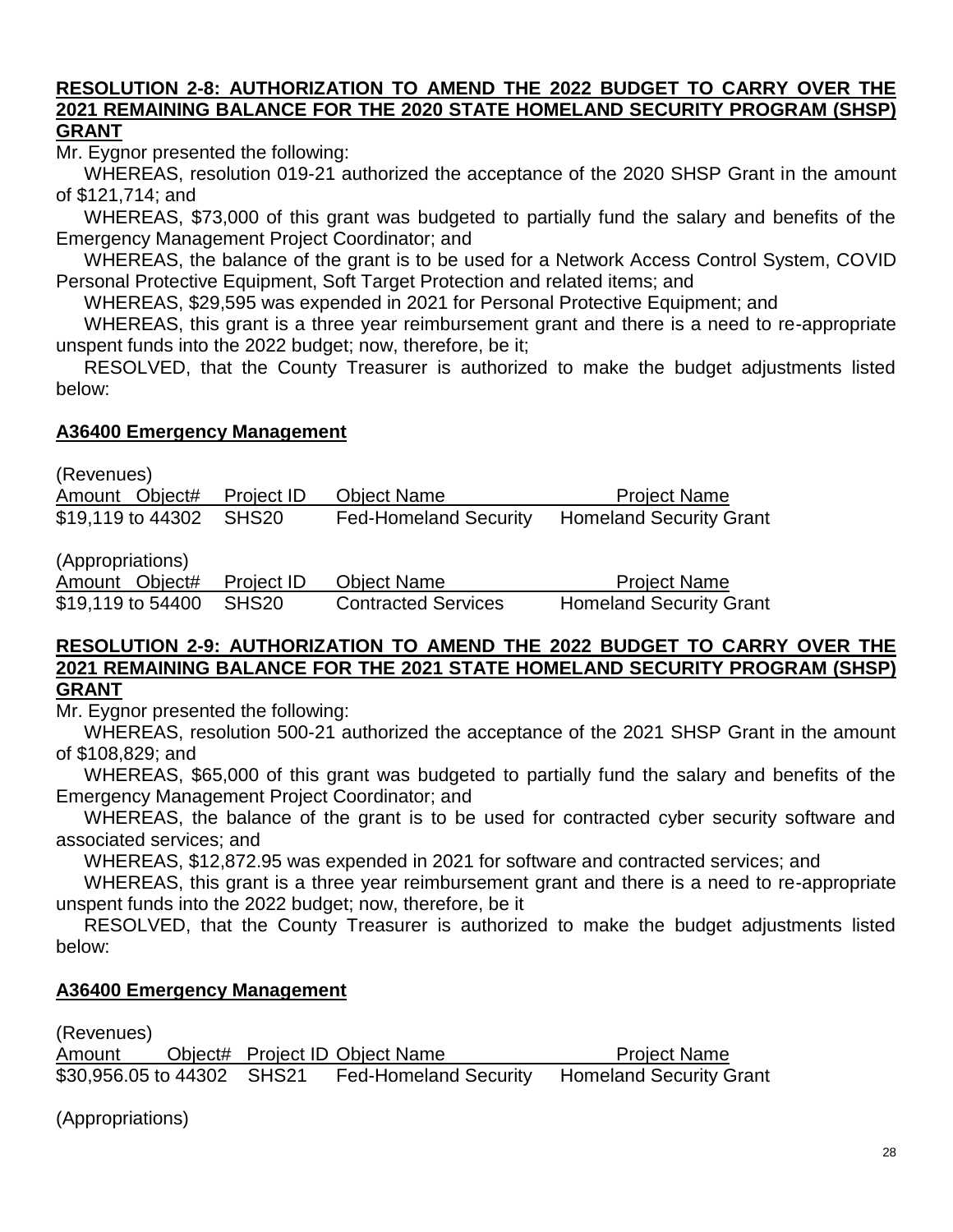**RESOLUTION 2-8: AUTHORIZATION TO AMEND THE 2022 BUDGET TO CARRY OVER THE 2021 REMAINING BALANCE FOR THE 2020 STATE HOMELAND SECURITY PROGRAM (SHSP) GRANT**

Mr. Eygnor presented the following:

WHEREAS, resolution 019-21 authorized the acceptance of the 2020 SHSP Grant in the amount of $121,714; and

WHEREAS, $73,000 of this grant was budgeted to partially fund the salary and benefits of the Emergency Management Project Coordinator; and

WHEREAS, the balance of the grant is to be used for a Network Access Control System, COVID Personal Protective Equipment, Soft Target Protection and related items; and

WHEREAS, $29,595 was expended in 2021 for Personal Protective Equipment; and

WHEREAS, this grant is a three year reimbursement grant and there is a need to re-appropriate unspent funds into the 2022 budget; now, therefore, be it;

RESOLVED, that the County Treasurer is authorized to make the budget adjustments listed below:

**A36400 Emergency Management**

(Revenues)

| Amount | Object# | Project ID | Object Name | Project Name |
|---|---|---|---|---|
| $19,119 to | 44302 | SHS20 | Fed-Homeland Security | Homeland Security Grant |

(Appropriations)

| Amount | Object# | Project ID | Object Name | Project Name |
|---|---|---|---|---|
| $19,119 to | 54400 | SHS20 | Contracted Services | Homeland Security Grant |

**RESOLUTION 2-9: AUTHORIZATION TO AMEND THE 2022 BUDGET TO CARRY OVER THE 2021 REMAINING BALANCE FOR THE 2021 STATE HOMELAND SECURITY PROGRAM (SHSP) GRANT**

Mr. Eygnor presented the following:

WHEREAS, resolution 500-21 authorized the acceptance of the 2021 SHSP Grant in the amount of $108,829; and

WHEREAS, $65,000 of this grant was budgeted to partially fund the salary and benefits of the Emergency Management Project Coordinator; and

WHEREAS, the balance of the grant is to be used for contracted cyber security software and associated services; and

WHEREAS, $12,872.95 was expended in 2021 for software and contracted services; and

WHEREAS, this grant is a three year reimbursement grant and there is a need to re-appropriate unspent funds into the 2022 budget; now, therefore, be it

RESOLVED, that the County Treasurer is authorized to make the budget adjustments listed below:

**A36400 Emergency Management**

(Revenues)

| Amount | Object# | Project ID | Object Name | Project Name |
|---|---|---|---|---|
| $30,956.05 to | 44302 | SHS21 | Fed-Homeland Security | Homeland Security Grant |

(Appropriations)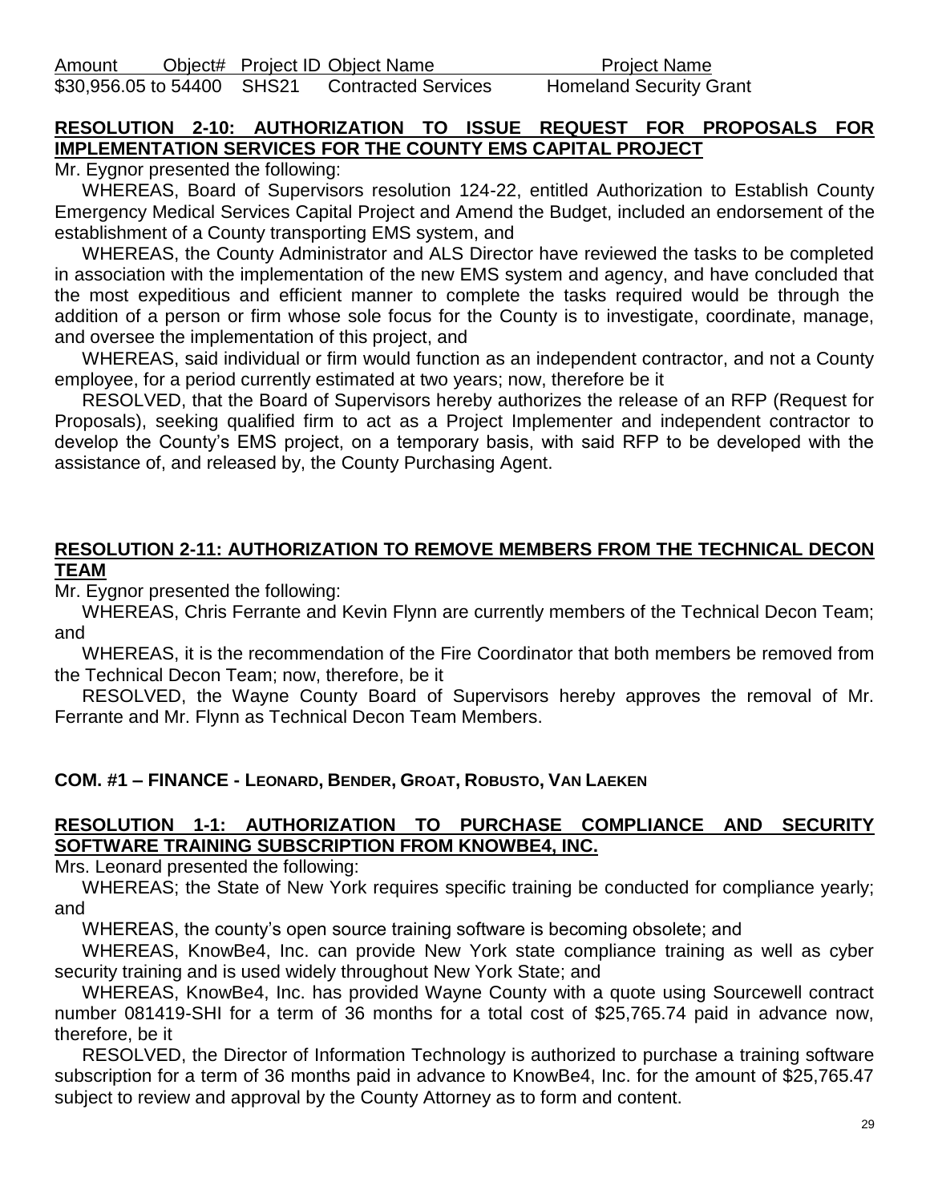| Amount | Object# | Project ID | Object Name | Project Name |
|---|---|---|---|---|
| $30,956.05 to | 54400 | SHS21 | Contracted Services | Homeland Security Grant |

**RESOLUTION 2-10: AUTHORIZATION TO ISSUE REQUEST FOR PROPOSALS FOR IMPLEMENTATION SERVICES FOR THE COUNTY EMS CAPITAL PROJECT**

Mr. Eygnor presented the following:

WHEREAS, Board of Supervisors resolution 124-22, entitled Authorization to Establish County Emergency Medical Services Capital Project and Amend the Budget, included an endorsement of the establishment of a County transporting EMS system, and

WHEREAS, the County Administrator and ALS Director have reviewed the tasks to be completed in association with the implementation of the new EMS system and agency, and have concluded that the most expeditious and efficient manner to complete the tasks required would be through the addition of a person or firm whose sole focus for the County is to investigate, coordinate, manage, and oversee the implementation of this project, and

WHEREAS, said individual or firm would function as an independent contractor, and not a County employee, for a period currently estimated at two years; now, therefore be it

RESOLVED, that the Board of Supervisors hereby authorizes the release of an RFP (Request for Proposals), seeking qualified firm to act as a Project Implementer and independent contractor to develop the County's EMS project, on a temporary basis, with said RFP to be developed with the assistance of, and released by, the County Purchasing Agent.

**RESOLUTION 2-11: AUTHORIZATION TO REMOVE MEMBERS FROM THE TECHNICAL DECON TEAM**

Mr. Eygnor presented the following:

WHEREAS, Chris Ferrante and Kevin Flynn are currently members of the Technical Decon Team; and

WHEREAS, it is the recommendation of the Fire Coordinator that both members be removed from the Technical Decon Team; now, therefore, be it

RESOLVED, the Wayne County Board of Supervisors hereby approves the removal of Mr. Ferrante and Mr. Flynn as Technical Decon Team Members.

**COM. #1 – FINANCE - LEONARD, BENDER, GROAT, ROBUSTO, VAN LAEKEN**

**RESOLUTION 1-1: AUTHORIZATION TO PURCHASE COMPLIANCE AND SECURITY SOFTWARE TRAINING SUBSCRIPTION FROM KNOWBE4, INC.**

Mrs. Leonard presented the following:

WHEREAS; the State of New York requires specific training be conducted for compliance yearly; and

WHEREAS, the county's open source training software is becoming obsolete; and

WHEREAS, KnowBe4, Inc. can provide New York state compliance training as well as cyber security training and is used widely throughout New York State; and

WHEREAS, KnowBe4, Inc. has provided Wayne County with a quote using Sourcewell contract number 081419-SHI for a term of 36 months for a total cost of $25,765.74 paid in advance now, therefore, be it

RESOLVED, the Director of Information Technology is authorized to purchase a training software subscription for a term of 36 months paid in advance to KnowBe4, Inc. for the amount of $25,765.47 subject to review and approval by the County Attorney as to form and content.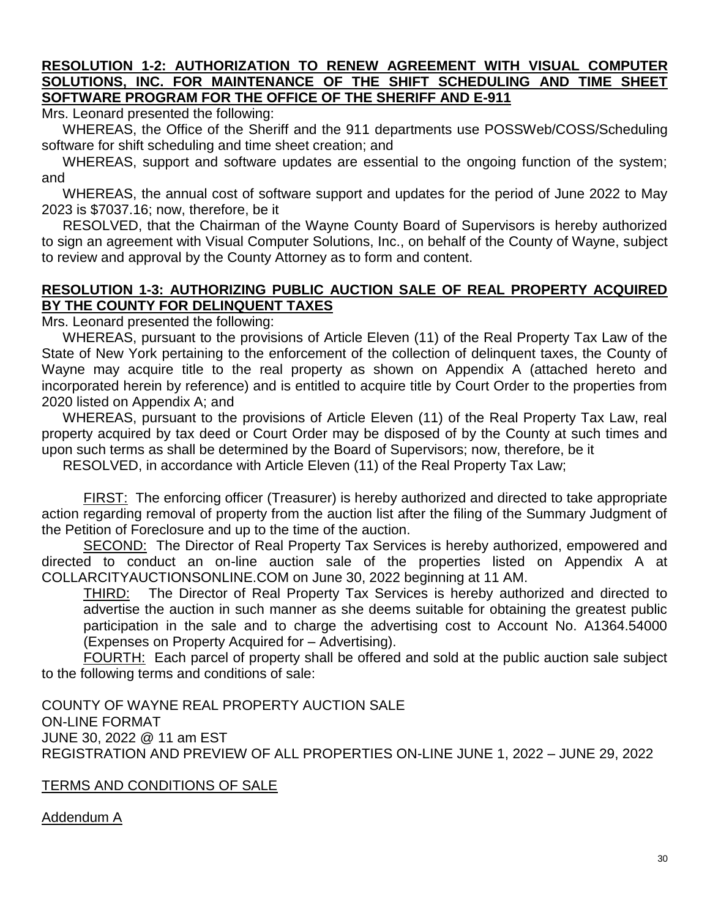**RESOLUTION 1-2: AUTHORIZATION TO RENEW AGREEMENT WITH VISUAL COMPUTER SOLUTIONS, INC. FOR MAINTENANCE OF THE SHIFT SCHEDULING AND TIME SHEET SOFTWARE PROGRAM FOR THE OFFICE OF THE SHERIFF AND E-911**

Mrs. Leonard presented the following:

WHEREAS, the Office of the Sheriff and the 911 departments use POSSWeb/COSS/Scheduling software for shift scheduling and time sheet creation; and

WHEREAS, support and software updates are essential to the ongoing function of the system; and

WHEREAS, the annual cost of software support and updates for the period of June 2022 to May 2023 is $7037.16; now, therefore, be it

RESOLVED, that the Chairman of the Wayne County Board of Supervisors is hereby authorized to sign an agreement with Visual Computer Solutions, Inc., on behalf of the County of Wayne, subject to review and approval by the County Attorney as to form and content.

**RESOLUTION 1-3: AUTHORIZING PUBLIC AUCTION SALE OF REAL PROPERTY ACQUIRED BY THE COUNTY FOR DELINQUENT TAXES**

Mrs. Leonard presented the following:

WHEREAS, pursuant to the provisions of Article Eleven (11) of the Real Property Tax Law of the State of New York pertaining to the enforcement of the collection of delinquent taxes, the County of Wayne may acquire title to the real property as shown on Appendix A (attached hereto and incorporated herein by reference) and is entitled to acquire title by Court Order to the properties from 2020 listed on Appendix A; and

WHEREAS, pursuant to the provisions of Article Eleven (11) of the Real Property Tax Law, real property acquired by tax deed or Court Order may be disposed of by the County at such times and upon such terms as shall be determined by the Board of Supervisors; now, therefore, be it

RESOLVED, in accordance with Article Eleven (11) of the Real Property Tax Law;

FIRST: The enforcing officer (Treasurer) is hereby authorized and directed to take appropriate action regarding removal of property from the auction list after the filing of the Summary Judgment of the Petition of Foreclosure and up to the time of the auction.

SECOND: The Director of Real Property Tax Services is hereby authorized, empowered and directed to conduct an on-line auction sale of the properties listed on Appendix A at COLLARCITYAUCTIONSONLINE.COM on June 30, 2022 beginning at 11 AM.

THIRD: The Director of Real Property Tax Services is hereby authorized and directed to advertise the auction in such manner as she deems suitable for obtaining the greatest public participation in the sale and to charge the advertising cost to Account No. A1364.54000 (Expenses on Property Acquired for – Advertising).

FOURTH: Each parcel of property shall be offered and sold at the public auction sale subject to the following terms and conditions of sale:

COUNTY OF WAYNE REAL PROPERTY AUCTION SALE
ON-LINE FORMAT
JUNE 30, 2022 @ 11 am EST
REGISTRATION AND PREVIEW OF ALL PROPERTIES ON-LINE JUNE 1, 2022 – JUNE 29, 2022

TERMS AND CONDITIONS OF SALE

Addendum A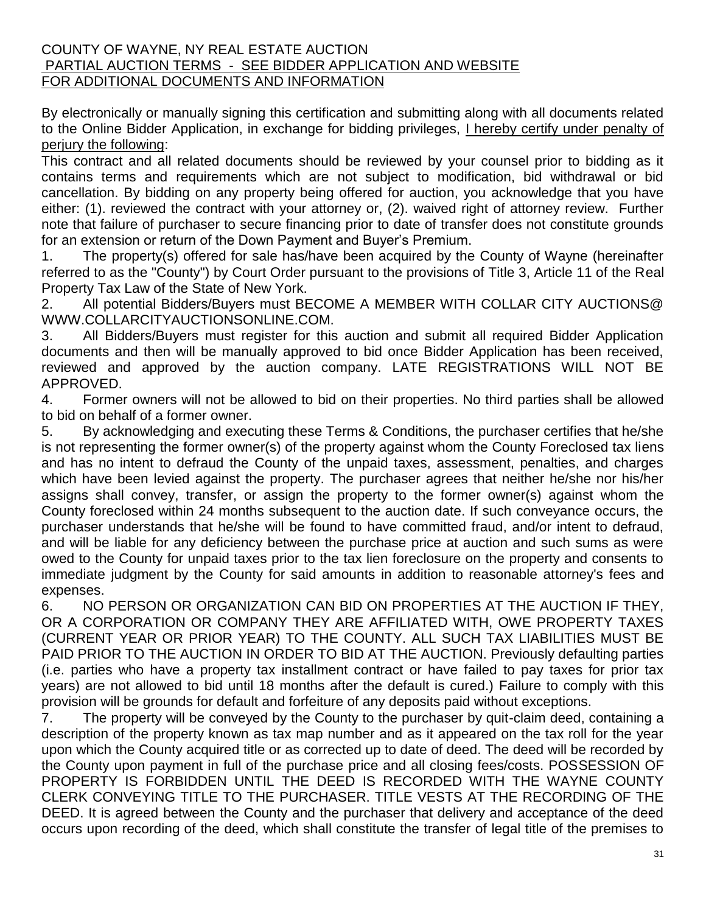COUNTY OF WAYNE, NY REAL ESTATE AUCTION
PARTIAL AUCTION TERMS - SEE BIDDER APPLICATION AND WEBSITE FOR ADDITIONAL DOCUMENTS AND INFORMATION

By electronically or manually signing this certification and submitting along with all documents related to the Online Bidder Application, in exchange for bidding privileges, I hereby certify under penalty of perjury the following:

This contract and all related documents should be reviewed by your counsel prior to bidding as it contains terms and requirements which are not subject to modification, bid withdrawal or bid cancellation. By bidding on any property being offered for auction, you acknowledge that you have either: (1). reviewed the contract with your attorney or, (2). waived right of attorney review. Further note that failure of purchaser to secure financing prior to date of transfer does not constitute grounds for an extension or return of the Down Payment and Buyer's Premium.

1. The property(s) offered for sale has/have been acquired by the County of Wayne (hereinafter referred to as the "County") by Court Order pursuant to the provisions of Title 3, Article 11 of the Real Property Tax Law of the State of New York.
2. All potential Bidders/Buyers must BECOME A MEMBER WITH COLLAR CITY AUCTIONS@ WWW.COLLARCITYAUCTIONSONLINE.COM.
3. All Bidders/Buyers must register for this auction and submit all required Bidder Application documents and then will be manually approved to bid once Bidder Application has been received, reviewed and approved by the auction company. LATE REGISTRATIONS WILL NOT BE APPROVED.
4. Former owners will not be allowed to bid on their properties. No third parties shall be allowed to bid on behalf of a former owner.
5. By acknowledging and executing these Terms & Conditions, the purchaser certifies that he/she is not representing the former owner(s) of the property against whom the County Foreclosed tax liens and has no intent to defraud the County of the unpaid taxes, assessment, penalties, and charges which have been levied against the property. The purchaser agrees that neither he/she nor his/her assigns shall convey, transfer, or assign the property to the former owner(s) against whom the County foreclosed within 24 months subsequent to the auction date. If such conveyance occurs, the purchaser understands that he/she will be found to have committed fraud, and/or intent to defraud, and will be liable for any deficiency between the purchase price at auction and such sums as were owed to the County for unpaid taxes prior to the tax lien foreclosure on the property and consents to immediate judgment by the County for said amounts in addition to reasonable attorney's fees and expenses.
6. NO PERSON OR ORGANIZATION CAN BID ON PROPERTIES AT THE AUCTION IF THEY, OR A CORPORATION OR COMPANY THEY ARE AFFILIATED WITH, OWE PROPERTY TAXES (CURRENT YEAR OR PRIOR YEAR) TO THE COUNTY. ALL SUCH TAX LIABILITIES MUST BE PAID PRIOR TO THE AUCTION IN ORDER TO BID AT THE AUCTION. Previously defaulting parties (i.e. parties who have a property tax installment contract or have failed to pay taxes for prior tax years) are not allowed to bid until 18 months after the default is cured.) Failure to comply with this provision will be grounds for default and forfeiture of any deposits paid without exceptions.
7. The property will be conveyed by the County to the purchaser by quit-claim deed, containing a description of the property known as tax map number and as it appeared on the tax roll for the year upon which the County acquired title or as corrected up to date of deed. The deed will be recorded by the County upon payment in full of the purchase price and all closing fees/costs. POSSESSION OF PROPERTY IS FORBIDDEN UNTIL THE DEED IS RECORDED WITH THE WAYNE COUNTY CLERK CONVEYING TITLE TO THE PURCHASER. TITLE VESTS AT THE RECORDING OF THE DEED. It is agreed between the County and the purchaser that delivery and acceptance of the deed occurs upon recording of the deed, which shall constitute the transfer of legal title of the premises to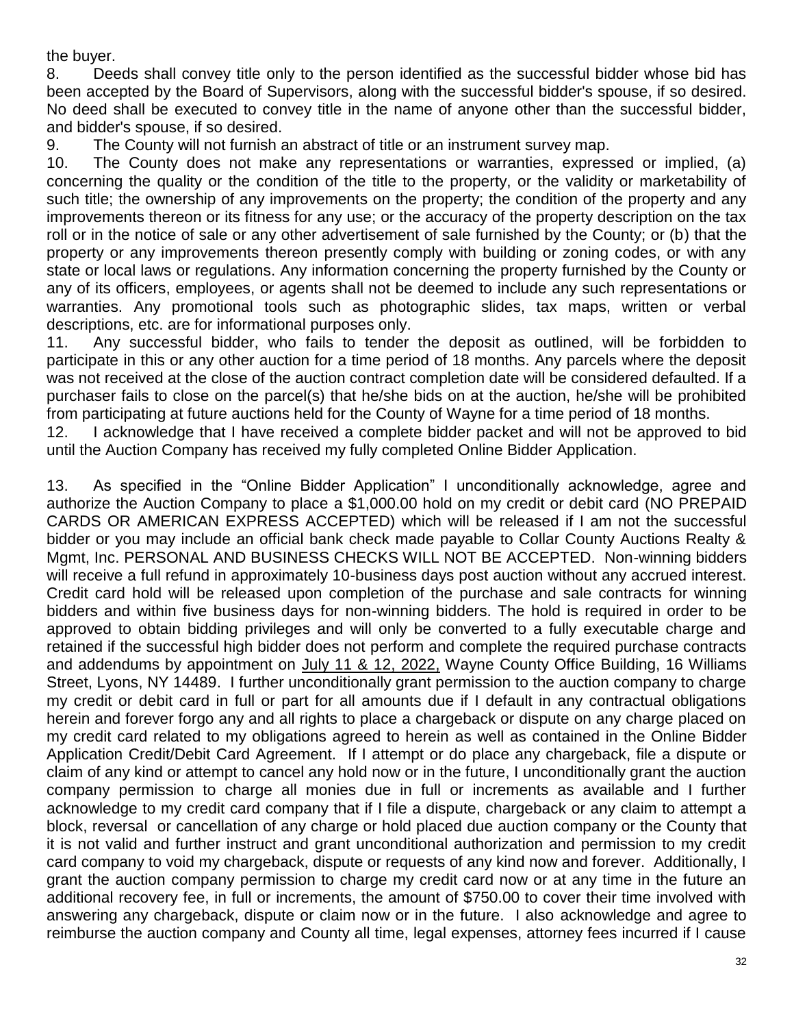the buyer.

8. Deeds shall convey title only to the person identified as the successful bidder whose bid has been accepted by the Board of Supervisors, along with the successful bidder's spouse, if so desired. No deed shall be executed to convey title in the name of anyone other than the successful bidder, and bidder's spouse, if so desired.

9. The County will not furnish an abstract of title or an instrument survey map.

10. The County does not make any representations or warranties, expressed or implied, (a) concerning the quality or the condition of the title to the property, or the validity or marketability of such title; the ownership of any improvements on the property; the condition of the property and any improvements thereon or its fitness for any use; or the accuracy of the property description on the tax roll or in the notice of sale or any other advertisement of sale furnished by the County; or (b) that the property or any improvements thereon presently comply with building or zoning codes, or with any state or local laws or regulations. Any information concerning the property furnished by the County or any of its officers, employees, or agents shall not be deemed to include any such representations or warranties. Any promotional tools such as photographic slides, tax maps, written or verbal descriptions, etc. are for informational purposes only.

11. Any successful bidder, who fails to tender the deposit as outlined, will be forbidden to participate in this or any other auction for a time period of 18 months. Any parcels where the deposit was not received at the close of the auction contract completion date will be considered defaulted. If a purchaser fails to close on the parcel(s) that he/she bids on at the auction, he/she will be prohibited from participating at future auctions held for the County of Wayne for a time period of 18 months.

12. I acknowledge that I have received a complete bidder packet and will not be approved to bid until the Auction Company has received my fully completed Online Bidder Application.

13. As specified in the "Online Bidder Application" I unconditionally acknowledge, agree and authorize the Auction Company to place a $1,000.00 hold on my credit or debit card (NO PREPAID CARDS OR AMERICAN EXPRESS ACCEPTED) which will be released if I am not the successful bidder or you may include an official bank check made payable to Collar County Auctions Realty & Mgmt, Inc. PERSONAL AND BUSINESS CHECKS WILL NOT BE ACCEPTED. Non-winning bidders will receive a full refund in approximately 10-business days post auction without any accrued interest. Credit card hold will be released upon completion of the purchase and sale contracts for winning bidders and within five business days for non-winning bidders. The hold is required in order to be approved to obtain bidding privileges and will only be converted to a fully executable charge and retained if the successful high bidder does not perform and complete the required purchase contracts and addendums by appointment on July 11 & 12, 2022, Wayne County Office Building, 16 Williams Street, Lyons, NY 14489. I further unconditionally grant permission to the auction company to charge my credit or debit card in full or part for all amounts due if I default in any contractual obligations herein and forever forgo any and all rights to place a chargeback or dispute on any charge placed on my credit card related to my obligations agreed to herein as well as contained in the Online Bidder Application Credit/Debit Card Agreement. If I attempt or do place any chargeback, file a dispute or claim of any kind or attempt to cancel any hold now or in the future, I unconditionally grant the auction company permission to charge all monies due in full or increments as available and I further acknowledge to my credit card company that if I file a dispute, chargeback or any claim to attempt a block, reversal or cancellation of any charge or hold placed due auction company or the County that it is not valid and further instruct and grant unconditional authorization and permission to my credit card company to void my chargeback, dispute or requests of any kind now and forever. Additionally, I grant the auction company permission to charge my credit card now or at any time in the future an additional recovery fee, in full or increments, the amount of $750.00 to cover their time involved with answering any chargeback, dispute or claim now or in the future. I also acknowledge and agree to reimburse the auction company and County all time, legal expenses, attorney fees incurred if I cause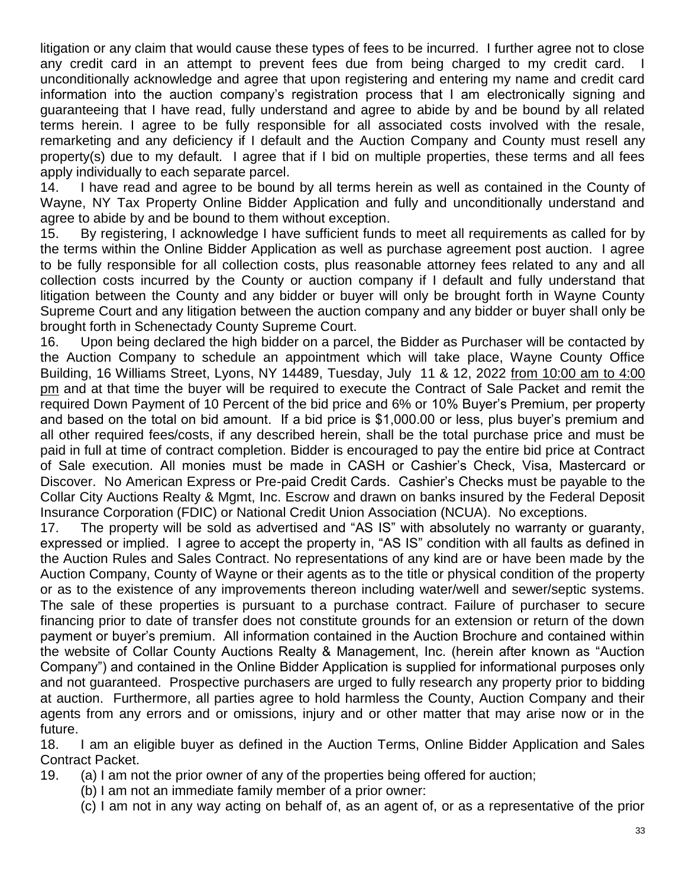litigation or any claim that would cause these types of fees to be incurred. I further agree not to close any credit card in an attempt to prevent fees due from being charged to my credit card. I unconditionally acknowledge and agree that upon registering and entering my name and credit card information into the auction company's registration process that I am electronically signing and guaranteeing that I have read, fully understand and agree to abide by and be bound by all related terms herein. I agree to be fully responsible for all associated costs involved with the resale, remarketing and any deficiency if I default and the Auction Company and County must resell any property(s) due to my default. I agree that if I bid on multiple properties, these terms and all fees apply individually to each separate parcel.

14. I have read and agree to be bound by all terms herein as well as contained in the County of Wayne, NY Tax Property Online Bidder Application and fully and unconditionally understand and agree to abide by and be bound to them without exception.

15. By registering, I acknowledge I have sufficient funds to meet all requirements as called for by the terms within the Online Bidder Application as well as purchase agreement post auction. I agree to be fully responsible for all collection costs, plus reasonable attorney fees related to any and all collection costs incurred by the County or auction company if I default and fully understand that litigation between the County and any bidder or buyer will only be brought forth in Wayne County Supreme Court and any litigation between the auction company and any bidder or buyer shall only be brought forth in Schenectady County Supreme Court.

16. Upon being declared the high bidder on a parcel, the Bidder as Purchaser will be contacted by the Auction Company to schedule an appointment which will take place, Wayne County Office Building, 16 Williams Street, Lyons, NY 14489, Tuesday, July 11 & 12, 2022 from 10:00 am to 4:00 pm and at that time the buyer will be required to execute the Contract of Sale Packet and remit the required Down Payment of 10 Percent of the bid price and 6% or 10% Buyer's Premium, per property and based on the total on bid amount. If a bid price is $1,000.00 or less, plus buyer's premium and all other required fees/costs, if any described herein, shall be the total purchase price and must be paid in full at time of contract completion. Bidder is encouraged to pay the entire bid price at Contract of Sale execution. All monies must be made in CASH or Cashier's Check, Visa, Mastercard or Discover. No American Express or Pre-paid Credit Cards. Cashier's Checks must be payable to the Collar City Auctions Realty & Mgmt, Inc. Escrow and drawn on banks insured by the Federal Deposit Insurance Corporation (FDIC) or National Credit Union Association (NCUA). No exceptions.

17. The property will be sold as advertised and "AS IS" with absolutely no warranty or guaranty, expressed or implied. I agree to accept the property in, "AS IS" condition with all faults as defined in the Auction Rules and Sales Contract. No representations of any kind are or have been made by the Auction Company, County of Wayne or their agents as to the title or physical condition of the property or as to the existence of any improvements thereon including water/well and sewer/septic systems. The sale of these properties is pursuant to a purchase contract. Failure of purchaser to secure financing prior to date of transfer does not constitute grounds for an extension or return of the down payment or buyer's premium. All information contained in the Auction Brochure and contained within the website of Collar County Auctions Realty & Management, Inc. (herein after known as "Auction Company") and contained in the Online Bidder Application is supplied for informational purposes only and not guaranteed. Prospective purchasers are urged to fully research any property prior to bidding at auction. Furthermore, all parties agree to hold harmless the County, Auction Company and their agents from any errors and or omissions, injury and or other matter that may arise now or in the future.

18. I am an eligible buyer as defined in the Auction Terms, Online Bidder Application and Sales Contract Packet.

19. (a) I am not the prior owner of any of the properties being offered for auction;

    (b) I am not an immediate family member of a prior owner:

    (c) I am not in any way acting on behalf of, as an agent of, or as a representative of the prior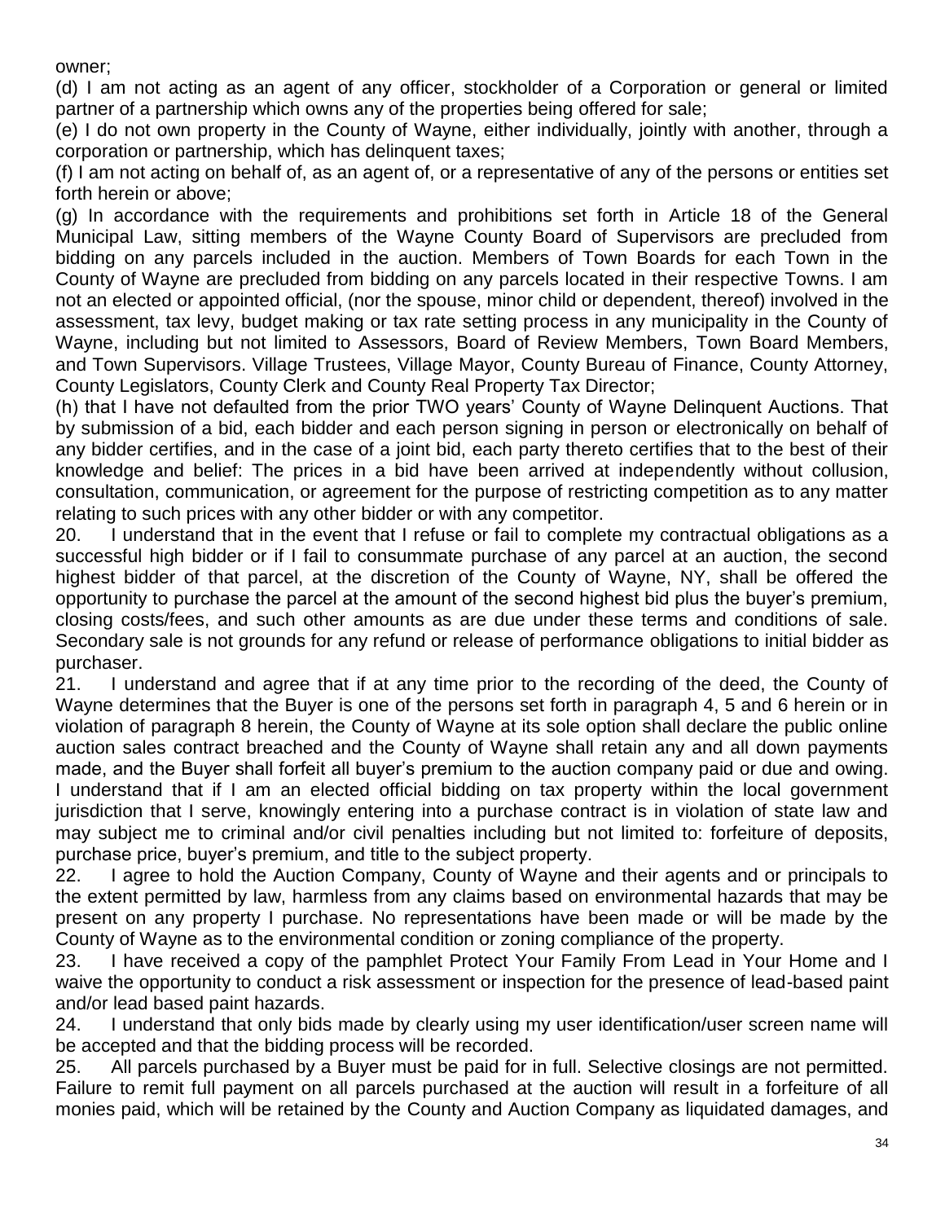owner;

(d) I am not acting as an agent of any officer, stockholder of a Corporation or general or limited partner of a partnership which owns any of the properties being offered for sale;

(e) I do not own property in the County of Wayne, either individually, jointly with another, through a corporation or partnership, which has delinquent taxes;

(f) I am not acting on behalf of, as an agent of, or a representative of any of the persons or entities set forth herein or above;

(g) In accordance with the requirements and prohibitions set forth in Article 18 of the General Municipal Law, sitting members of the Wayne County Board of Supervisors are precluded from bidding on any parcels included in the auction. Members of Town Boards for each Town in the County of Wayne are precluded from bidding on any parcels located in their respective Towns. I am not an elected or appointed official, (nor the spouse, minor child or dependent, thereof) involved in the assessment, tax levy, budget making or tax rate setting process in any municipality in the County of Wayne, including but not limited to Assessors, Board of Review Members, Town Board Members, and Town Supervisors. Village Trustees, Village Mayor, County Bureau of Finance, County Attorney, County Legislators, County Clerk and County Real Property Tax Director;

(h) that I have not defaulted from the prior TWO years' County of Wayne Delinquent Auctions. That by submission of a bid, each bidder and each person signing in person or electronically on behalf of any bidder certifies, and in the case of a joint bid, each party thereto certifies that to the best of their knowledge and belief: The prices in a bid have been arrived at independently without collusion, consultation, communication, or agreement for the purpose of restricting competition as to any matter relating to such prices with any other bidder or with any competitor.

20. I understand that in the event that I refuse or fail to complete my contractual obligations as a successful high bidder or if I fail to consummate purchase of any parcel at an auction, the second highest bidder of that parcel, at the discretion of the County of Wayne, NY, shall be offered the opportunity to purchase the parcel at the amount of the second highest bid plus the buyer's premium, closing costs/fees, and such other amounts as are due under these terms and conditions of sale. Secondary sale is not grounds for any refund or release of performance obligations to initial bidder as purchaser.

21. I understand and agree that if at any time prior to the recording of the deed, the County of Wayne determines that the Buyer is one of the persons set forth in paragraph 4, 5 and 6 herein or in violation of paragraph 8 herein, the County of Wayne at its sole option shall declare the public online auction sales contract breached and the County of Wayne shall retain any and all down payments made, and the Buyer shall forfeit all buyer's premium to the auction company paid or due and owing. I understand that if I am an elected official bidding on tax property within the local government jurisdiction that I serve, knowingly entering into a purchase contract is in violation of state law and may subject me to criminal and/or civil penalties including but not limited to: forfeiture of deposits, purchase price, buyer's premium, and title to the subject property.

22. I agree to hold the Auction Company, County of Wayne and their agents and or principals to the extent permitted by law, harmless from any claims based on environmental hazards that may be present on any property I purchase. No representations have been made or will be made by the County of Wayne as to the environmental condition or zoning compliance of the property.

23. I have received a copy of the pamphlet Protect Your Family From Lead in Your Home and I waive the opportunity to conduct a risk assessment or inspection for the presence of lead-based paint and/or lead based paint hazards.

24. I understand that only bids made by clearly using my user identification/user screen name will be accepted and that the bidding process will be recorded.

25. All parcels purchased by a Buyer must be paid for in full. Selective closings are not permitted. Failure to remit full payment on all parcels purchased at the auction will result in a forfeiture of all monies paid, which will be retained by the County and Auction Company as liquidated damages, and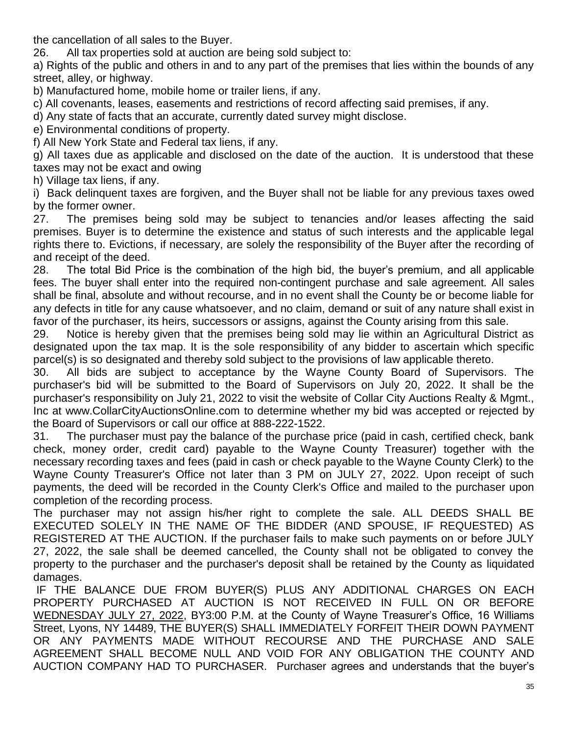the cancellation of all sales to the Buyer.

26. All tax properties sold at auction are being sold subject to:

a) Rights of the public and others in and to any part of the premises that lies within the bounds of any street, alley, or highway.

b) Manufactured home, mobile home or trailer liens, if any.

c) All covenants, leases, easements and restrictions of record affecting said premises, if any.

d) Any state of facts that an accurate, currently dated survey might disclose.

e) Environmental conditions of property.

f) All New York State and Federal tax liens, if any.

g) All taxes due as applicable and disclosed on the date of the auction. It is understood that these taxes may not be exact and owing

h) Village tax liens, if any.

i) Back delinquent taxes are forgiven, and the Buyer shall not be liable for any previous taxes owed by the former owner.

27. The premises being sold may be subject to tenancies and/or leases affecting the said premises. Buyer is to determine the existence and status of such interests and the applicable legal rights there to. Evictions, if necessary, are solely the responsibility of the Buyer after the recording of and receipt of the deed.

28. The total Bid Price is the combination of the high bid, the buyer's premium, and all applicable fees. The buyer shall enter into the required non-contingent purchase and sale agreement. All sales shall be final, absolute and without recourse, and in no event shall the County be or become liable for any defects in title for any cause whatsoever, and no claim, demand or suit of any nature shall exist in favor of the purchaser, its heirs, successors or assigns, against the County arising from this sale.

29. Notice is hereby given that the premises being sold may lie within an Agricultural District as designated upon the tax map. It is the sole responsibility of any bidder to ascertain which specific parcel(s) is so designated and thereby sold subject to the provisions of law applicable thereto.

30. All bids are subject to acceptance by the Wayne County Board of Supervisors. The purchaser's bid will be submitted to the Board of Supervisors on July 20, 2022. It shall be the purchaser's responsibility on July 21, 2022 to visit the website of Collar City Auctions Realty & Mgmt., Inc at www.CollarCityAuctionsOnline.com to determine whether my bid was accepted or rejected by the Board of Supervisors or call our office at 888-222-1522.

31. The purchaser must pay the balance of the purchase price (paid in cash, certified check, bank check, money order, credit card) payable to the Wayne County Treasurer) together with the necessary recording taxes and fees (paid in cash or check payable to the Wayne County Clerk) to the Wayne County Treasurer's Office not later than 3 PM on JULY 27, 2022. Upon receipt of such payments, the deed will be recorded in the County Clerk's Office and mailed to the purchaser upon completion of the recording process.

The purchaser may not assign his/her right to complete the sale. ALL DEEDS SHALL BE EXECUTED SOLELY IN THE NAME OF THE BIDDER (AND SPOUSE, IF REQUESTED) AS REGISTERED AT THE AUCTION. If the purchaser fails to make such payments on or before JULY 27, 2022, the sale shall be deemed cancelled, the County shall not be obligated to convey the property to the purchaser and the purchaser's deposit shall be retained by the County as liquidated damages.

IF THE BALANCE DUE FROM BUYER(S) PLUS ANY ADDITIONAL CHARGES ON EACH PROPERTY PURCHASED AT AUCTION IS NOT RECEIVED IN FULL ON OR BEFORE WEDNESDAY JULY 27, 2022, BY3:00 P.M. at the County of Wayne Treasurer's Office, 16 Williams Street, Lyons, NY 14489, THE BUYER(S) SHALL IMMEDIATELY FORFEIT THEIR DOWN PAYMENT OR ANY PAYMENTS MADE WITHOUT RECOURSE AND THE PURCHASE AND SALE AGREEMENT SHALL BECOME NULL AND VOID FOR ANY OBLIGATION THE COUNTY AND AUCTION COMPANY HAD TO PURCHASER. Purchaser agrees and understands that the buyer's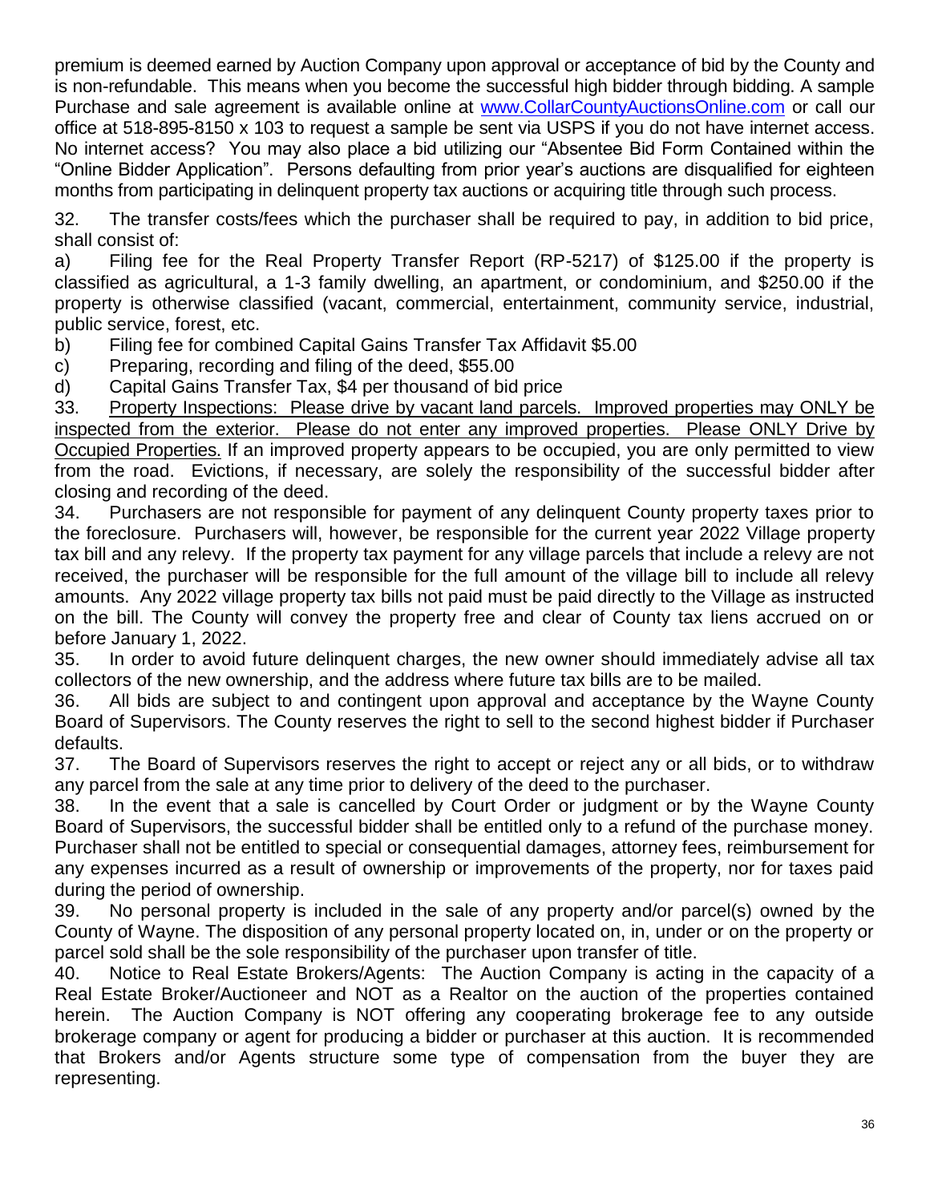premium is deemed earned by Auction Company upon approval or acceptance of bid by the County and is non-refundable. This means when you become the successful high bidder through bidding. A sample Purchase and sale agreement is available online at [www.CollarCountyAuctionsOnline.com](www.CollarCountyAuctionsOnline.com) or call our office at 518-895-8150 x 103 to request a sample be sent via USPS if you do not have internet access. No internet access? You may also place a bid utilizing our "Absentee Bid Form Contained within the "Online Bidder Application". Persons defaulting from prior year's auctions are disqualified for eighteen months from participating in delinquent property tax auctions or acquiring title through such process.

32. The transfer costs/fees which the purchaser shall be required to pay, in addition to bid price, shall consist of:

a) Filing fee for the Real Property Transfer Report (RP-5217) of $125.00 if the property is classified as agricultural, a 1-3 family dwelling, an apartment, or condominium, and $250.00 if the property is otherwise classified (vacant, commercial, entertainment, community service, industrial, public service, forest, etc.

b) Filing fee for combined Capital Gains Transfer Tax Affidavit $5.00

c) Preparing, recording and filing of the deed, $55.00

d) Capital Gains Transfer Tax, $4 per thousand of bid price

33. <u>Property Inspections: Please drive by vacant land parcels. Improved properties may ONLY be inspected from the exterior. Please do not enter any improved properties. Please ONLY Drive by Occupied Properties.</u> If an improved property appears to be occupied, you are only permitted to view from the road. Evictions, if necessary, are solely the responsibility of the successful bidder after closing and recording of the deed.

34. Purchasers are not responsible for payment of any delinquent County property taxes prior to the foreclosure. Purchasers will, however, be responsible for the current year 2022 Village property tax bill and any relevy. If the property tax payment for any village parcels that include a relevy are not received, the purchaser will be responsible for the full amount of the village bill to include all relevy amounts. Any 2022 village property tax bills not paid must be paid directly to the Village as instructed on the bill. The County will convey the property free and clear of County tax liens accrued on or before January 1, 2022.

35. In order to avoid future delinquent charges, the new owner should immediately advise all tax collectors of the new ownership, and the address where future tax bills are to be mailed.

36. All bids are subject to and contingent upon approval and acceptance by the Wayne County Board of Supervisors. The County reserves the right to sell to the second highest bidder if Purchaser defaults.

37. The Board of Supervisors reserves the right to accept or reject any or all bids, or to withdraw any parcel from the sale at any time prior to delivery of the deed to the purchaser.

38. In the event that a sale is cancelled by Court Order or judgment or by the Wayne County Board of Supervisors, the successful bidder shall be entitled only to a refund of the purchase money. Purchaser shall not be entitled to special or consequential damages, attorney fees, reimbursement for any expenses incurred as a result of ownership or improvements of the property, nor for taxes paid during the period of ownership.

39. No personal property is included in the sale of any property and/or parcel(s) owned by the County of Wayne. The disposition of any personal property located on, in, under or on the property or parcel sold shall be the sole responsibility of the purchaser upon transfer of title.

40. Notice to Real Estate Brokers/Agents: The Auction Company is acting in the capacity of a Real Estate Broker/Auctioneer and NOT as a Realtor on the auction of the properties contained herein. The Auction Company is NOT offering any cooperating brokerage fee to any outside brokerage company or agent for producing a bidder or purchaser at this auction. It is recommended that Brokers and/or Agents structure some type of compensation from the buyer they are representing.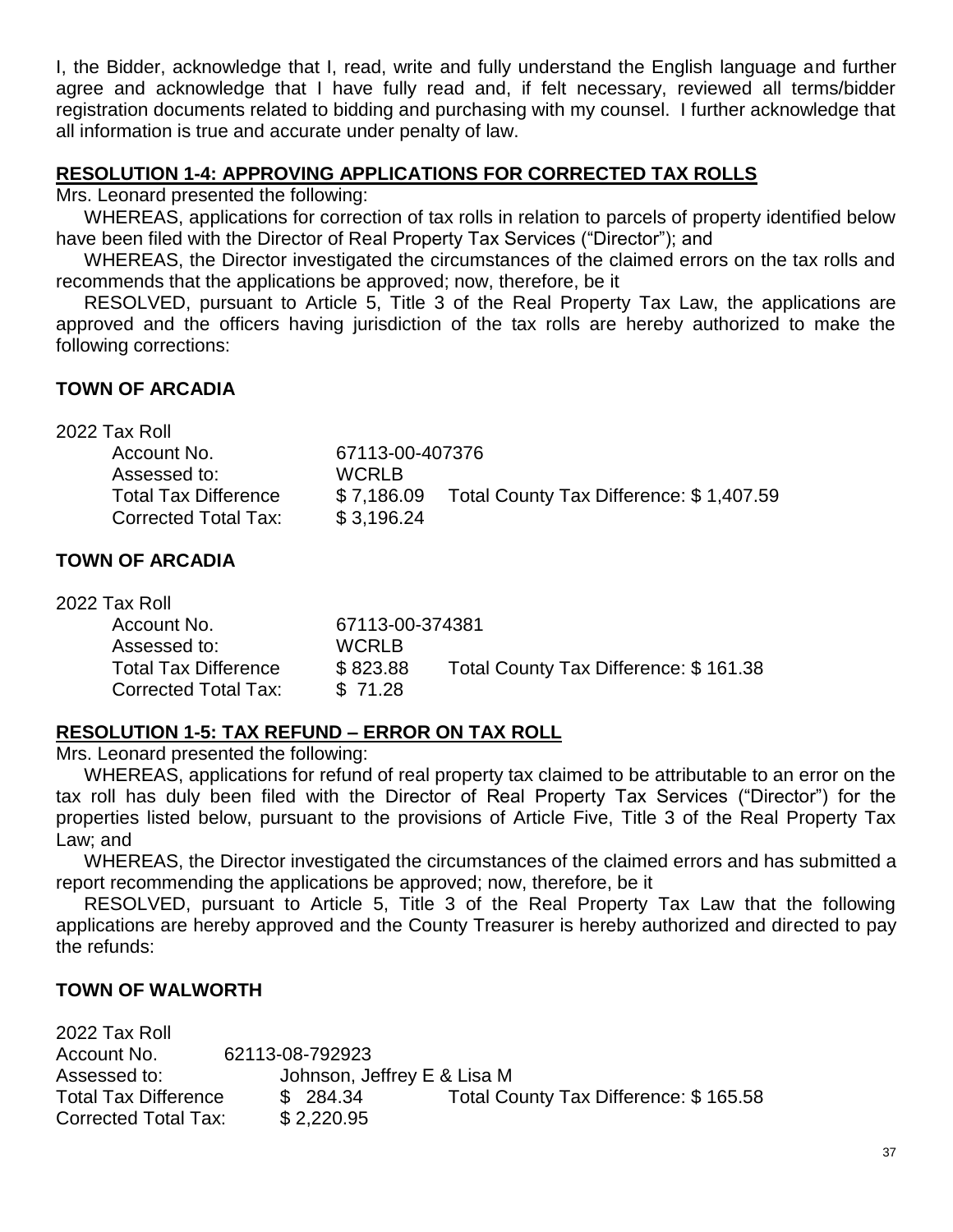I, the Bidder, acknowledge that I, read, write and fully understand the English language and further agree and acknowledge that I have fully read and, if felt necessary, reviewed all terms/bidder registration documents related to bidding and purchasing with my counsel. I further acknowledge that all information is true and accurate under penalty of law.

**RESOLUTION 1-4: APPROVING APPLICATIONS FOR CORRECTED TAX ROLLS**

Mrs. Leonard presented the following:

WHEREAS, applications for correction of tax rolls in relation to parcels of property identified below have been filed with the Director of Real Property Tax Services ("Director"); and

WHEREAS, the Director investigated the circumstances of the claimed errors on the tax rolls and recommends that the applications be approved; now, therefore, be it

RESOLVED, pursuant to Article 5, Title 3 of the Real Property Tax Law, the applications are approved and the officers having jurisdiction of the tax rolls are hereby authorized to make the following corrections:

**TOWN OF ARCADIA**

2022 Tax Roll

| | | |
|---|---|---|
| Account No. | 67113-00-407376 | |
| Assessed to: | WCRLB | |
| Total Tax Difference | $ 7,186.09 | Total County Tax Difference: $ 1,407.59 |
| Corrected Total Tax: | $ 3,196.24 | |

**TOWN OF ARCADIA**

2022 Tax Roll

| | | |
|---|---|---|
| Account No. | 67113-00-374381 | |
| Assessed to: | WCRLB | |
| Total Tax Difference | $ 823.88 | Total County Tax Difference: $ 161.38 |
| Corrected Total Tax: | $ 71.28 | |

**RESOLUTION 1-5: TAX REFUND – ERROR ON TAX ROLL**

Mrs. Leonard presented the following:

WHEREAS, applications for refund of real property tax claimed to be attributable to an error on the tax roll has duly been filed with the Director of Real Property Tax Services ("Director") for the properties listed below, pursuant to the provisions of Article Five, Title 3 of the Real Property Tax Law; and

WHEREAS, the Director investigated the circumstances of the claimed errors and has submitted a report recommending the applications be approved; now, therefore, be it

RESOLVED, pursuant to Article 5, Title 3 of the Real Property Tax Law that the following applications are hereby approved and the County Treasurer is hereby authorized and directed to pay the refunds:

**TOWN OF WALWORTH**

2022 Tax Roll

| | | |
|---|---|---|
| Account No. | 62113-08-792923 | |
| Assessed to: | Johnson, Jeffrey E & Lisa M | |
| Total Tax Difference | $ 284.34 | Total County Tax Difference: $ 165.58 |
| Corrected Total Tax: | $ 2,220.95 | |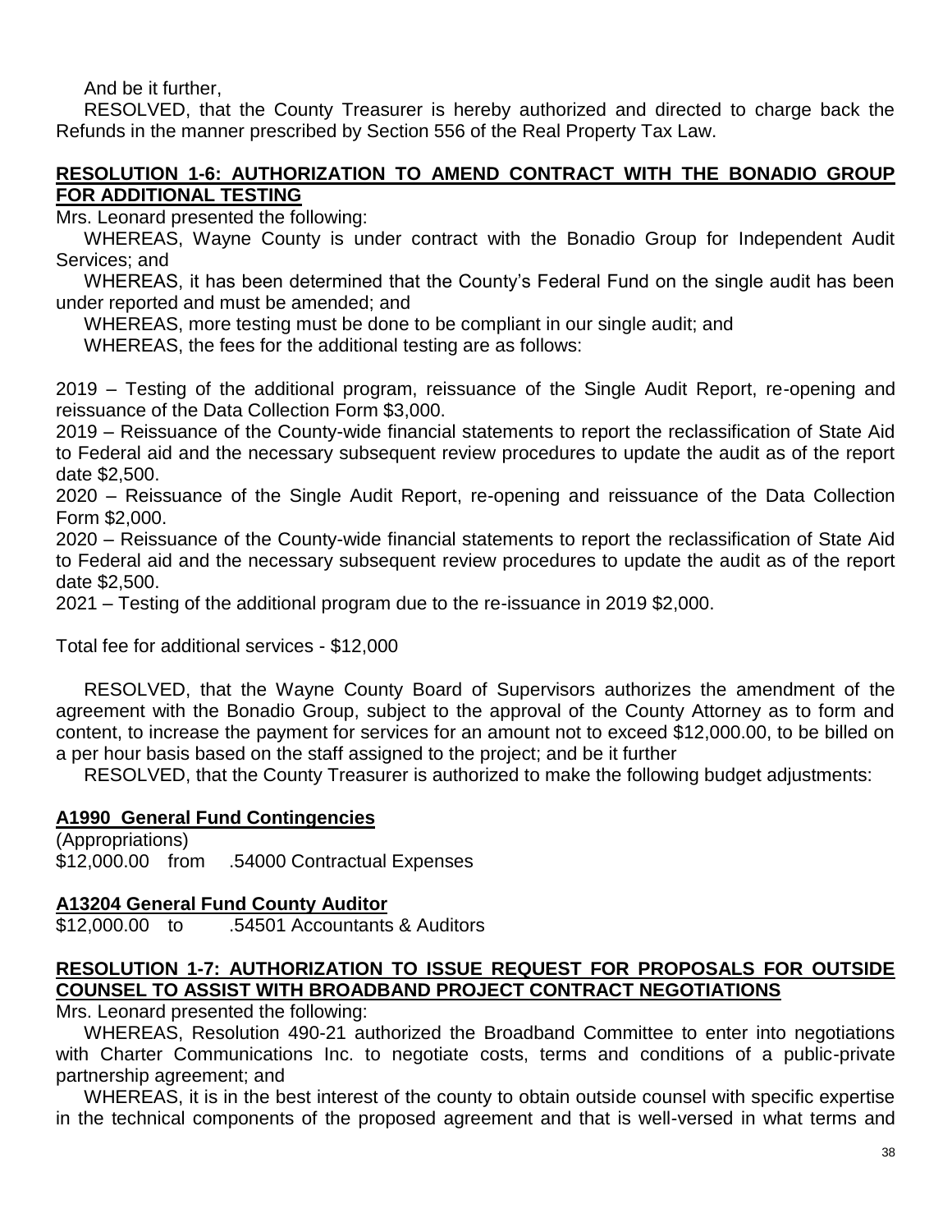And be it further,

RESOLVED, that the County Treasurer is hereby authorized and directed to charge back the Refunds in the manner prescribed by Section 556 of the Real Property Tax Law.

## RESOLUTION 1-6: AUTHORIZATION TO AMEND CONTRACT WITH THE BONADIO GROUP FOR ADDITIONAL TESTING

Mrs. Leonard presented the following:

WHEREAS, Wayne County is under contract with the Bonadio Group for Independent Audit Services; and

WHEREAS, it has been determined that the County's Federal Fund on the single audit has been under reported and must be amended; and

WHEREAS, more testing must be done to be compliant in our single audit; and

WHEREAS, the fees for the additional testing are as follows:

2019 – Testing of the additional program, reissuance of the Single Audit Report, re-opening and reissuance of the Data Collection Form $3,000.

2019 – Reissuance of the County-wide financial statements to report the reclassification of State Aid to Federal aid and the necessary subsequent review procedures to update the audit as of the report date $2,500.

2020 – Reissuance of the Single Audit Report, re-opening and reissuance of the Data Collection Form $2,000.

2020 – Reissuance of the County-wide financial statements to report the reclassification of State Aid to Federal aid and the necessary subsequent review procedures to update the audit as of the report date $2,500.

2021 – Testing of the additional program due to the re-issuance in 2019 $2,000.

Total fee for additional services - $12,000

RESOLVED, that the Wayne County Board of Supervisors authorizes the amendment of the agreement with the Bonadio Group, subject to the approval of the County Attorney as to form and content, to increase the payment for services for an amount not to exceed $12,000.00, to be billed on a per hour basis based on the staff assigned to the project; and be it further

RESOLVED, that the County Treasurer is authorized to make the following budget adjustments:

**A1990 General Fund Contingencies**

(Appropriations)
$12,000.00 from .54000 Contractual Expenses

**A13204 General Fund County Auditor**

$12,000.00 to .54501 Accountants & Auditors

## RESOLUTION 1-7: AUTHORIZATION TO ISSUE REQUEST FOR PROPOSALS FOR OUTSIDE COUNSEL TO ASSIST WITH BROADBAND PROJECT CONTRACT NEGOTIATIONS

Mrs. Leonard presented the following:

WHEREAS, Resolution 490-21 authorized the Broadband Committee to enter into negotiations with Charter Communications Inc. to negotiate costs, terms and conditions of a public-private partnership agreement; and

WHEREAS, it is in the best interest of the county to obtain outside counsel with specific expertise in the technical components of the proposed agreement and that is well-versed in what terms and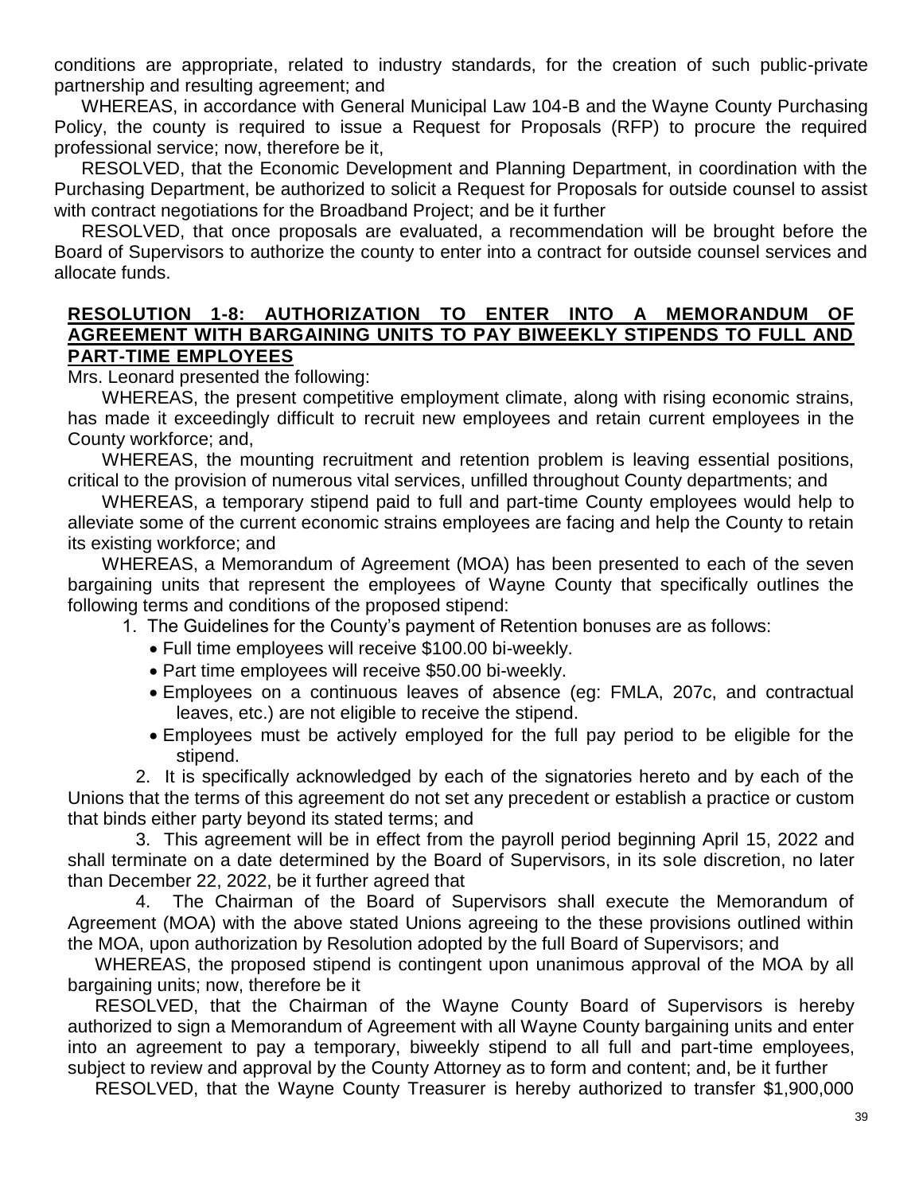conditions are appropriate, related to industry standards, for the creation of such public-private partnership and resulting agreement; and

WHEREAS, in accordance with General Municipal Law 104-B and the Wayne County Purchasing Policy, the county is required to issue a Request for Proposals (RFP) to procure the required professional service; now, therefore be it,

RESOLVED, that the Economic Development and Planning Department, in coordination with the Purchasing Department, be authorized to solicit a Request for Proposals for outside counsel to assist with contract negotiations for the Broadband Project; and be it further

RESOLVED, that once proposals are evaluated, a recommendation will be brought before the Board of Supervisors to authorize the county to enter into a contract for outside counsel services and allocate funds.

## RESOLUTION 1-8: AUTHORIZATION TO ENTER INTO A MEMORANDUM OF AGREEMENT WITH BARGAINING UNITS TO PAY BIWEEKLY STIPENDS TO FULL AND PART-TIME EMPLOYEES

Mrs. Leonard presented the following:

WHEREAS, the present competitive employment climate, along with rising economic strains, has made it exceedingly difficult to recruit new employees and retain current employees in the County workforce; and,

WHEREAS, the mounting recruitment and retention problem is leaving essential positions, critical to the provision of numerous vital services, unfilled throughout County departments; and

WHEREAS, a temporary stipend paid to full and part-time County employees would help to alleviate some of the current economic strains employees are facing and help the County to retain its existing workforce; and

WHEREAS, a Memorandum of Agreement (MOA) has been presented to each of the seven bargaining units that represent the employees of Wayne County that specifically outlines the following terms and conditions of the proposed stipend:

1. The Guidelines for the County's payment of Retention bonuses are as follows:
   - Full time employees will receive $100.00 bi-weekly.
   - Part time employees will receive $50.00 bi-weekly.
   - Employees on a continuous leaves of absence (eg: FMLA, 207c, and contractual leaves, etc.) are not eligible to receive the stipend.
   - Employees must be actively employed for the full pay period to be eligible for the stipend.
2. It is specifically acknowledged by each of the signatories hereto and by each of the Unions that the terms of this agreement do not set any precedent or establish a practice or custom that binds either party beyond its stated terms; and
3. This agreement will be in effect from the payroll period beginning April 15, 2022 and shall terminate on a date determined by the Board of Supervisors, in its sole discretion, no later than December 22, 2022, be it further agreed that
4. The Chairman of the Board of Supervisors shall execute the Memorandum of Agreement (MOA) with the above stated Unions agreeing to the these provisions outlined within the MOA, upon authorization by Resolution adopted by the full Board of Supervisors; and

WHEREAS, the proposed stipend is contingent upon unanimous approval of the MOA by all bargaining units; now, therefore be it

RESOLVED, that the Chairman of the Wayne County Board of Supervisors is hereby authorized to sign a Memorandum of Agreement with all Wayne County bargaining units and enter into an agreement to pay a temporary, biweekly stipend to all full and part-time employees, subject to review and approval by the County Attorney as to form and content; and, be it further

RESOLVED, that the Wayne County Treasurer is hereby authorized to transfer $1,900,000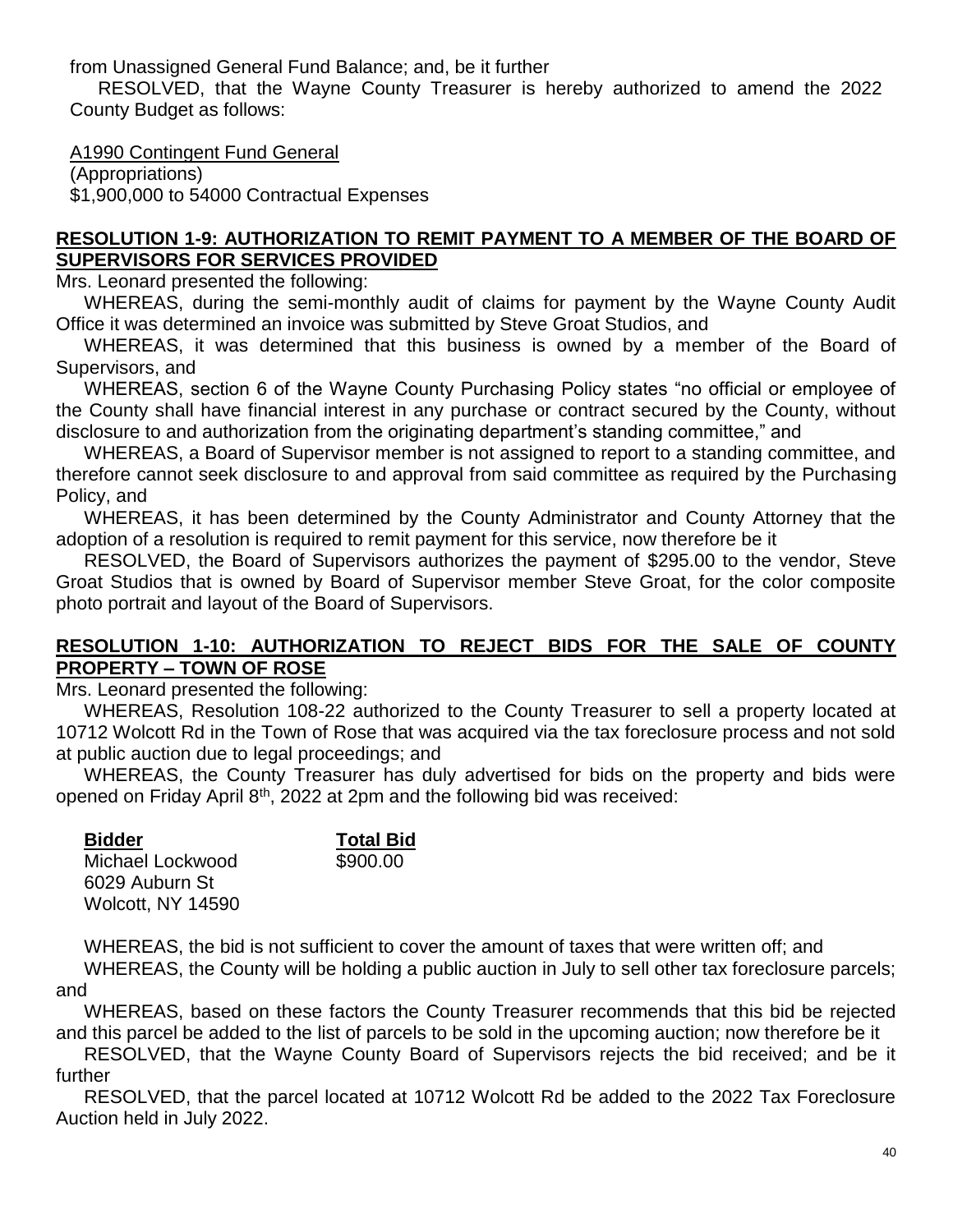from Unassigned General Fund Balance; and, be it further

RESOLVED, that the Wayne County Treasurer is hereby authorized to amend the 2022 County Budget as follows:

<u>A1990 Contingent Fund General</u>
(Appropriations)
$1,900,000 to 54000 Contractual Expenses

## **RESOLUTION 1-9: AUTHORIZATION TO REMIT PAYMENT TO A MEMBER OF THE BOARD OF SUPERVISORS FOR SERVICES PROVIDED**

Mrs. Leonard presented the following:

WHEREAS, during the semi-monthly audit of claims for payment by the Wayne County Audit Office it was determined an invoice was submitted by Steve Groat Studios, and

WHEREAS, it was determined that this business is owned by a member of the Board of Supervisors, and

WHEREAS, section 6 of the Wayne County Purchasing Policy states "no official or employee of the County shall have financial interest in any purchase or contract secured by the County, without disclosure to and authorization from the originating department's standing committee," and

WHEREAS, a Board of Supervisor member is not assigned to report to a standing committee, and therefore cannot seek disclosure to and approval from said committee as required by the Purchasing Policy, and

WHEREAS, it has been determined by the County Administrator and County Attorney that the adoption of a resolution is required to remit payment for this service, now therefore be it

RESOLVED, the Board of Supervisors authorizes the payment of $295.00 to the vendor, Steve Groat Studios that is owned by Board of Supervisor member Steve Groat, for the color composite photo portrait and layout of the Board of Supervisors.

## **RESOLUTION 1-10: AUTHORIZATION TO REJECT BIDS FOR THE SALE OF COUNTY PROPERTY – TOWN OF ROSE**

Mrs. Leonard presented the following:

WHEREAS, Resolution 108-22 authorized to the County Treasurer to sell a property located at 10712 Wolcott Rd in the Town of Rose that was acquired via the tax foreclosure process and not sold at public auction due to legal proceedings; and

WHEREAS, the County Treasurer has duly advertised for bids on the property and bids were opened on Friday April 8th, 2022 at 2pm and the following bid was received:

| **Bidder** | **Total Bid** |
|---|---|
| Michael Lockwood<br>6029 Auburn St<br>Wolcott, NY 14590 | $900.00 |

WHEREAS, the bid is not sufficient to cover the amount of taxes that were written off; and

WHEREAS, the County will be holding a public auction in July to sell other tax foreclosure parcels; and

WHEREAS, based on these factors the County Treasurer recommends that this bid be rejected and this parcel be added to the list of parcels to be sold in the upcoming auction; now therefore be it

RESOLVED, that the Wayne County Board of Supervisors rejects the bid received; and be it further

RESOLVED, that the parcel located at 10712 Wolcott Rd be added to the 2022 Tax Foreclosure Auction held in July 2022.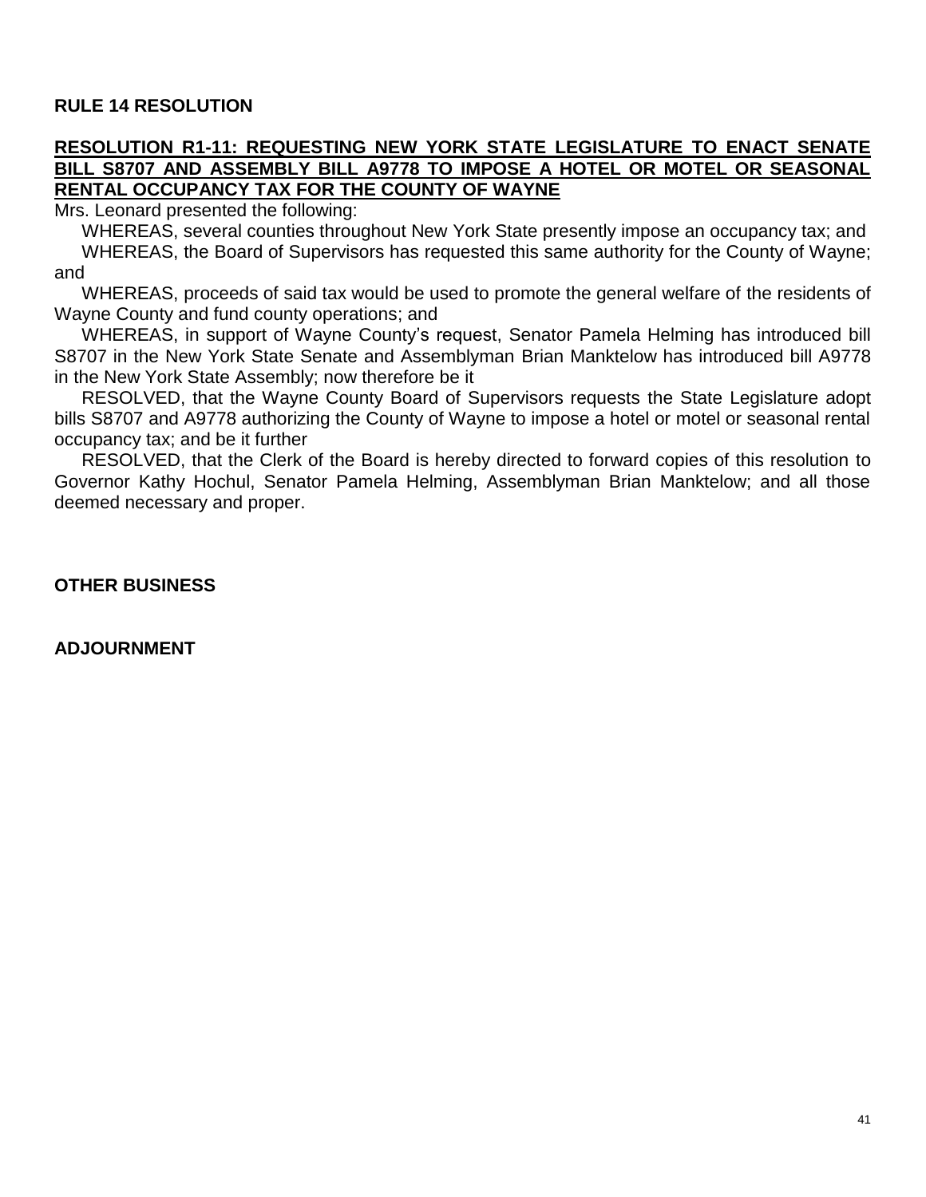**RULE 14 RESOLUTION**

**RESOLUTION R1-11: REQUESTING NEW YORK STATE LEGISLATURE TO ENACT SENATE BILL S8707 AND ASSEMBLY BILL A9778 TO IMPOSE A HOTEL OR MOTEL OR SEASONAL RENTAL OCCUPANCY TAX FOR THE COUNTY OF WAYNE**

Mrs. Leonard presented the following:

WHEREAS, several counties throughout New York State presently impose an occupancy tax; and

WHEREAS, the Board of Supervisors has requested this same authority for the County of Wayne; and

WHEREAS, proceeds of said tax would be used to promote the general welfare of the residents of Wayne County and fund county operations; and

WHEREAS, in support of Wayne County's request, Senator Pamela Helming has introduced bill S8707 in the New York State Senate and Assemblyman Brian Manktelow has introduced bill A9778 in the New York State Assembly; now therefore be it

RESOLVED, that the Wayne County Board of Supervisors requests the State Legislature adopt bills S8707 and A9778 authorizing the County of Wayne to impose a hotel or motel or seasonal rental occupancy tax; and be it further

RESOLVED, that the Clerk of the Board is hereby directed to forward copies of this resolution to Governor Kathy Hochul, Senator Pamela Helming, Assemblyman Brian Manktelow; and all those deemed necessary and proper.

**OTHER BUSINESS**

**ADJOURNMENT**